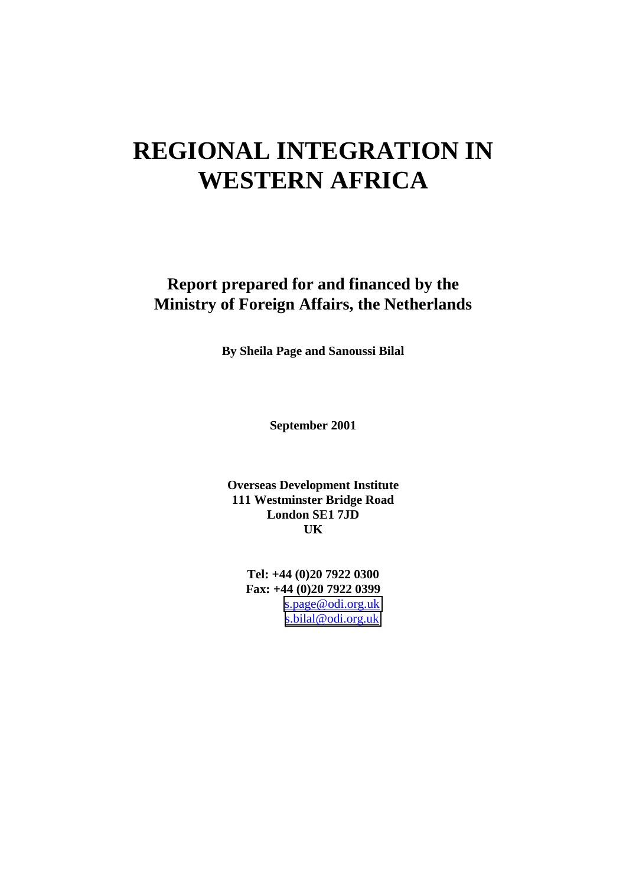# REGIONAL INTEGRATION IN WESTERN AFRICA

## Report prepared for and financed by the Ministry of Foreign Affairs, the Netherlands

**By Sheila Page and Sanoussi Bilal**

**September 2001**

**Overseas Development Institute**
**111 Westminster Bridge Road**
**London SE1 7JD**
**UK**

**Tel: +44 (0)20 7922 0300**
**Fax: +44 (0)20 7922 0399**
s.page@odi.org.uk
s.bilal@odi.org.uk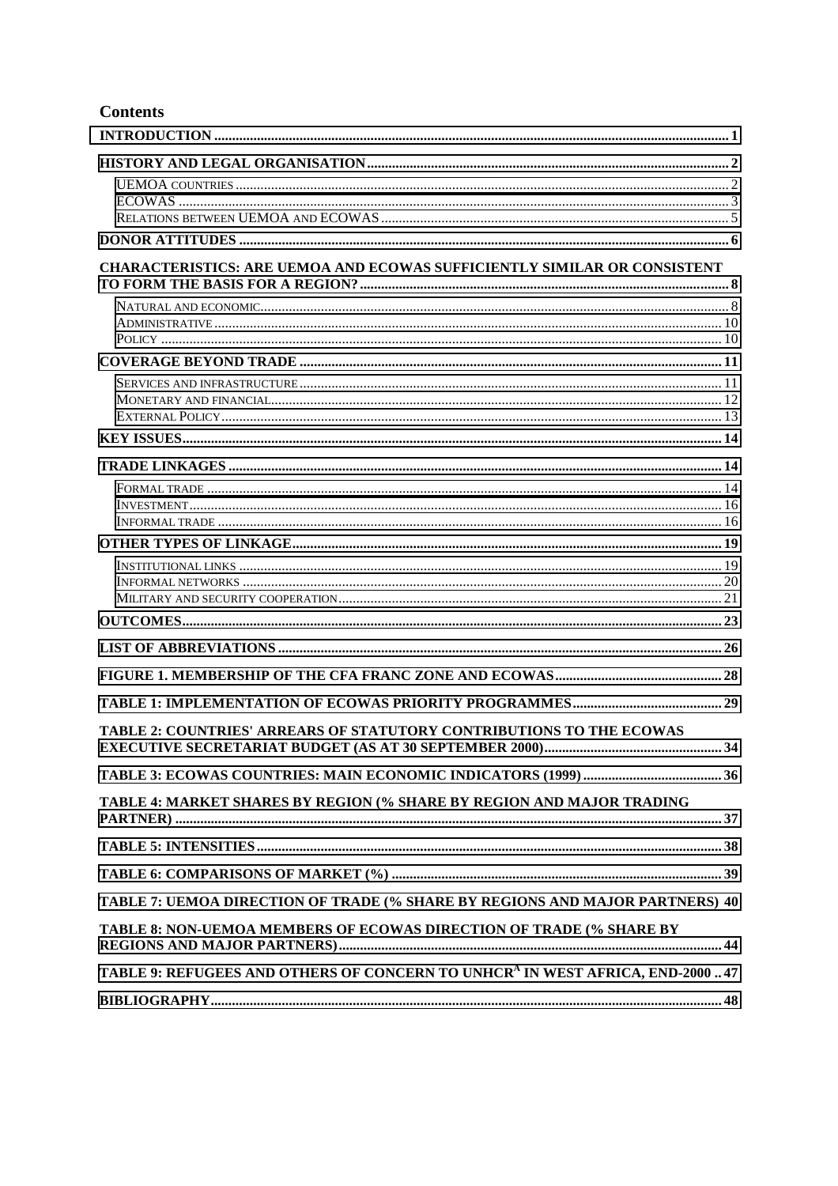## Contents

- INTRODUCTION .......... 1
- HISTORY AND LEGAL ORGANISATION .......... 2
  - UEMOA countries .......... 2
  - ECOWAS .......... 3
  - Relations between UEMOA and ECOWAS .......... 5
- DONOR ATTITUDES .......... 6
- CHARACTERISTICS: ARE UEMOA AND ECOWAS SUFFICIENTLY SIMILAR OR CONSISTENT TO FORM THE BASIS FOR A REGION? .......... 8
  - Natural and economic .......... 8
  - Administrative .......... 10
  - Policy .......... 10
- COVERAGE BEYOND TRADE .......... 11
  - Services and infrastructure .......... 11
  - Monetary and financial .......... 12
  - External Policy .......... 13
- KEY ISSUES .......... 14
- TRADE LINKAGES .......... 14
  - Formal trade .......... 14
  - Investment .......... 16
  - Informal trade .......... 16
- OTHER TYPES OF LINKAGE .......... 19
  - Institutional links .......... 19
  - Informal networks .......... 20
  - Military and security cooperation .......... 21
- OUTCOMES .......... 23
- LIST OF ABBREVIATIONS .......... 26
- FIGURE 1. MEMBERSHIP OF THE CFA FRANC ZONE AND ECOWAS .......... 28
- TABLE 1: IMPLEMENTATION OF ECOWAS PRIORITY PROGRAMMES .......... 29
- TABLE 2: COUNTRIES' ARREARS OF STATUTORY CONTRIBUTIONS TO THE ECOWAS EXECUTIVE SECRETARIAT BUDGET (AS AT 30 SEPTEMBER 2000) .......... 34
- TABLE 3: ECOWAS COUNTRIES: MAIN ECONOMIC INDICATORS (1999) .......... 36
- TABLE 4: MARKET SHARES BY REGION (% SHARE BY REGION AND MAJOR TRADING PARTNER) .......... 37
- TABLE 5: INTENSITIES .......... 38
- TABLE 6: COMPARISONS OF MARKET (%) .......... 39
- TABLE 7: UEMOA DIRECTION OF TRADE (% SHARE BY REGIONS AND MAJOR PARTNERS) .......... 40
- TABLE 8: NON-UEMOA MEMBERS OF ECOWAS DIRECTION OF TRADE (% SHARE BY REGIONS AND MAJOR PARTNERS) .......... 44
- TABLE 9: REFUGEES AND OTHERS OF CONCERN TO UNHCR[A] IN WEST AFRICA, END-2000 .......... 47
- BIBLIOGRAPHY .......... 48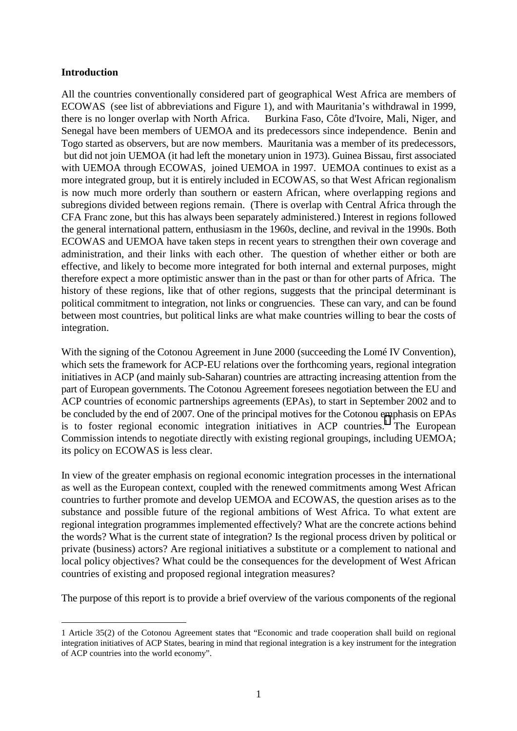**Introduction**

All the countries conventionally considered part of geographical West Africa are members of ECOWAS (see list of abbreviations and Figure 1), and with Mauritania's withdrawal in 1999, there is no longer overlap with North Africa. Burkina Faso, Côte d'Ivoire, Mali, Niger, and Senegal have been members of UEMOA and its predecessors since independence. Benin and Togo started as observers, but are now members. Mauritania was a member of its predecessors, but did not join UEMOA (it had left the monetary union in 1973). Guinea Bissau, first associated with UEMOA through ECOWAS, joined UEMOA in 1997. UEMOA continues to exist as a more integrated group, but it is entirely included in ECOWAS, so that West African regionalism is now much more orderly than southern or eastern African, where overlapping regions and subregions divided between regions remain. (There is overlap with Central Africa through the CFA Franc zone, but this has always been separately administered.) Interest in regions followed the general international pattern, enthusiasm in the 1960s, decline, and revival in the 1990s. Both ECOWAS and UEMOA have taken steps in recent years to strengthen their own coverage and administration, and their links with each other. The question of whether either or both are effective, and likely to become more integrated for both internal and external purposes, might therefore expect a more optimistic answer than in the past or than for other parts of Africa. The history of these regions, like that of other regions, suggests that the principal determinant is political commitment to integration, not links or congruencies. These can vary, and can be found between most countries, but political links are what make countries willing to bear the costs of integration.

With the signing of the Cotonou Agreement in June 2000 (succeeding the Lomé IV Convention), which sets the framework for ACP-EU relations over the forthcoming years, regional integration initiatives in ACP (and mainly sub-Saharan) countries are attracting increasing attention from the part of European governments. The Cotonou Agreement foresees negotiation between the EU and ACP countries of economic partnerships agreements (EPAs), to start in September 2002 and to be concluded by the end of 2007. One of the principal motives for the Cotonou emphasis on EPAs is to foster regional economic integration initiatives in ACP countries.[1] The European Commission intends to negotiate directly with existing regional groupings, including UEMOA; its policy on ECOWAS is less clear.

In view of the greater emphasis on regional economic integration processes in the international as well as the European context, coupled with the renewed commitments among West African countries to further promote and develop UEMOA and ECOWAS, the question arises as to the substance and possible future of the regional ambitions of West Africa. To what extent are regional integration programmes implemented effectively? What are the concrete actions behind the words? What is the current state of integration? Is the regional process driven by political or private (business) actors? Are regional initiatives a substitute or a complement to national and local policy objectives? What could be the consequences for the development of West African countries of existing and proposed regional integration measures?

The purpose of this report is to provide a brief overview of the various components of the regional

---

1 Article 35(2) of the Cotonou Agreement states that "Economic and trade cooperation shall build on regional integration initiatives of ACP States, bearing in mind that regional integration is a key instrument for the integration of ACP countries into the world economy".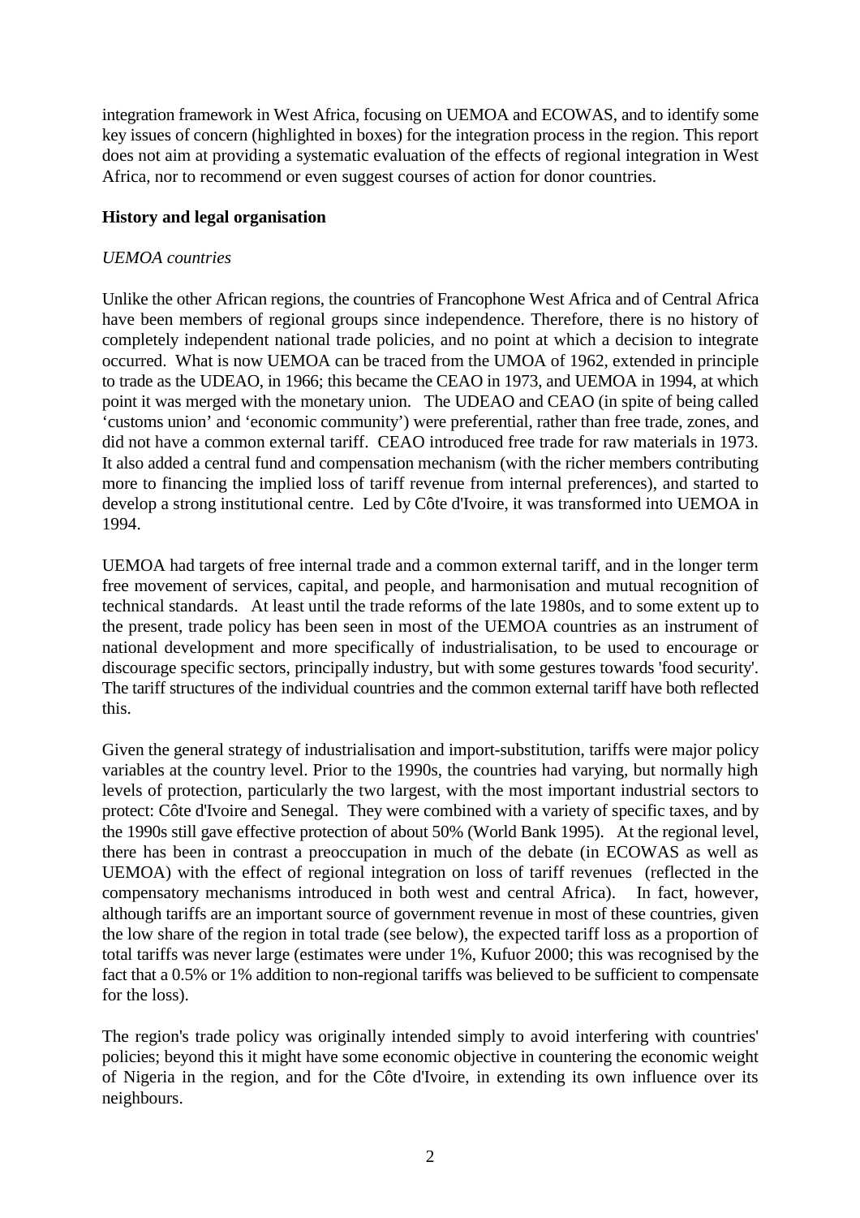integration framework in West Africa, focusing on UEMOA and ECOWAS, and to identify some key issues of concern (highlighted in boxes) for the integration process in the region. This report does not aim at providing a systematic evaluation of the effects of regional integration in West Africa, nor to recommend or even suggest courses of action for donor countries.

## History and legal organisation

### *UEMOA countries*

Unlike the other African regions, the countries of Francophone West Africa and of Central Africa have been members of regional groups since independence. Therefore, there is no history of completely independent national trade policies, and no point at which a decision to integrate occurred. What is now UEMOA can be traced from the UMOA of 1962, extended in principle to trade as the UDEAO, in 1966; this became the CEAO in 1973, and UEMOA in 1994, at which point it was merged with the monetary union. The UDEAO and CEAO (in spite of being called 'customs union' and 'economic community') were preferential, rather than free trade, zones, and did not have a common external tariff. CEAO introduced free trade for raw materials in 1973. It also added a central fund and compensation mechanism (with the richer members contributing more to financing the implied loss of tariff revenue from internal preferences), and started to develop a strong institutional centre. Led by Côte d'Ivoire, it was transformed into UEMOA in 1994.

UEMOA had targets of free internal trade and a common external tariff, and in the longer term free movement of services, capital, and people, and harmonisation and mutual recognition of technical standards. At least until the trade reforms of the late 1980s, and to some extent up to the present, trade policy has been seen in most of the UEMOA countries as an instrument of national development and more specifically of industrialisation, to be used to encourage or discourage specific sectors, principally industry, but with some gestures towards 'food security'. The tariff structures of the individual countries and the common external tariff have both reflected this.

Given the general strategy of industrialisation and import-substitution, tariffs were major policy variables at the country level. Prior to the 1990s, the countries had varying, but normally high levels of protection, particularly the two largest, with the most important industrial sectors to protect: Côte d'Ivoire and Senegal. They were combined with a variety of specific taxes, and by the 1990s still gave effective protection of about 50% (World Bank 1995). At the regional level, there has been in contrast a preoccupation in much of the debate (in ECOWAS as well as UEMOA) with the effect of regional integration on loss of tariff revenues (reflected in the compensatory mechanisms introduced in both west and central Africa). In fact, however, although tariffs are an important source of government revenue in most of these countries, given the low share of the region in total trade (see below), the expected tariff loss as a proportion of total tariffs was never large (estimates were under 1%, Kufuor 2000; this was recognised by the fact that a 0.5% or 1% addition to non-regional tariffs was believed to be sufficient to compensate for the loss).

The region's trade policy was originally intended simply to avoid interfering with countries' policies; beyond this it might have some economic objective in countering the economic weight of Nigeria in the region, and for the Côte d'Ivoire, in extending its own influence over its neighbours.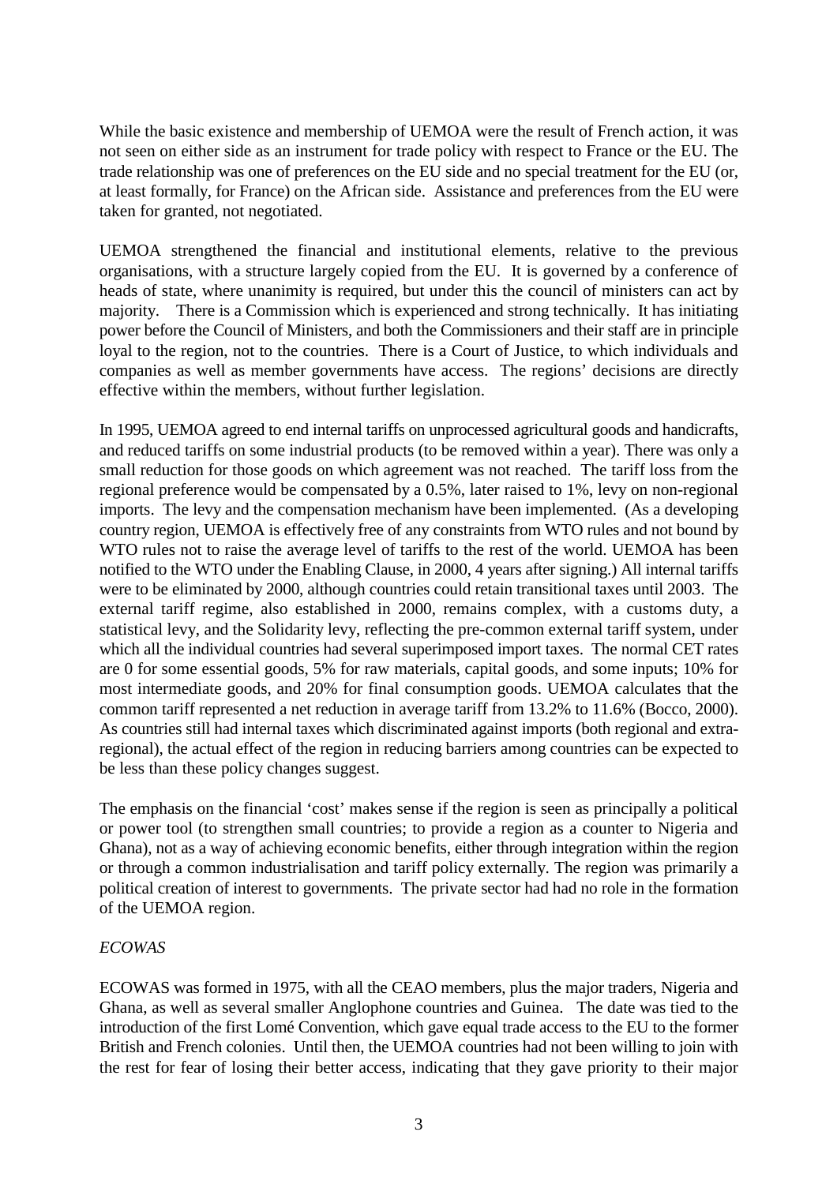While the basic existence and membership of UEMOA were the result of French action, it was not seen on either side as an instrument for trade policy with respect to France or the EU. The trade relationship was one of preferences on the EU side and no special treatment for the EU (or, at least formally, for France) on the African side. Assistance and preferences from the EU were taken for granted, not negotiated.

UEMOA strengthened the financial and institutional elements, relative to the previous organisations, with a structure largely copied from the EU. It is governed by a conference of heads of state, where unanimity is required, but under this the council of ministers can act by majority. There is a Commission which is experienced and strong technically. It has initiating power before the Council of Ministers, and both the Commissioners and their staff are in principle loyal to the region, not to the countries. There is a Court of Justice, to which individuals and companies as well as member governments have access. The regions' decisions are directly effective within the members, without further legislation.

In 1995, UEMOA agreed to end internal tariffs on unprocessed agricultural goods and handicrafts, and reduced tariffs on some industrial products (to be removed within a year). There was only a small reduction for those goods on which agreement was not reached. The tariff loss from the regional preference would be compensated by a 0.5%, later raised to 1%, levy on non-regional imports. The levy and the compensation mechanism have been implemented. (As a developing country region, UEMOA is effectively free of any constraints from WTO rules and not bound by WTO rules not to raise the average level of tariffs to the rest of the world. UEMOA has been notified to the WTO under the Enabling Clause, in 2000, 4 years after signing.) All internal tariffs were to be eliminated by 2000, although countries could retain transitional taxes until 2003. The external tariff regime, also established in 2000, remains complex, with a customs duty, a statistical levy, and the Solidarity levy, reflecting the pre-common external tariff system, under which all the individual countries had several superimposed import taxes. The normal CET rates are 0 for some essential goods, 5% for raw materials, capital goods, and some inputs; 10% for most intermediate goods, and 20% for final consumption goods. UEMOA calculates that the common tariff represented a net reduction in average tariff from 13.2% to 11.6% (Bocco, 2000). As countries still had internal taxes which discriminated against imports (both regional and extra-regional), the actual effect of the region in reducing barriers among countries can be expected to be less than these policy changes suggest.

The emphasis on the financial 'cost' makes sense if the region is seen as principally a political or power tool (to strengthen small countries; to provide a region as a counter to Nigeria and Ghana), not as a way of achieving economic benefits, either through integration within the region or through a common industrialisation and tariff policy externally. The region was primarily a political creation of interest to governments. The private sector had had no role in the formation of the UEMOA region.

*ECOWAS*

ECOWAS was formed in 1975, with all the CEAO members, plus the major traders, Nigeria and Ghana, as well as several smaller Anglophone countries and Guinea. The date was tied to the introduction of the first Lomé Convention, which gave equal trade access to the EU to the former British and French colonies. Until then, the UEMOA countries had not been willing to join with the rest for fear of losing their better access, indicating that they gave priority to their major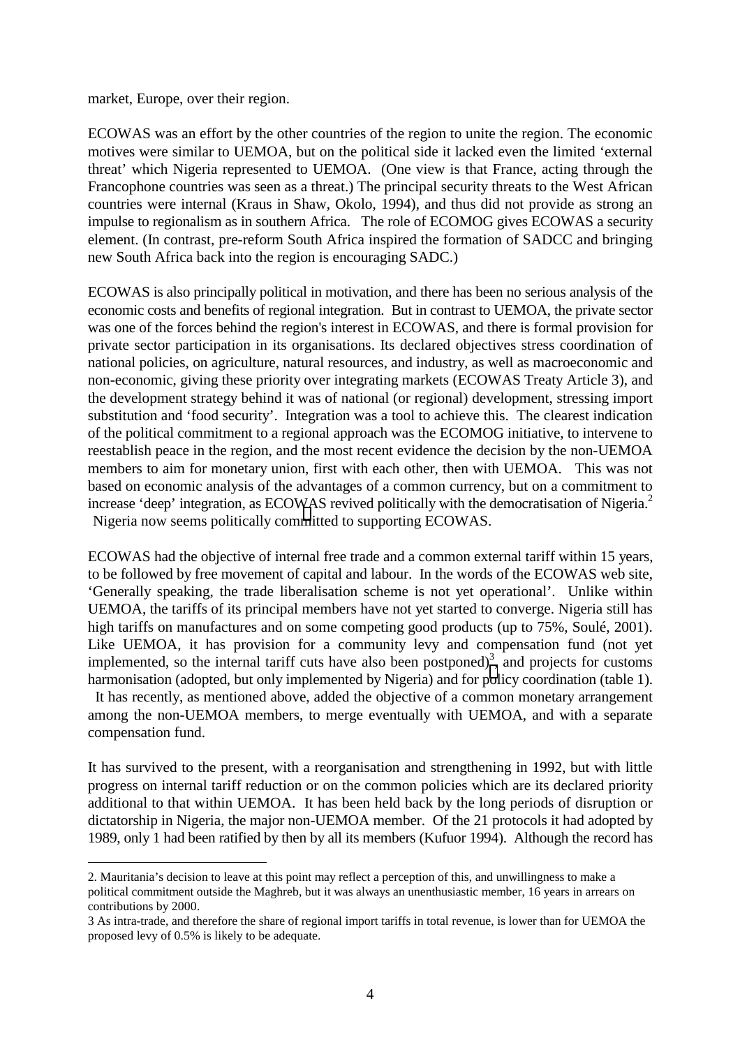market, Europe, over their region.

ECOWAS was an effort by the other countries of the region to unite the region. The economic motives were similar to UEMOA, but on the political side it lacked even the limited 'external threat' which Nigeria represented to UEMOA. (One view is that France, acting through the Francophone countries was seen as a threat.) The principal security threats to the West African countries were internal (Kraus in Shaw, Okolo, 1994), and thus did not provide as strong an impulse to regionalism as in southern Africa. The role of ECOMOG gives ECOWAS a security element. (In contrast, pre-reform South Africa inspired the formation of SADCC and bringing new South Africa back into the region is encouraging SADC.)

ECOWAS is also principally political in motivation, and there has been no serious analysis of the economic costs and benefits of regional integration. But in contrast to UEMOA, the private sector was one of the forces behind the region's interest in ECOWAS, and there is formal provision for private sector participation in its organisations. Its declared objectives stress coordination of national policies, on agriculture, natural resources, and industry, as well as macroeconomic and non-economic, giving these priority over integrating markets (ECOWAS Treaty Article 3), and the development strategy behind it was of national (or regional) development, stressing import substitution and 'food security'. Integration was a tool to achieve this. The clearest indication of the political commitment to a regional approach was the ECOMOG initiative, to intervene to reestablish peace in the region, and the most recent evidence the decision by the non-UEMOA members to aim for monetary union, first with each other, then with UEMOA. This was not based on economic analysis of the advantages of a common currency, but on a commitment to increase 'deep' integration, as ECOWAS revived politically with the democratisation of Nigeria.[2] Nigeria now seems politically committed to supporting ECOWAS.

ECOWAS had the objective of internal free trade and a common external tariff within 15 years, to be followed by free movement of capital and labour. In the words of the ECOWAS web site, 'Generally speaking, the trade liberalisation scheme is not yet operational'. Unlike within UEMOA, the tariffs of its principal members have not yet started to converge. Nigeria still has high tariffs on manufactures and on some competing good products (up to 75%, Soulé, 2001). Like UEMOA, it has provision for a community levy and compensation fund (not yet implemented, so the internal tariff cuts have also been postponed)[3] and projects for customs harmonisation (adopted, but only implemented by Nigeria) and for policy coordination (table 1). It has recently, as mentioned above, added the objective of a common monetary arrangement among the non-UEMOA members, to merge eventually with UEMOA, and with a separate compensation fund.

It has survived to the present, with a reorganisation and strengthening in 1992, but with little progress on internal tariff reduction or on the common policies which are its declared priority additional to that within UEMOA. It has been held back by the long periods of disruption or dictatorship in Nigeria, the major non-UEMOA member. Of the 21 protocols it had adopted by 1989, only 1 had been ratified by then by all its members (Kufuor 1994). Although the record has

2. Mauritania's decision to leave at this point may reflect a perception of this, and unwillingness to make a political commitment outside the Maghreb, but it was always an unenthusiastic member, 16 years in arrears on contributions by 2000.

3 As intra-trade, and therefore the share of regional import tariffs in total revenue, is lower than for UEMOA the proposed levy of 0.5% is likely to be adequate.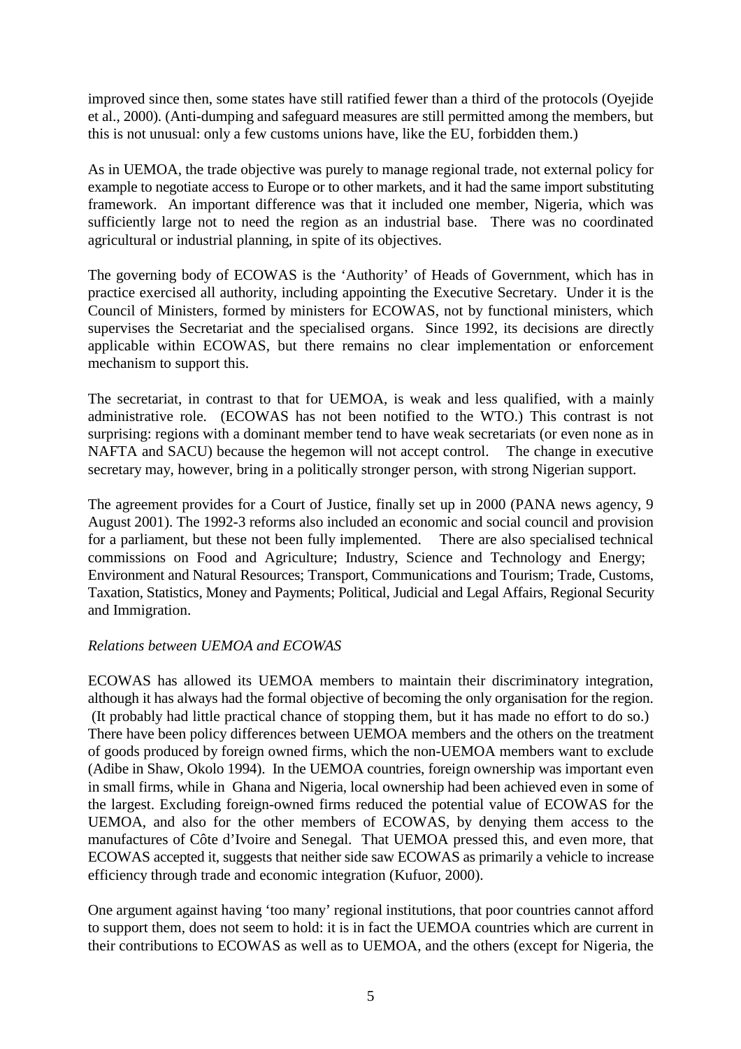improved since then, some states have still ratified fewer than a third of the protocols (Oyejide et al., 2000). (Anti-dumping and safeguard measures are still permitted among the members, but this is not unusual: only a few customs unions have, like the EU, forbidden them.)

As in UEMOA, the trade objective was purely to manage regional trade, not external policy for example to negotiate access to Europe or to other markets, and it had the same import substituting framework. An important difference was that it included one member, Nigeria, which was sufficiently large not to need the region as an industrial base. There was no coordinated agricultural or industrial planning, in spite of its objectives.

The governing body of ECOWAS is the 'Authority' of Heads of Government, which has in practice exercised all authority, including appointing the Executive Secretary. Under it is the Council of Ministers, formed by ministers for ECOWAS, not by functional ministers, which supervises the Secretariat and the specialised organs. Since 1992, its decisions are directly applicable within ECOWAS, but there remains no clear implementation or enforcement mechanism to support this.

The secretariat, in contrast to that for UEMOA, is weak and less qualified, with a mainly administrative role. (ECOWAS has not been notified to the WTO.) This contrast is not surprising: regions with a dominant member tend to have weak secretariats (or even none as in NAFTA and SACU) because the hegemon will not accept control. The change in executive secretary may, however, bring in a politically stronger person, with strong Nigerian support.

The agreement provides for a Court of Justice, finally set up in 2000 (PANA news agency, 9 August 2001). The 1992-3 reforms also included an economic and social council and provision for a parliament, but these not been fully implemented. There are also specialised technical commissions on Food and Agriculture; Industry, Science and Technology and Energy; Environment and Natural Resources; Transport, Communications and Tourism; Trade, Customs, Taxation, Statistics, Money and Payments; Political, Judicial and Legal Affairs, Regional Security and Immigration.

*Relations between UEMOA and ECOWAS*

ECOWAS has allowed its UEMOA members to maintain their discriminatory integration, although it has always had the formal objective of becoming the only organisation for the region. (It probably had little practical chance of stopping them, but it has made no effort to do so.) There have been policy differences between UEMOA members and the others on the treatment of goods produced by foreign owned firms, which the non-UEMOA members want to exclude (Adibe in Shaw, Okolo 1994). In the UEMOA countries, foreign ownership was important even in small firms, while in Ghana and Nigeria, local ownership had been achieved even in some of the largest. Excluding foreign-owned firms reduced the potential value of ECOWAS for the UEMOA, and also for the other members of ECOWAS, by denying them access to the manufactures of Côte d'Ivoire and Senegal. That UEMOA pressed this, and even more, that ECOWAS accepted it, suggests that neither side saw ECOWAS as primarily a vehicle to increase efficiency through trade and economic integration (Kufuor, 2000).

One argument against having 'too many' regional institutions, that poor countries cannot afford to support them, does not seem to hold: it is in fact the UEMOA countries which are current in their contributions to ECOWAS as well as to UEMOA, and the others (except for Nigeria, the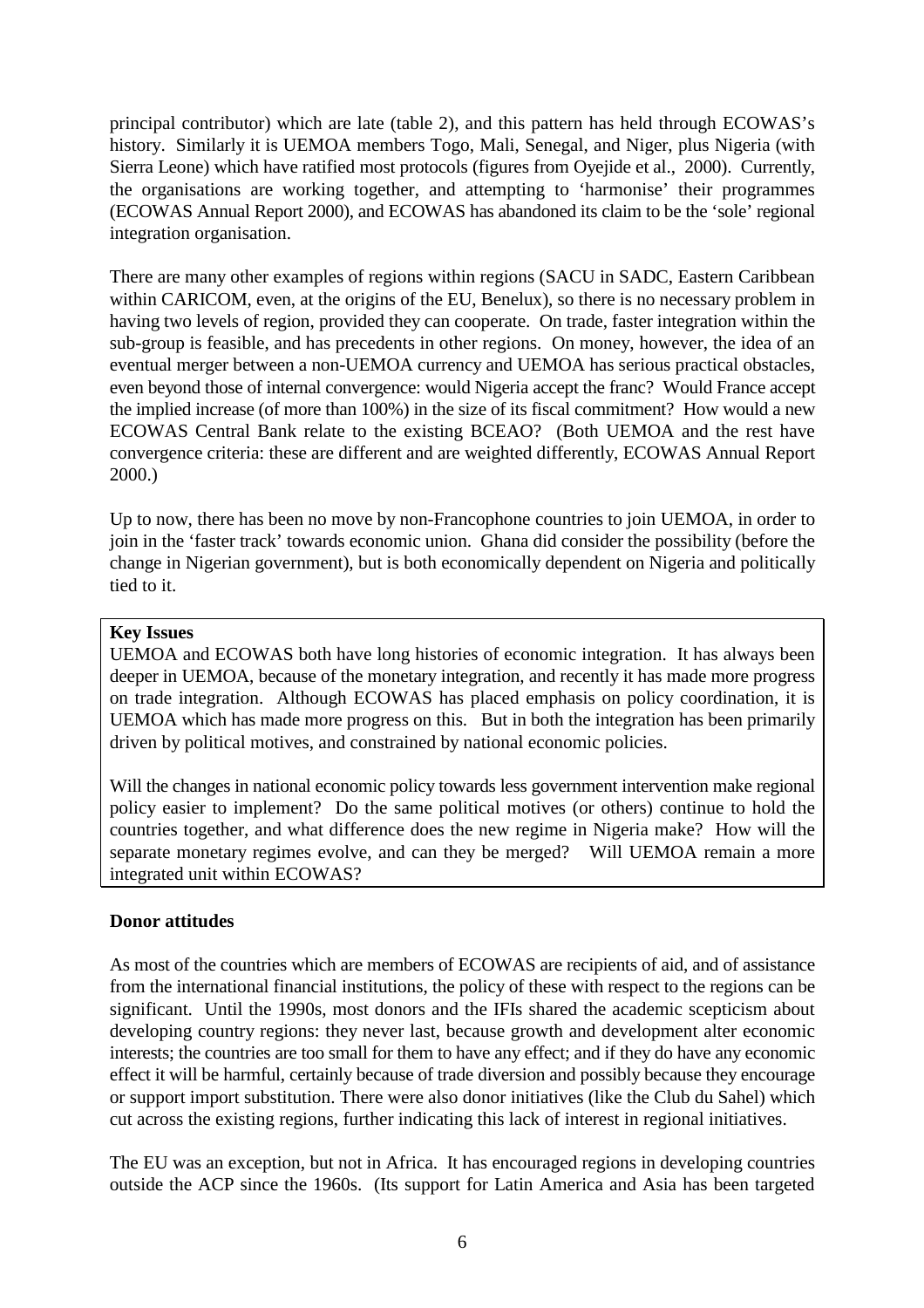principal contributor) which are late (table 2), and this pattern has held through ECOWAS's history. Similarly it is UEMOA members Togo, Mali, Senegal, and Niger, plus Nigeria (with Sierra Leone) which have ratified most protocols (figures from Oyejide et al., 2000). Currently, the organisations are working together, and attempting to 'harmonise' their programmes (ECOWAS Annual Report 2000), and ECOWAS has abandoned its claim to be the 'sole' regional integration organisation.

There are many other examples of regions within regions (SACU in SADC, Eastern Caribbean within CARICOM, even, at the origins of the EU, Benelux), so there is no necessary problem in having two levels of region, provided they can cooperate. On trade, faster integration within the sub-group is feasible, and has precedents in other regions. On money, however, the idea of an eventual merger between a non-UEMOA currency and UEMOA has serious practical obstacles, even beyond those of internal convergence: would Nigeria accept the franc? Would France accept the implied increase (of more than 100%) in the size of its fiscal commitment? How would a new ECOWAS Central Bank relate to the existing BCEAO? (Both UEMOA and the rest have convergence criteria: these are different and are weighted differently, ECOWAS Annual Report 2000.)

Up to now, there has been no move by non-Francophone countries to join UEMOA, in order to join in the 'faster track' towards economic union. Ghana did consider the possibility (before the change in Nigerian government), but is both economically dependent on Nigeria and politically tied to it.

**Key Issues**

UEMOA and ECOWAS both have long histories of economic integration. It has always been deeper in UEMOA, because of the monetary integration, and recently it has made more progress on trade integration. Although ECOWAS has placed emphasis on policy coordination, it is UEMOA which has made more progress on this. But in both the integration has been primarily driven by political motives, and constrained by national economic policies.

Will the changes in national economic policy towards less government intervention make regional policy easier to implement? Do the same political motives (or others) continue to hold the countries together, and what difference does the new regime in Nigeria make? How will the separate monetary regimes evolve, and can they be merged? Will UEMOA remain a more integrated unit within ECOWAS?

### Donor attitudes

As most of the countries which are members of ECOWAS are recipients of aid, and of assistance from the international financial institutions, the policy of these with respect to the regions can be significant. Until the 1990s, most donors and the IFIs shared the academic scepticism about developing country regions: they never last, because growth and development alter economic interests; the countries are too small for them to have any effect; and if they do have any economic effect it will be harmful, certainly because of trade diversion and possibly because they encourage or support import substitution. There were also donor initiatives (like the Club du Sahel) which cut across the existing regions, further indicating this lack of interest in regional initiatives.

The EU was an exception, but not in Africa. It has encouraged regions in developing countries outside the ACP since the 1960s. (Its support for Latin America and Asia has been targeted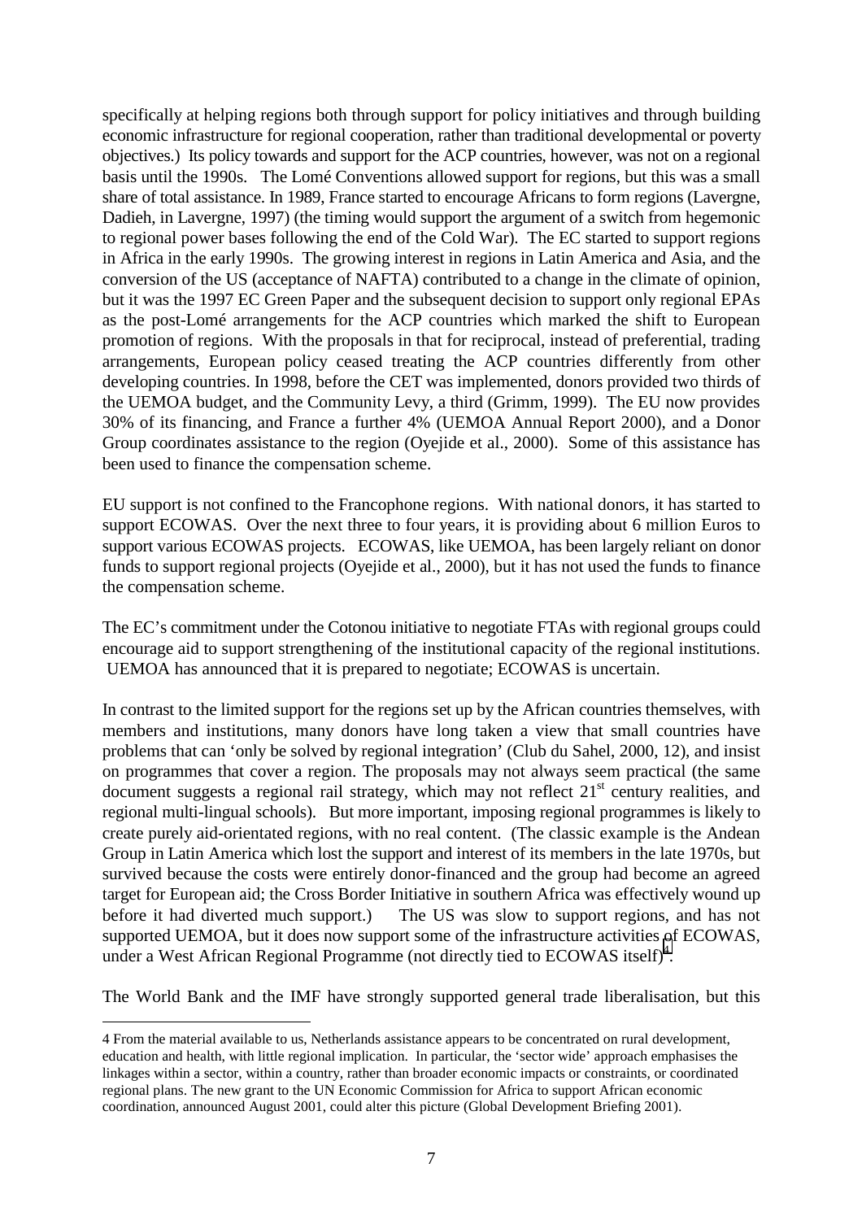specifically at helping regions both through support for policy initiatives and through building economic infrastructure for regional cooperation, rather than traditional developmental or poverty objectives.) Its policy towards and support for the ACP countries, however, was not on a regional basis until the 1990s. The Lomé Conventions allowed support for regions, but this was a small share of total assistance. In 1989, France started to encourage Africans to form regions (Lavergne, Dadieh, in Lavergne, 1997) (the timing would support the argument of a switch from hegemonic to regional power bases following the end of the Cold War). The EC started to support regions in Africa in the early 1990s. The growing interest in regions in Latin America and Asia, and the conversion of the US (acceptance of NAFTA) contributed to a change in the climate of opinion, but it was the 1997 EC Green Paper and the subsequent decision to support only regional EPAs as the post-Lomé arrangements for the ACP countries which marked the shift to European promotion of regions. With the proposals in that for reciprocal, instead of preferential, trading arrangements, European policy ceased treating the ACP countries differently from other developing countries. In 1998, before the CET was implemented, donors provided two thirds of the UEMOA budget, and the Community Levy, a third (Grimm, 1999). The EU now provides 30% of its financing, and France a further 4% (UEMOA Annual Report 2000), and a Donor Group coordinates assistance to the region (Oyejide et al., 2000). Some of this assistance has been used to finance the compensation scheme.

EU support is not confined to the Francophone regions. With national donors, it has started to support ECOWAS. Over the next three to four years, it is providing about 6 million Euros to support various ECOWAS projects. ECOWAS, like UEMOA, has been largely reliant on donor funds to support regional projects (Oyejide et al., 2000), but it has not used the funds to finance the compensation scheme.

The EC's commitment under the Cotonou initiative to negotiate FTAs with regional groups could encourage aid to support strengthening of the institutional capacity of the regional institutions. UEMOA has announced that it is prepared to negotiate; ECOWAS is uncertain.

In contrast to the limited support for the regions set up by the African countries themselves, with members and institutions, many donors have long taken a view that small countries have problems that can 'only be solved by regional integration' (Club du Sahel, 2000, 12), and insist on programmes that cover a region. The proposals may not always seem practical (the same document suggests a regional rail strategy, which may not reflect 21st century realities, and regional multi-lingual schools). But more important, imposing regional programmes is likely to create purely aid-orientated regions, with no real content. (The classic example is the Andean Group in Latin America which lost the support and interest of its members in the late 1970s, but survived because the costs were entirely donor-financed and the group had become an agreed target for European aid; the Cross Border Initiative in southern Africa was effectively wound up before it had diverted much support.) The US was slow to support regions, and has not supported UEMOA, but it does now support some of the infrastructure activities of ECOWAS, under a West African Regional Programme (not directly tied to ECOWAS itself)[4].

The World Bank and the IMF have strongly supported general trade liberalisation, but this

4 From the material available to us, Netherlands assistance appears to be concentrated on rural development, education and health, with little regional implication. In particular, the 'sector wide' approach emphasises the linkages within a sector, within a country, rather than broader economic impacts or constraints, or coordinated regional plans. The new grant to the UN Economic Commission for Africa to support African economic coordination, announced August 2001, could alter this picture (Global Development Briefing 2001).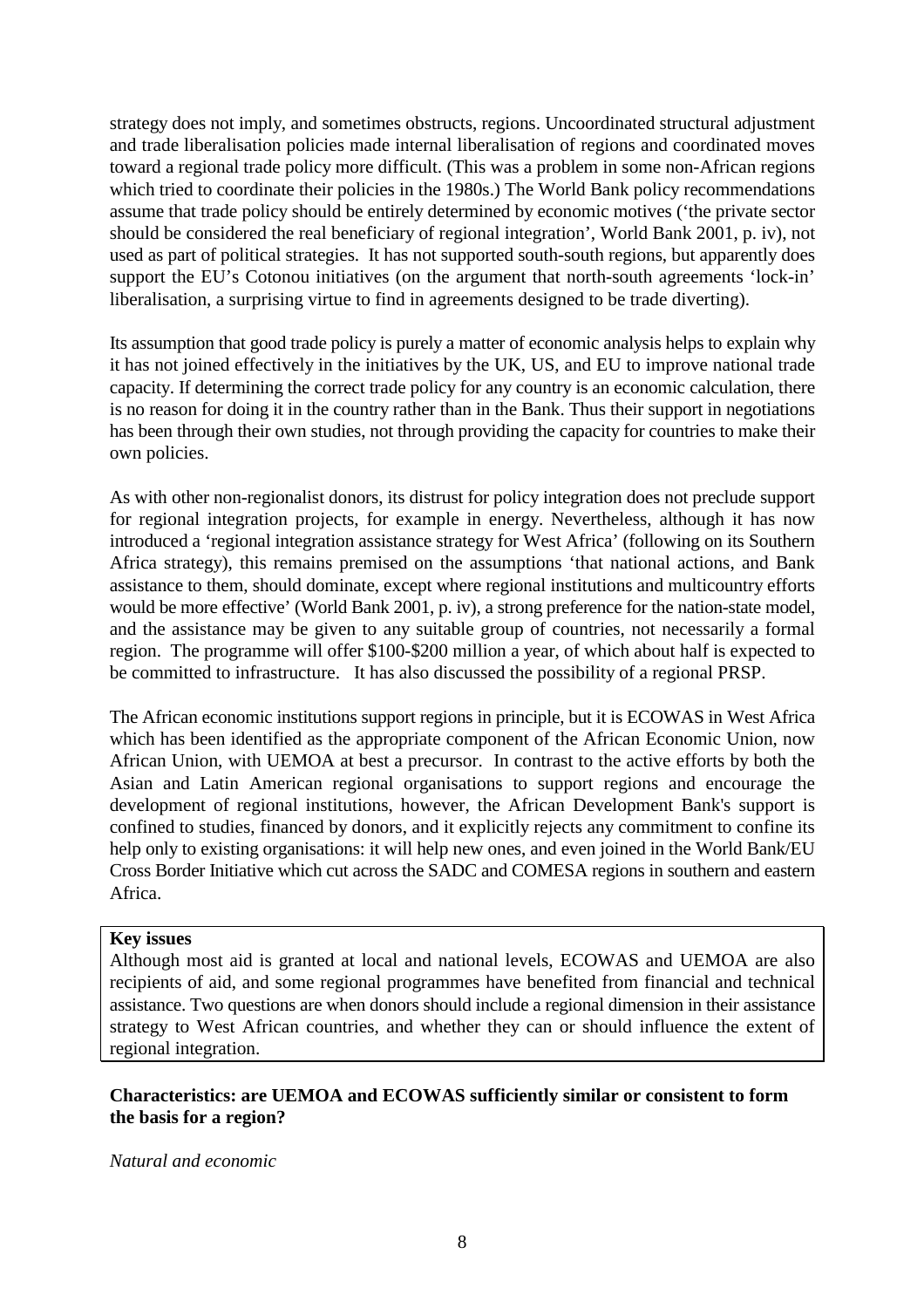strategy does not imply, and sometimes obstructs, regions. Uncoordinated structural adjustment and trade liberalisation policies made internal liberalisation of regions and coordinated moves toward a regional trade policy more difficult. (This was a problem in some non-African regions which tried to coordinate their policies in the 1980s.) The World Bank policy recommendations assume that trade policy should be entirely determined by economic motives ('the private sector should be considered the real beneficiary of regional integration', World Bank 2001, p. iv), not used as part of political strategies. It has not supported south-south regions, but apparently does support the EU's Cotonou initiatives (on the argument that north-south agreements 'lock-in' liberalisation, a surprising virtue to find in agreements designed to be trade diverting).

Its assumption that good trade policy is purely a matter of economic analysis helps to explain why it has not joined effectively in the initiatives by the UK, US, and EU to improve national trade capacity. If determining the correct trade policy for any country is an economic calculation, there is no reason for doing it in the country rather than in the Bank. Thus their support in negotiations has been through their own studies, not through providing the capacity for countries to make their own policies.

As with other non-regionalist donors, its distrust for policy integration does not preclude support for regional integration projects, for example in energy. Nevertheless, although it has now introduced a 'regional integration assistance strategy for West Africa' (following on its Southern Africa strategy), this remains premised on the assumptions 'that national actions, and Bank assistance to them, should dominate, except where regional institutions and multicountry efforts would be more effective' (World Bank 2001, p. iv), a strong preference for the nation-state model, and the assistance may be given to any suitable group of countries, not necessarily a formal region. The programme will offer \$100-\$200 million a year, of which about half is expected to be committed to infrastructure. It has also discussed the possibility of a regional PRSP.

The African economic institutions support regions in principle, but it is ECOWAS in West Africa which has been identified as the appropriate component of the African Economic Union, now African Union, with UEMOA at best a precursor. In contrast to the active efforts by both the Asian and Latin American regional organisations to support regions and encourage the development of regional institutions, however, the African Development Bank's support is confined to studies, financed by donors, and it explicitly rejects any commitment to confine its help only to existing organisations: it will help new ones, and even joined in the World Bank/EU Cross Border Initiative which cut across the SADC and COMESA regions in southern and eastern Africa.

**Key issues**

Although most aid is granted at local and national levels, ECOWAS and UEMOA are also recipients of aid, and some regional programmes have benefited from financial and technical assistance. Two questions are when donors should include a regional dimension in their assistance strategy to West African countries, and whether they can or should influence the extent of regional integration.

**Characteristics: are UEMOA and ECOWAS sufficiently similar or consistent to form the basis for a region?**

*Natural and economic*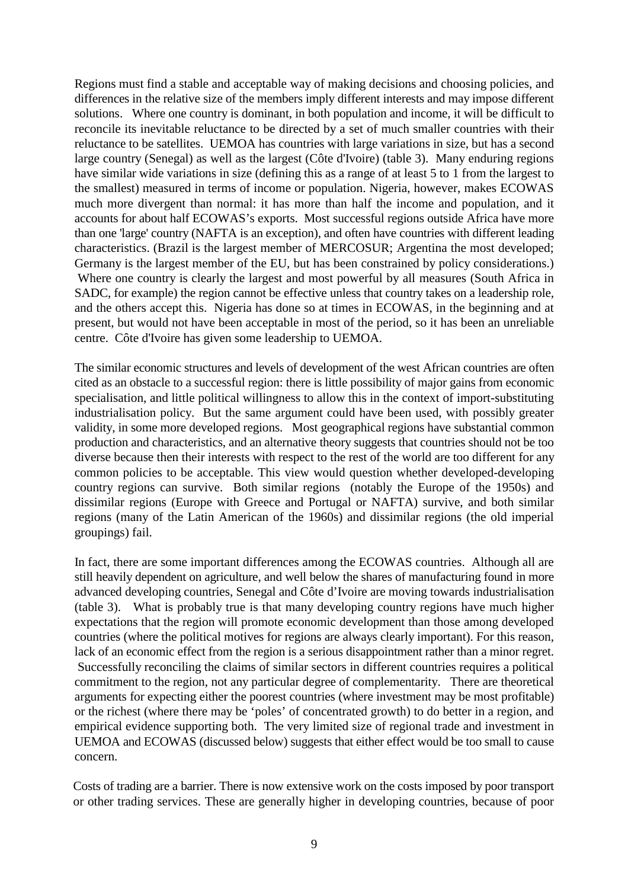Regions must find a stable and acceptable way of making decisions and choosing policies, and differences in the relative size of the members imply different interests and may impose different solutions. Where one country is dominant, in both population and income, it will be difficult to reconcile its inevitable reluctance to be directed by a set of much smaller countries with their reluctance to be satellites. UEMOA has countries with large variations in size, but has a second large country (Senegal) as well as the largest (Côte d'Ivoire) (table 3). Many enduring regions have similar wide variations in size (defining this as a range of at least 5 to 1 from the largest to the smallest) measured in terms of income or population. Nigeria, however, makes ECOWAS much more divergent than normal: it has more than half the income and population, and it accounts for about half ECOWAS's exports. Most successful regions outside Africa have more than one 'large' country (NAFTA is an exception), and often have countries with different leading characteristics. (Brazil is the largest member of MERCOSUR; Argentina the most developed; Germany is the largest member of the EU, but has been constrained by policy considerations.) Where one country is clearly the largest and most powerful by all measures (South Africa in SADC, for example) the region cannot be effective unless that country takes on a leadership role, and the others accept this. Nigeria has done so at times in ECOWAS, in the beginning and at present, but would not have been acceptable in most of the period, so it has been an unreliable centre. Côte d'Ivoire has given some leadership to UEMOA.

The similar economic structures and levels of development of the west African countries are often cited as an obstacle to a successful region: there is little possibility of major gains from economic specialisation, and little political willingness to allow this in the context of import-substituting industrialisation policy. But the same argument could have been used, with possibly greater validity, in some more developed regions. Most geographical regions have substantial common production and characteristics, and an alternative theory suggests that countries should not be too diverse because then their interests with respect to the rest of the world are too different for any common policies to be acceptable. This view would question whether developed-developing country regions can survive. Both similar regions (notably the Europe of the 1950s) and dissimilar regions (Europe with Greece and Portugal or NAFTA) survive, and both similar regions (many of the Latin American of the 1960s) and dissimilar regions (the old imperial groupings) fail.

In fact, there are some important differences among the ECOWAS countries. Although all are still heavily dependent on agriculture, and well below the shares of manufacturing found in more advanced developing countries, Senegal and Côte d'Ivoire are moving towards industrialisation (table 3). What is probably true is that many developing country regions have much higher expectations that the region will promote economic development than those among developed countries (where the political motives for regions are always clearly important). For this reason, lack of an economic effect from the region is a serious disappointment rather than a minor regret. Successfully reconciling the claims of similar sectors in different countries requires a political commitment to the region, not any particular degree of complementarity. There are theoretical arguments for expecting either the poorest countries (where investment may be most profitable) or the richest (where there may be 'poles' of concentrated growth) to do better in a region, and empirical evidence supporting both. The very limited size of regional trade and investment in UEMOA and ECOWAS (discussed below) suggests that either effect would be too small to cause concern.

Costs of trading are a barrier. There is now extensive work on the costs imposed by poor transport or other trading services. These are generally higher in developing countries, because of poor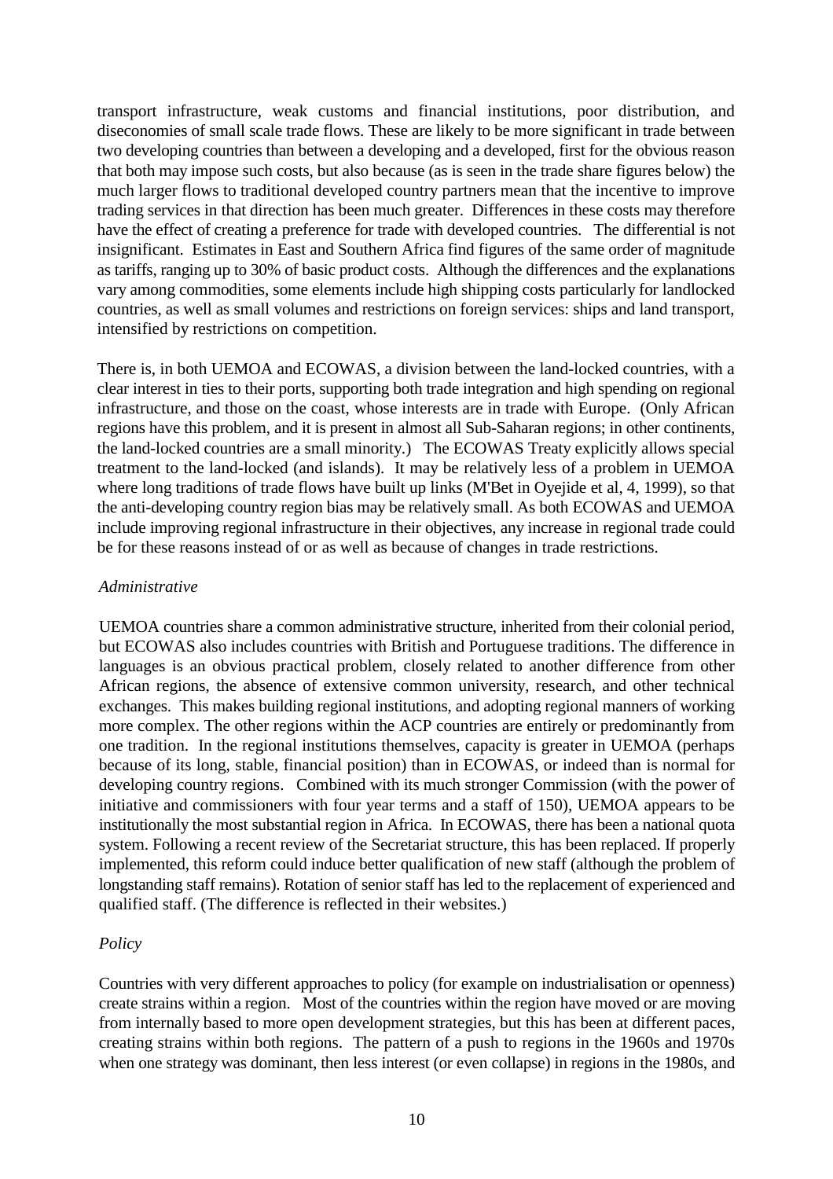transport infrastructure, weak customs and financial institutions, poor distribution, and diseconomies of small scale trade flows. These are likely to be more significant in trade between two developing countries than between a developing and a developed, first for the obvious reason that both may impose such costs, but also because (as is seen in the trade share figures below) the much larger flows to traditional developed country partners mean that the incentive to improve trading services in that direction has been much greater. Differences in these costs may therefore have the effect of creating a preference for trade with developed countries. The differential is not insignificant. Estimates in East and Southern Africa find figures of the same order of magnitude as tariffs, ranging up to 30% of basic product costs. Although the differences and the explanations vary among commodities, some elements include high shipping costs particularly for landlocked countries, as well as small volumes and restrictions on foreign services: ships and land transport, intensified by restrictions on competition.

There is, in both UEMOA and ECOWAS, a division between the land-locked countries, with a clear interest in ties to their ports, supporting both trade integration and high spending on regional infrastructure, and those on the coast, whose interests are in trade with Europe. (Only African regions have this problem, and it is present in almost all Sub-Saharan regions; in other continents, the land-locked countries are a small minority.) The ECOWAS Treaty explicitly allows special treatment to the land-locked (and islands). It may be relatively less of a problem in UEMOA where long traditions of trade flows have built up links (M'Bet in Oyejide et al, 4, 1999), so that the anti-developing country region bias may be relatively small. As both ECOWAS and UEMOA include improving regional infrastructure in their objectives, any increase in regional trade could be for these reasons instead of or as well as because of changes in trade restrictions.

*Administrative*

UEMOA countries share a common administrative structure, inherited from their colonial period, but ECOWAS also includes countries with British and Portuguese traditions. The difference in languages is an obvious practical problem, closely related to another difference from other African regions, the absence of extensive common university, research, and other technical exchanges. This makes building regional institutions, and adopting regional manners of working more complex. The other regions within the ACP countries are entirely or predominantly from one tradition. In the regional institutions themselves, capacity is greater in UEMOA (perhaps because of its long, stable, financial position) than in ECOWAS, or indeed than is normal for developing country regions. Combined with its much stronger Commission (with the power of initiative and commissioners with four year terms and a staff of 150), UEMOA appears to be institutionally the most substantial region in Africa. In ECOWAS, there has been a national quota system. Following a recent review of the Secretariat structure, this has been replaced. If properly implemented, this reform could induce better qualification of new staff (although the problem of longstanding staff remains). Rotation of senior staff has led to the replacement of experienced and qualified staff. (The difference is reflected in their websites.)

*Policy*

Countries with very different approaches to policy (for example on industrialisation or openness) create strains within a region. Most of the countries within the region have moved or are moving from internally based to more open development strategies, but this has been at different paces, creating strains within both regions. The pattern of a push to regions in the 1960s and 1970s when one strategy was dominant, then less interest (or even collapse) in regions in the 1980s, and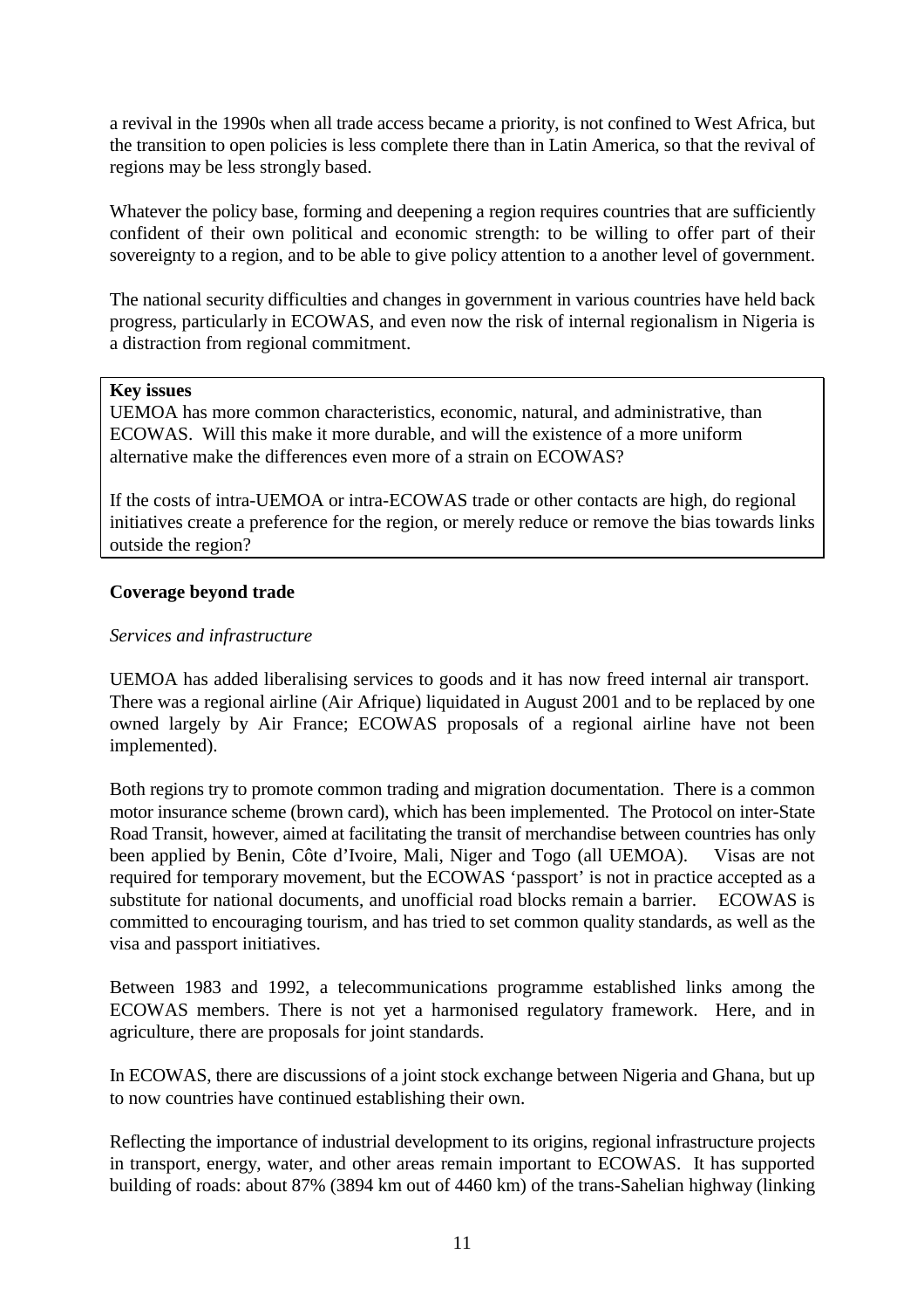a revival in the 1990s when all trade access became a priority, is not confined to West Africa, but the transition to open policies is less complete there than in Latin America, so that the revival of regions may be less strongly based.

Whatever the policy base, forming and deepening a region requires countries that are sufficiently confident of their own political and economic strength: to be willing to offer part of their sovereignty to a region, and to be able to give policy attention to a another level of government.

The national security difficulties and changes in government in various countries have held back progress, particularly in ECOWAS, and even now the risk of internal regionalism in Nigeria is a distraction from regional commitment.

**Key issues**

UEMOA has more common characteristics, economic, natural, and administrative, than ECOWAS. Will this make it more durable, and will the existence of a more uniform alternative make the differences even more of a strain on ECOWAS?

If the costs of intra-UEMOA or intra-ECOWAS trade or other contacts are high, do regional initiatives create a preference for the region, or merely reduce or remove the bias towards links outside the region?

**Coverage beyond trade**

*Services and infrastructure*

UEMOA has added liberalising services to goods and it has now freed internal air transport. There was a regional airline (Air Afrique) liquidated in August 2001 and to be replaced by one owned largely by Air France; ECOWAS proposals of a regional airline have not been implemented).

Both regions try to promote common trading and migration documentation. There is a common motor insurance scheme (brown card), which has been implemented. The Protocol on inter-State Road Transit, however, aimed at facilitating the transit of merchandise between countries has only been applied by Benin, Côte d'Ivoire, Mali, Niger and Togo (all UEMOA). Visas are not required for temporary movement, but the ECOWAS 'passport' is not in practice accepted as a substitute for national documents, and unofficial road blocks remain a barrier. ECOWAS is committed to encouraging tourism, and has tried to set common quality standards, as well as the visa and passport initiatives.

Between 1983 and 1992, a telecommunications programme established links among the ECOWAS members. There is not yet a harmonised regulatory framework. Here, and in agriculture, there are proposals for joint standards.

In ECOWAS, there are discussions of a joint stock exchange between Nigeria and Ghana, but up to now countries have continued establishing their own.

Reflecting the importance of industrial development to its origins, regional infrastructure projects in transport, energy, water, and other areas remain important to ECOWAS. It has supported building of roads: about 87% (3894 km out of 4460 km) of the trans-Sahelian highway (linking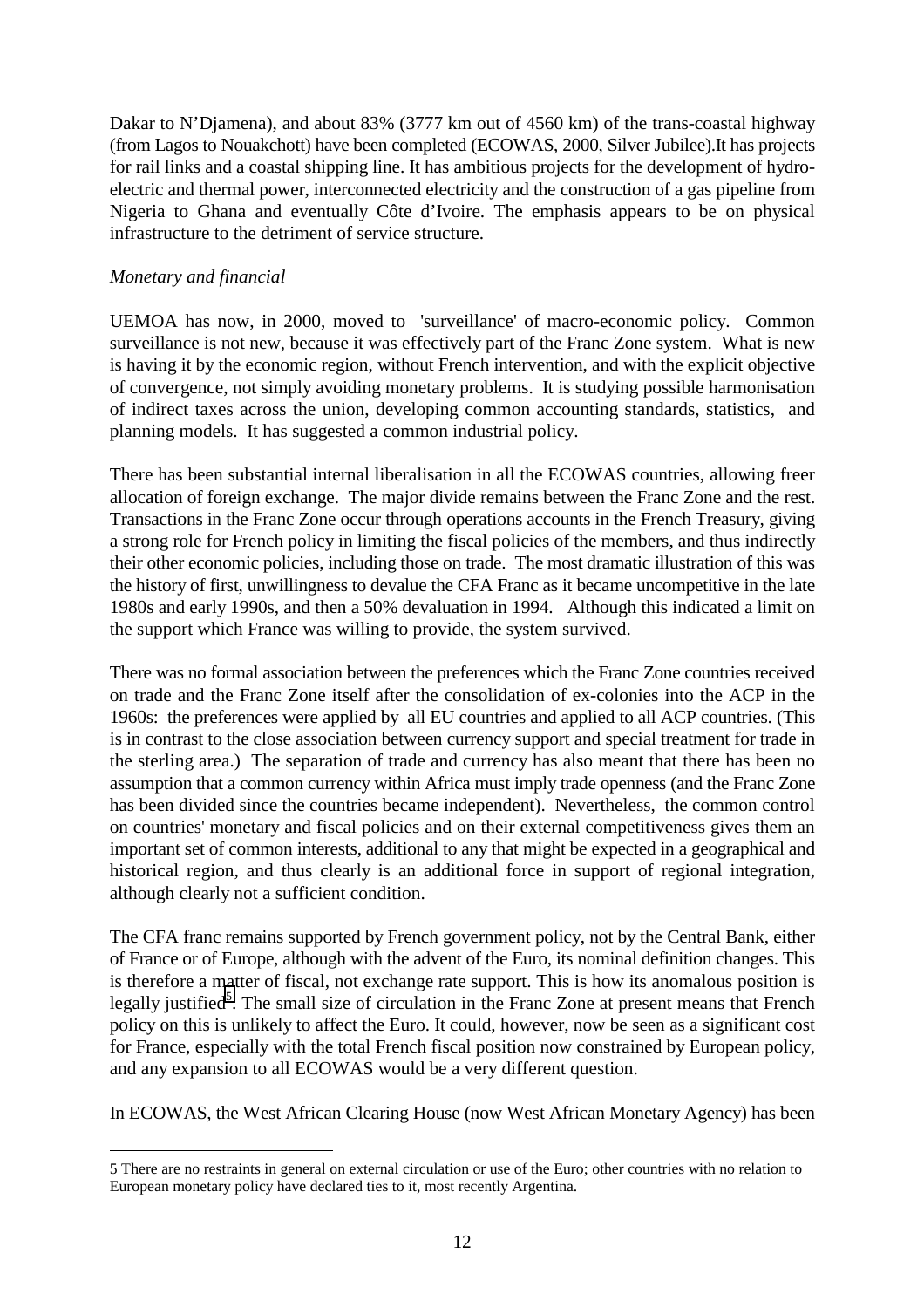Dakar to N'Djamena), and about 83% (3777 km out of 4560 km) of the trans-coastal highway (from Lagos to Nouakchott) have been completed (ECOWAS, 2000, Silver Jubilee).It has projects for rail links and a coastal shipping line. It has ambitious projects for the development of hydro-electric and thermal power, interconnected electricity and the construction of a gas pipeline from Nigeria to Ghana and eventually Côte d'Ivoire. The emphasis appears to be on physical infrastructure to the detriment of service structure.

*Monetary and financial*

UEMOA has now, in 2000, moved to 'surveillance' of macro-economic policy. Common surveillance is not new, because it was effectively part of the Franc Zone system. What is new is having it by the economic region, without French intervention, and with the explicit objective of convergence, not simply avoiding monetary problems. It is studying possible harmonisation of indirect taxes across the union, developing common accounting standards, statistics, and planning models. It has suggested a common industrial policy.

There has been substantial internal liberalisation in all the ECOWAS countries, allowing freer allocation of foreign exchange. The major divide remains between the Franc Zone and the rest. Transactions in the Franc Zone occur through operations accounts in the French Treasury, giving a strong role for French policy in limiting the fiscal policies of the members, and thus indirectly their other economic policies, including those on trade. The most dramatic illustration of this was the history of first, unwillingness to devalue the CFA Franc as it became uncompetitive in the late 1980s and early 1990s, and then a 50% devaluation in 1994. Although this indicated a limit on the support which France was willing to provide, the system survived.

There was no formal association between the preferences which the Franc Zone countries received on trade and the Franc Zone itself after the consolidation of ex-colonies into the ACP in the 1960s: the preferences were applied by all EU countries and applied to all ACP countries. (This is in contrast to the close association between currency support and special treatment for trade in the sterling area.) The separation of trade and currency has also meant that there has been no assumption that a common currency within Africa must imply trade openness (and the Franc Zone has been divided since the countries became independent). Nevertheless, the common control on countries' monetary and fiscal policies and on their external competitiveness gives them an important set of common interests, additional to any that might be expected in a geographical and historical region, and thus clearly is an additional force in support of regional integration, although clearly not a sufficient condition.

The CFA franc remains supported by French government policy, not by the Central Bank, either of France or of Europe, although with the advent of the Euro, its nominal definition changes. This is therefore a matter of fiscal, not exchange rate support. This is how its anomalous position is legally justified[5]. The small size of circulation in the Franc Zone at present means that French policy on this is unlikely to affect the Euro. It could, however, now be seen as a significant cost for France, especially with the total French fiscal position now constrained by European policy, and any expansion to all ECOWAS would be a very different question.

In ECOWAS, the West African Clearing House (now West African Monetary Agency) has been

---

5 There are no restraints in general on external circulation or use of the Euro; other countries with no relation to European monetary policy have declared ties to it, most recently Argentina.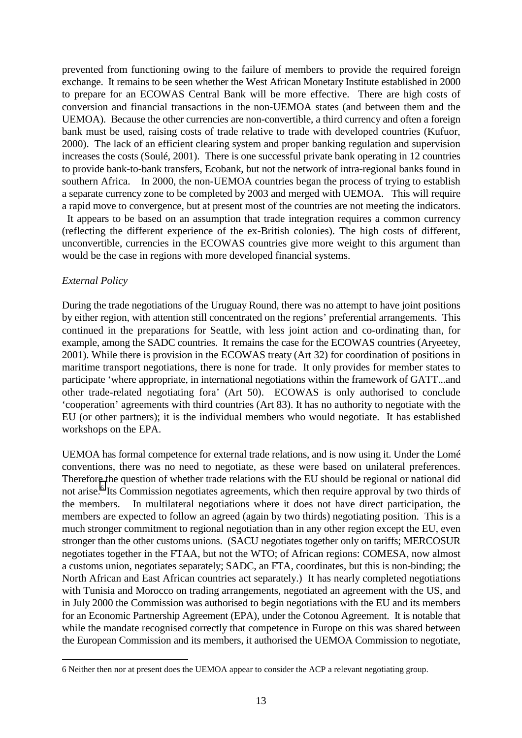prevented from functioning owing to the failure of members to provide the required foreign exchange. It remains to be seen whether the West African Monetary Institute established in 2000 to prepare for an ECOWAS Central Bank will be more effective. There are high costs of conversion and financial transactions in the non-UEMOA states (and between them and the UEMOA). Because the other currencies are non-convertible, a third currency and often a foreign bank must be used, raising costs of trade relative to trade with developed countries (Kufuor, 2000). The lack of an efficient clearing system and proper banking regulation and supervision increases the costs (Soulé, 2001). There is one successful private bank operating in 12 countries to provide bank-to-bank transfers, Ecobank, but not the network of intra-regional banks found in southern Africa. In 2000, the non-UEMOA countries began the process of trying to establish a separate currency zone to be completed by 2003 and merged with UEMOA. This will require a rapid move to convergence, but at present most of the countries are not meeting the indicators. It appears to be based on an assumption that trade integration requires a common currency (reflecting the different experience of the ex-British colonies). The high costs of different, unconvertible, currencies in the ECOWAS countries give more weight to this argument than would be the case in regions with more developed financial systems.

*External Policy*

During the trade negotiations of the Uruguay Round, there was no attempt to have joint positions by either region, with attention still concentrated on the regions' preferential arrangements. This continued in the preparations for Seattle, with less joint action and co-ordinating than, for example, among the SADC countries. It remains the case for the ECOWAS countries (Aryeetey, 2001). While there is provision in the ECOWAS treaty (Art 32) for coordination of positions in maritime transport negotiations, there is none for trade. It only provides for member states to participate 'where appropriate, in international negotiations within the framework of GATT...and other trade-related negotiating fora' (Art 50). ECOWAS is only authorised to conclude 'cooperation' agreements with third countries (Art 83). It has no authority to negotiate with the EU (or other partners); it is the individual members who would negotiate. It has established workshops on the EPA.

UEMOA has formal competence for external trade relations, and is now using it. Under the Lomé conventions, there was no need to negotiate, as these were based on unilateral preferences. Therefore the question of whether trade relations with the EU should be regional or national did not arise.[6] Its Commission negotiates agreements, which then require approval by two thirds of the members. In multilateral negotiations where it does not have direct participation, the members are expected to follow an agreed (again by two thirds) negotiating position. This is a much stronger commitment to regional negotiation than in any other region except the EU, even stronger than the other customs unions. (SACU negotiates together only on tariffs; MERCOSUR negotiates together in the FTAA, but not the WTO; of African regions: COMESA, now almost a customs union, negotiates separately; SADC, an FTA, coordinates, but this is non-binding; the North African and East African countries act separately.) It has nearly completed negotiations with Tunisia and Morocco on trading arrangements, negotiated an agreement with the US, and in July 2000 the Commission was authorised to begin negotiations with the EU and its members for an Economic Partnership Agreement (EPA), under the Cotonou Agreement. It is notable that while the mandate recognised correctly that competence in Europe on this was shared between the European Commission and its members, it authorised the UEMOA Commission to negotiate,

---

6 Neither then nor at present does the UEMOA appear to consider the ACP a relevant negotiating group.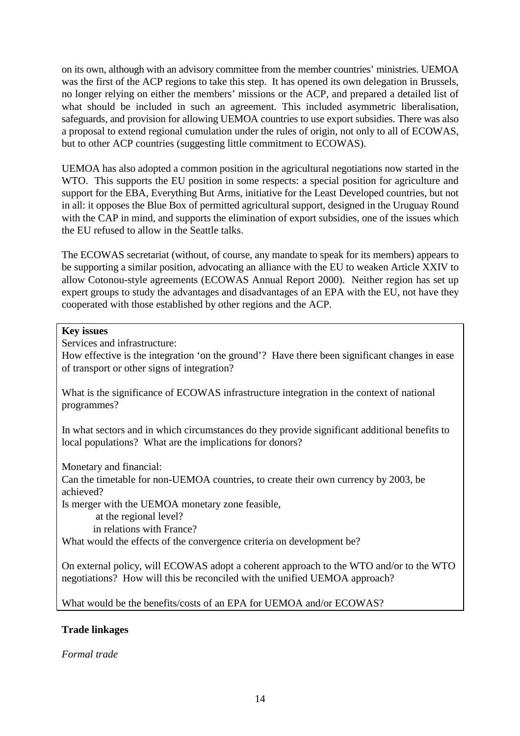on its own, although with an advisory committee from the member countries' ministries. UEMOA was the first of the ACP regions to take this step. It has opened its own delegation in Brussels, no longer relying on either the members' missions or the ACP, and prepared a detailed list of what should be included in such an agreement. This included asymmetric liberalisation, safeguards, and provision for allowing UEMOA countries to use export subsidies. There was also a proposal to extend regional cumulation under the rules of origin, not only to all of ECOWAS, but to other ACP countries (suggesting little commitment to ECOWAS).

UEMOA has also adopted a common position in the agricultural negotiations now started in the WTO. This supports the EU position in some respects: a special position for agriculture and support for the EBA, Everything But Arms, initiative for the Least Developed countries, but not in all: it opposes the Blue Box of permitted agricultural support, designed in the Uruguay Round with the CAP in mind, and supports the elimination of export subsidies, one of the issues which the EU refused to allow in the Seattle talks.

The ECOWAS secretariat (without, of course, any mandate to speak for its members) appears to be supporting a similar position, advocating an alliance with the EU to weaken Article XXIV to allow Cotonou-style agreements (ECOWAS Annual Report 2000). Neither region has set up expert groups to study the advantages and disadvantages of an EPA with the EU, not have they cooperated with those established by other regions and the ACP.

**Key issues**

Services and infrastructure:

How effective is the integration 'on the ground'? Have there been significant changes in ease of transport or other signs of integration?

What is the significance of ECOWAS infrastructure integration in the context of national programmes?

In what sectors and in which circumstances do they provide significant additional benefits to local populations? What are the implications for donors?

Monetary and financial:

Can the timetable for non-UEMOA countries, to create their own currency by 2003, be achieved?

Is merger with the UEMOA monetary zone feasible,

- at the regional level?
- in relations with France?

What would the effects of the convergence criteria on development be?

On external policy, will ECOWAS adopt a coherent approach to the WTO and/or to the WTO negotiations? How will this be reconciled with the unified UEMOA approach?

What would be the benefits/costs of an EPA for UEMOA and/or ECOWAS?

**Trade linkages**

*Formal trade*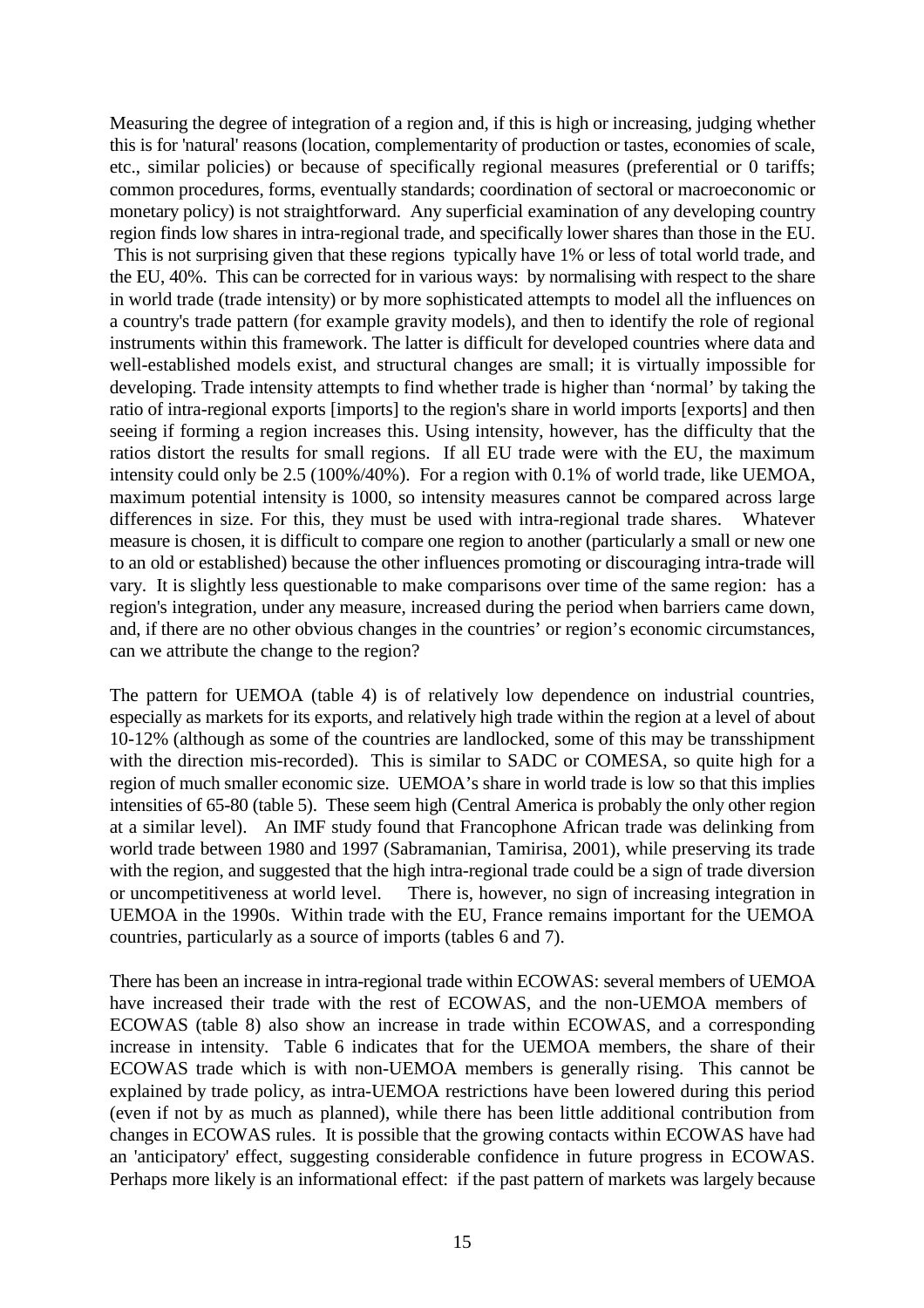Measuring the degree of integration of a region and, if this is high or increasing, judging whether this is for 'natural' reasons (location, complementarity of production or tastes, economies of scale, etc., similar policies) or because of specifically regional measures (preferential or 0 tariffs; common procedures, forms, eventually standards; coordination of sectoral or macroeconomic or monetary policy) is not straightforward. Any superficial examination of any developing country region finds low shares in intra-regional trade, and specifically lower shares than those in the EU. This is not surprising given that these regions typically have 1% or less of total world trade, and the EU, 40%. This can be corrected for in various ways: by normalising with respect to the share in world trade (trade intensity) or by more sophisticated attempts to model all the influences on a country's trade pattern (for example gravity models), and then to identify the role of regional instruments within this framework. The latter is difficult for developed countries where data and well-established models exist, and structural changes are small; it is virtually impossible for developing. Trade intensity attempts to find whether trade is higher than 'normal' by taking the ratio of intra-regional exports [imports] to the region's share in world imports [exports] and then seeing if forming a region increases this. Using intensity, however, has the difficulty that the ratios distort the results for small regions. If all EU trade were with the EU, the maximum intensity could only be 2.5 (100%/40%). For a region with 0.1% of world trade, like UEMOA, maximum potential intensity is 1000, so intensity measures cannot be compared across large differences in size. For this, they must be used with intra-regional trade shares. Whatever measure is chosen, it is difficult to compare one region to another (particularly a small or new one to an old or established) because the other influences promoting or discouraging intra-trade will vary. It is slightly less questionable to make comparisons over time of the same region: has a region's integration, under any measure, increased during the period when barriers came down, and, if there are no other obvious changes in the countries' or region's economic circumstances, can we attribute the change to the region?

The pattern for UEMOA (table 4) is of relatively low dependence on industrial countries, especially as markets for its exports, and relatively high trade within the region at a level of about 10-12% (although as some of the countries are landlocked, some of this may be transshipment with the direction mis-recorded). This is similar to SADC or COMESA, so quite high for a region of much smaller economic size. UEMOA's share in world trade is low so that this implies intensities of 65-80 (table 5). These seem high (Central America is probably the only other region at a similar level). An IMF study found that Francophone African trade was delinking from world trade between 1980 and 1997 (Sabramanian, Tamirisa, 2001), while preserving its trade with the region, and suggested that the high intra-regional trade could be a sign of trade diversion or uncompetitiveness at world level. There is, however, no sign of increasing integration in UEMOA in the 1990s. Within trade with the EU, France remains important for the UEMOA countries, particularly as a source of imports (tables 6 and 7).

There has been an increase in intra-regional trade within ECOWAS: several members of UEMOA have increased their trade with the rest of ECOWAS, and the non-UEMOA members of ECOWAS (table 8) also show an increase in trade within ECOWAS, and a corresponding increase in intensity. Table 6 indicates that for the UEMOA members, the share of their ECOWAS trade which is with non-UEMOA members is generally rising. This cannot be explained by trade policy, as intra-UEMOA restrictions have been lowered during this period (even if not by as much as planned), while there has been little additional contribution from changes in ECOWAS rules. It is possible that the growing contacts within ECOWAS have had an 'anticipatory' effect, suggesting considerable confidence in future progress in ECOWAS. Perhaps more likely is an informational effect: if the past pattern of markets was largely because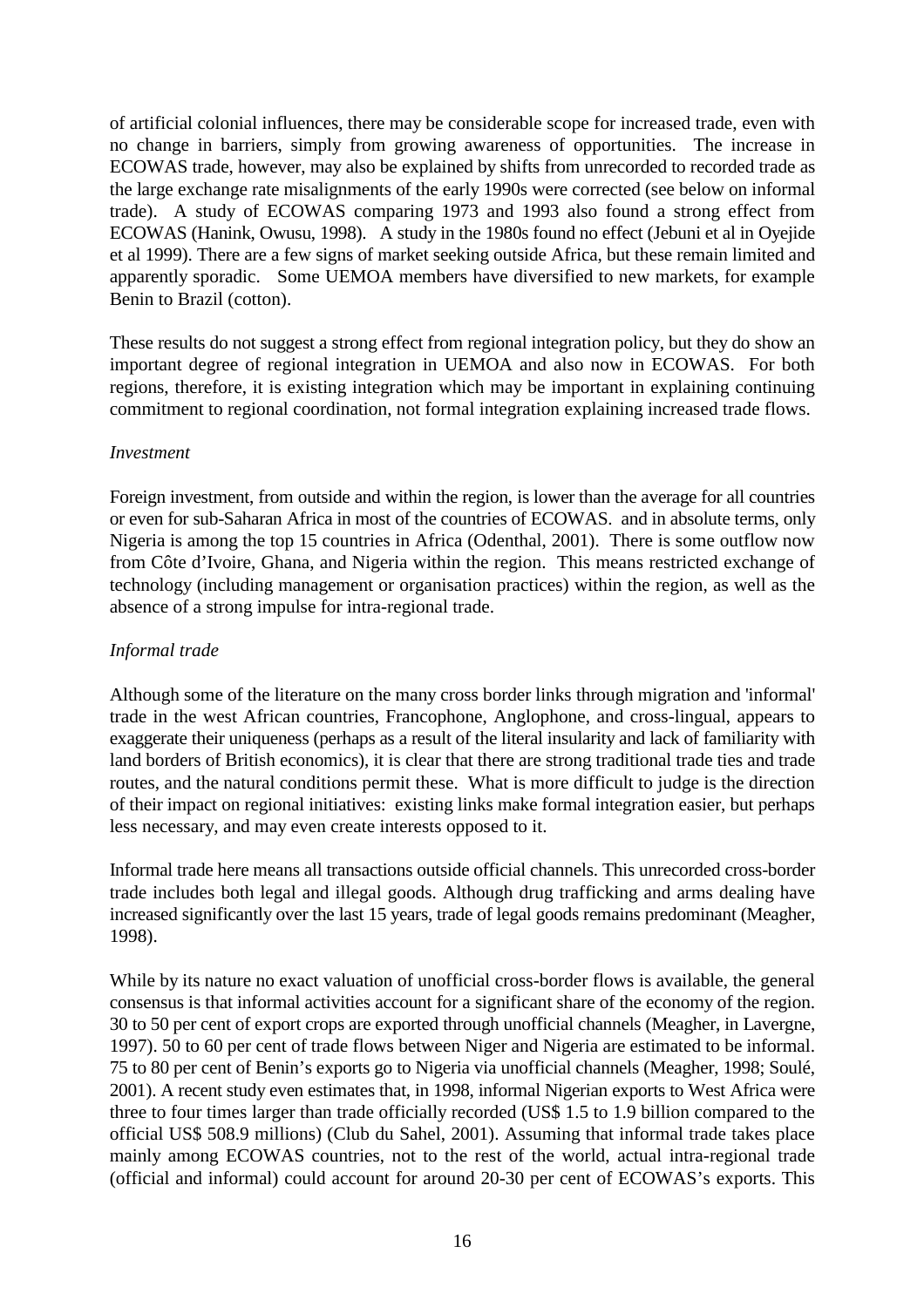of artificial colonial influences, there may be considerable scope for increased trade, even with no change in barriers, simply from growing awareness of opportunities. The increase in ECOWAS trade, however, may also be explained by shifts from unrecorded to recorded trade as the large exchange rate misalignments of the early 1990s were corrected (see below on informal trade). A study of ECOWAS comparing 1973 and 1993 also found a strong effect from ECOWAS (Hanink, Owusu, 1998). A study in the 1980s found no effect (Jebuni et al in Oyejide et al 1999). There are a few signs of market seeking outside Africa, but these remain limited and apparently sporadic. Some UEMOA members have diversified to new markets, for example Benin to Brazil (cotton).

These results do not suggest a strong effect from regional integration policy, but they do show an important degree of regional integration in UEMOA and also now in ECOWAS. For both regions, therefore, it is existing integration which may be important in explaining continuing commitment to regional coordination, not formal integration explaining increased trade flows.

*Investment*

Foreign investment, from outside and within the region, is lower than the average for all countries or even for sub-Saharan Africa in most of the countries of ECOWAS. and in absolute terms, only Nigeria is among the top 15 countries in Africa (Odenthal, 2001). There is some outflow now from Côte d'Ivoire, Ghana, and Nigeria within the region. This means restricted exchange of technology (including management or organisation practices) within the region, as well as the absence of a strong impulse for intra-regional trade.

*Informal trade*

Although some of the literature on the many cross border links through migration and 'informal' trade in the west African countries, Francophone, Anglophone, and cross-lingual, appears to exaggerate their uniqueness (perhaps as a result of the literal insularity and lack of familiarity with land borders of British economics), it is clear that there are strong traditional trade ties and trade routes, and the natural conditions permit these. What is more difficult to judge is the direction of their impact on regional initiatives: existing links make formal integration easier, but perhaps less necessary, and may even create interests opposed to it.

Informal trade here means all transactions outside official channels. This unrecorded cross-border trade includes both legal and illegal goods. Although drug trafficking and arms dealing have increased significantly over the last 15 years, trade of legal goods remains predominant (Meagher, 1998).

While by its nature no exact valuation of unofficial cross-border flows is available, the general consensus is that informal activities account for a significant share of the economy of the region. 30 to 50 per cent of export crops are exported through unofficial channels (Meagher, in Lavergne, 1997). 50 to 60 per cent of trade flows between Niger and Nigeria are estimated to be informal. 75 to 80 per cent of Benin's exports go to Nigeria via unofficial channels (Meagher, 1998; Soulé, 2001). A recent study even estimates that, in 1998, informal Nigerian exports to West Africa were three to four times larger than trade officially recorded (US$ 1.5 to 1.9 billion compared to the official US$ 508.9 millions) (Club du Sahel, 2001). Assuming that informal trade takes place mainly among ECOWAS countries, not to the rest of the world, actual intra-regional trade (official and informal) could account for around 20-30 per cent of ECOWAS's exports. This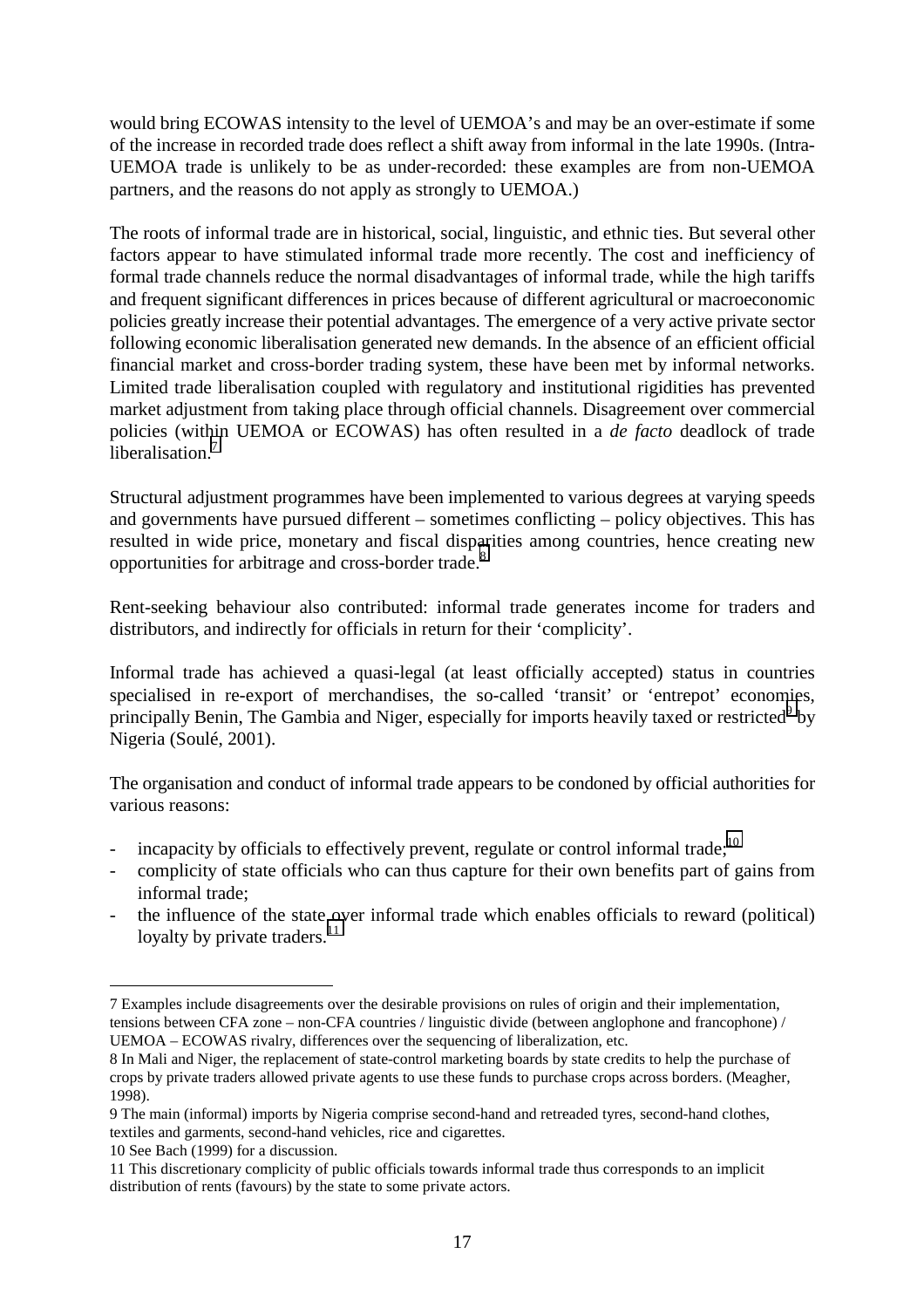would bring ECOWAS intensity to the level of UEMOA's and may be an over-estimate if some of the increase in recorded trade does reflect a shift away from informal in the late 1990s. (Intra-UEMOA trade is unlikely to be as under-recorded: these examples are from non-UEMOA partners, and the reasons do not apply as strongly to UEMOA.)

The roots of informal trade are in historical, social, linguistic, and ethnic ties. But several other factors appear to have stimulated informal trade more recently. The cost and inefficiency of formal trade channels reduce the normal disadvantages of informal trade, while the high tariffs and frequent significant differences in prices because of different agricultural or macroeconomic policies greatly increase their potential advantages. The emergence of a very active private sector following economic liberalisation generated new demands. In the absence of an efficient official financial market and cross-border trading system, these have been met by informal networks. Limited trade liberalisation coupled with regulatory and institutional rigidities has prevented market adjustment from taking place through official channels. Disagreement over commercial policies (within UEMOA or ECOWAS) has often resulted in a *de facto* deadlock of trade liberalisation.[7]

Structural adjustment programmes have been implemented to various degrees at varying speeds and governments have pursued different – sometimes conflicting – policy objectives. This has resulted in wide price, monetary and fiscal disparities among countries, hence creating new opportunities for arbitrage and cross-border trade.[8]

Rent-seeking behaviour also contributed: informal trade generates income for traders and distributors, and indirectly for officials in return for their 'complicity'.

Informal trade has achieved a quasi-legal (at least officially accepted) status in countries specialised in re-export of merchandises, the so-called 'transit' or 'entrepot' economies, principally Benin, The Gambia and Niger, especially for imports heavily taxed or restricted[9] by Nigeria (Soulé, 2001).

The organisation and conduct of informal trade appears to be condoned by official authorities for various reasons:

- incapacity by officials to effectively prevent, regulate or control informal trade;[10]
- complicity of state officials who can thus capture for their own benefits part of gains from informal trade;
- the influence of the state over informal trade which enables officials to reward (political) loyalty by private traders.[11]

---

7 Examples include disagreements over the desirable provisions on rules of origin and their implementation, tensions between CFA zone – non-CFA countries / linguistic divide (between anglophone and francophone) / UEMOA – ECOWAS rivalry, differences over the sequencing of liberalization, etc.

8 In Mali and Niger, the replacement of state-control marketing boards by state credits to help the purchase of crops by private traders allowed private agents to use these funds to purchase crops across borders. (Meagher, 1998).

9 The main (informal) imports by Nigeria comprise second-hand and retreaded tyres, second-hand clothes, textiles and garments, second-hand vehicles, rice and cigarettes.

10 See Bach (1999) for a discussion.

11 This discretionary complicity of public officials towards informal trade thus corresponds to an implicit distribution of rents (favours) by the state to some private actors.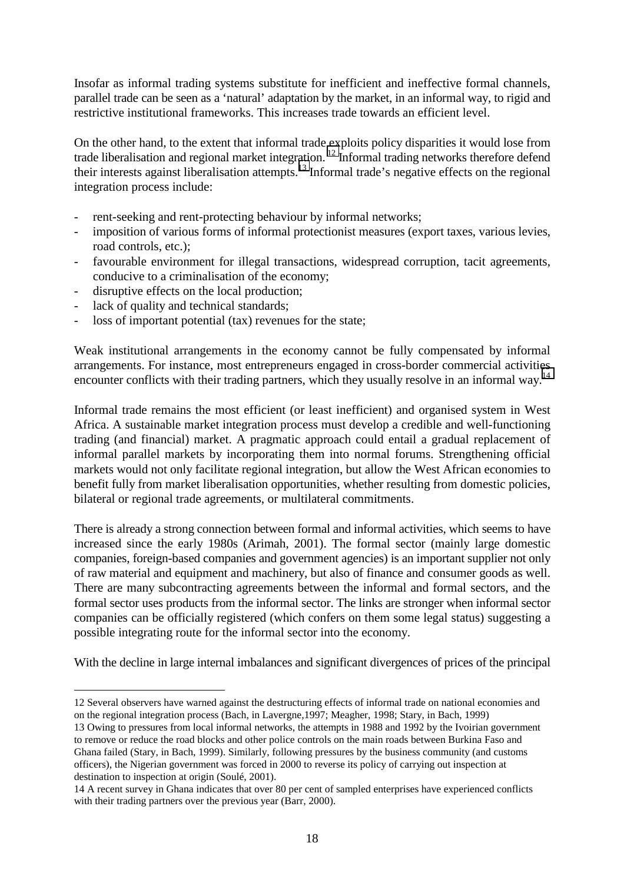Insofar as informal trading systems substitute for inefficient and ineffective formal channels, parallel trade can be seen as a 'natural' adaptation by the market, in an informal way, to rigid and restrictive institutional frameworks. This increases trade towards an efficient level.

On the other hand, to the extent that informal trade exploits policy disparities it would lose from trade liberalisation and regional market integration.[12] Informal trading networks therefore defend their interests against liberalisation attempts.[13] Informal trade's negative effects on the regional integration process include:

- rent-seeking and rent-protecting behaviour by informal networks;
- imposition of various forms of informal protectionist measures (export taxes, various levies, road controls, etc.);
- favourable environment for illegal transactions, widespread corruption, tacit agreements, conducive to a criminalisation of the economy;
- disruptive effects on the local production;
- lack of quality and technical standards;
- loss of important potential (tax) revenues for the state;

Weak institutional arrangements in the economy cannot be fully compensated by informal arrangements. For instance, most entrepreneurs engaged in cross-border commercial activities encounter conflicts with their trading partners, which they usually resolve in an informal way.[14]

Informal trade remains the most efficient (or least inefficient) and organised system in West Africa. A sustainable market integration process must develop a credible and well-functioning trading (and financial) market. A pragmatic approach could entail a gradual replacement of informal parallel markets by incorporating them into normal forums. Strengthening official markets would not only facilitate regional integration, but allow the West African economies to benefit fully from market liberalisation opportunities, whether resulting from domestic policies, bilateral or regional trade agreements, or multilateral commitments.

There is already a strong connection between formal and informal activities, which seems to have increased since the early 1980s (Arimah, 2001). The formal sector (mainly large domestic companies, foreign-based companies and government agencies) is an important supplier not only of raw material and equipment and machinery, but also of finance and consumer goods as well. There are many subcontracting agreements between the informal and formal sectors, and the formal sector uses products from the informal sector. The links are stronger when informal sector companies can be officially registered (which confers on them some legal status) suggesting a possible integrating route for the informal sector into the economy.

With the decline in large internal imbalances and significant divergences of prices of the principal

---

12 Several observers have warned against the destructuring effects of informal trade on national economies and on the regional integration process (Bach, in Lavergne,1997; Meagher, 1998; Stary, in Bach, 1999)

13 Owing to pressures from local informal networks, the attempts in 1988 and 1992 by the Ivoirian government to remove or reduce the road blocks and other police controls on the main roads between Burkina Faso and Ghana failed (Stary, in Bach, 1999). Similarly, following pressures by the business community (and customs officers), the Nigerian government was forced in 2000 to reverse its policy of carrying out inspection at destination to inspection at origin (Soulé, 2001).

14 A recent survey in Ghana indicates that over 80 per cent of sampled enterprises have experienced conflicts with their trading partners over the previous year (Barr, 2000).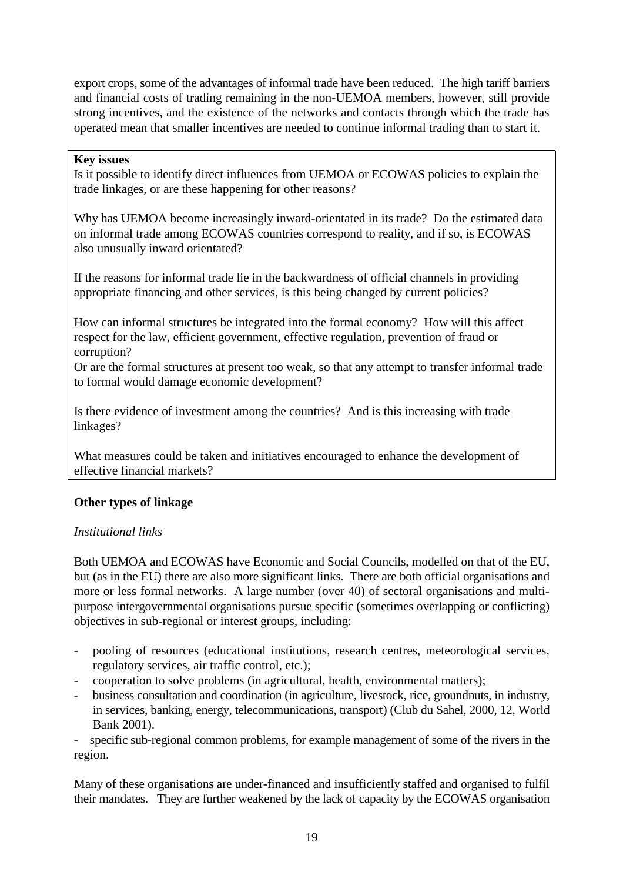export crops, some of the advantages of informal trade have been reduced. The high tariff barriers and financial costs of trading remaining in the non-UEMOA members, however, still provide strong incentives, and the existence of the networks and contacts through which the trade has operated mean that smaller incentives are needed to continue informal trading than to start it.

**Key issues**

Is it possible to identify direct influences from UEMOA or ECOWAS policies to explain the trade linkages, or are these happening for other reasons?

Why has UEMOA become increasingly inward-orientated in its trade? Do the estimated data on informal trade among ECOWAS countries correspond to reality, and if so, is ECOWAS also unusually inward orientated?

If the reasons for informal trade lie in the backwardness of official channels in providing appropriate financing and other services, is this being changed by current policies?

How can informal structures be integrated into the formal economy? How will this affect respect for the law, efficient government, effective regulation, prevention of fraud or corruption?
Or are the formal structures at present too weak, so that any attempt to transfer informal trade to formal would damage economic development?

Is there evidence of investment among the countries? And is this increasing with trade linkages?

What measures could be taken and initiatives encouraged to enhance the development of effective financial markets?

**Other types of linkage**

*Institutional links*

Both UEMOA and ECOWAS have Economic and Social Councils, modelled on that of the EU, but (as in the EU) there are also more significant links. There are both official organisations and more or less formal networks. A large number (over 40) of sectoral organisations and multi-purpose intergovernmental organisations pursue specific (sometimes overlapping or conflicting) objectives in sub-regional or interest groups, including:

- pooling of resources (educational institutions, research centres, meteorological services, regulatory services, air traffic control, etc.);
- cooperation to solve problems (in agricultural, health, environmental matters);
- business consultation and coordination (in agriculture, livestock, rice, groundnuts, in industry, in services, banking, energy, telecommunications, transport) (Club du Sahel, 2000, 12, World Bank 2001).
- specific sub-regional common problems, for example management of some of the rivers in the region.

Many of these organisations are under-financed and insufficiently staffed and organised to fulfil their mandates. They are further weakened by the lack of capacity by the ECOWAS organisation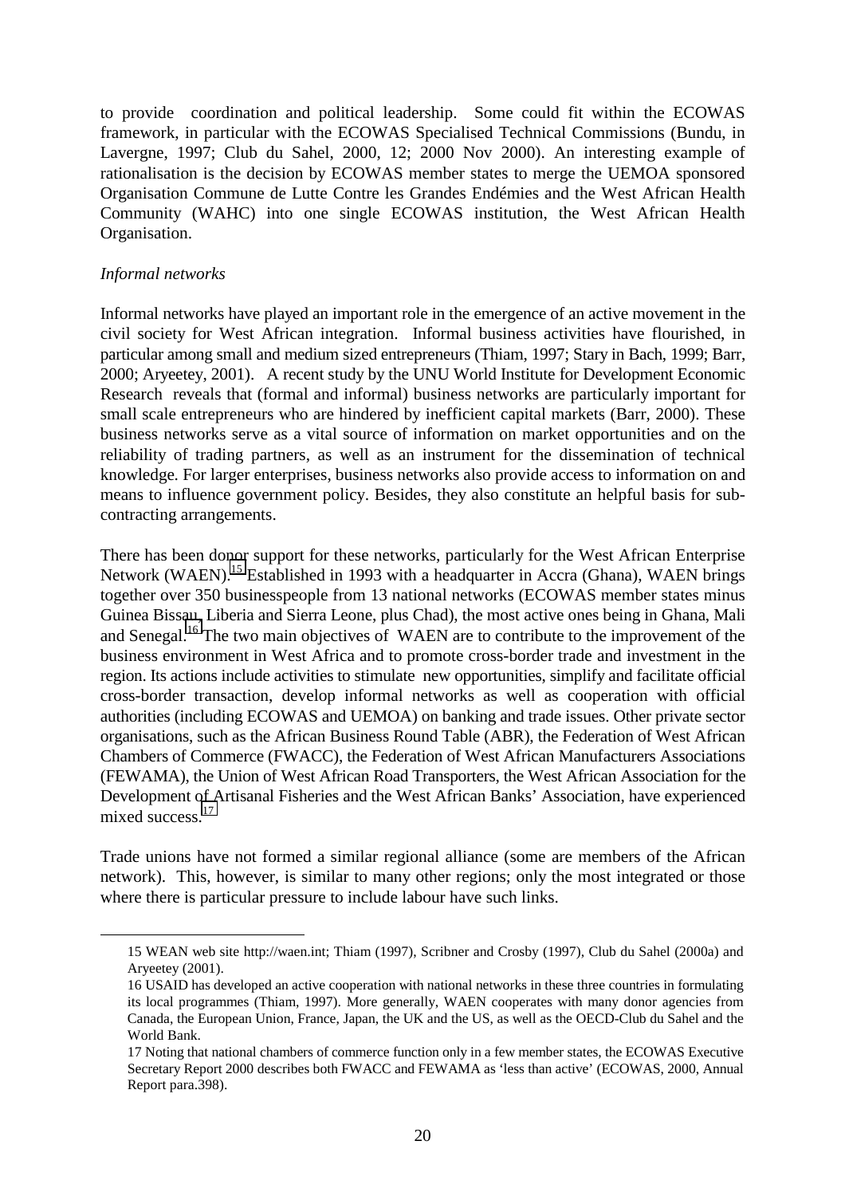to provide coordination and political leadership. Some could fit within the ECOWAS framework, in particular with the ECOWAS Specialised Technical Commissions (Bundu, in Lavergne, 1997; Club du Sahel, 2000, 12; 2000 Nov 2000). An interesting example of rationalisation is the decision by ECOWAS member states to merge the UEMOA sponsored Organisation Commune de Lutte Contre les Grandes Endémies and the West African Health Community (WAHC) into one single ECOWAS institution, the West African Health Organisation.

*Informal networks*

Informal networks have played an important role in the emergence of an active movement in the civil society for West African integration. Informal business activities have flourished, in particular among small and medium sized entrepreneurs (Thiam, 1997; Stary in Bach, 1999; Barr, 2000; Aryeetey, 2001). A recent study by the UNU World Institute for Development Economic Research reveals that (formal and informal) business networks are particularly important for small scale entrepreneurs who are hindered by inefficient capital markets (Barr, 2000). These business networks serve as a vital source of information on market opportunities and on the reliability of trading partners, as well as an instrument for the dissemination of technical knowledge. For larger enterprises, business networks also provide access to information on and means to influence government policy. Besides, they also constitute an helpful basis for sub-contracting arrangements.

There has been donor support for these networks, particularly for the West African Enterprise Network (WAEN).[15] Established in 1993 with a headquarter in Accra (Ghana), WAEN brings together over 350 businesspeople from 13 national networks (ECOWAS member states minus Guinea Bissau, Liberia and Sierra Leone, plus Chad), the most active ones being in Ghana, Mali and Senegal.[16] The two main objectives of WAEN are to contribute to the improvement of the business environment in West Africa and to promote cross-border trade and investment in the region. Its actions include activities to stimulate new opportunities, simplify and facilitate official cross-border transaction, develop informal networks as well as cooperation with official authorities (including ECOWAS and UEMOA) on banking and trade issues. Other private sector organisations, such as the African Business Round Table (ABR), the Federation of West African Chambers of Commerce (FWACC), the Federation of West African Manufacturers Associations (FEWAMA), the Union of West African Road Transporters, the West African Association for the Development of Artisanal Fisheries and the West African Banks' Association, have experienced mixed success.[17]

Trade unions have not formed a similar regional alliance (some are members of the African network). This, however, is similar to many other regions; only the most integrated or those where there is particular pressure to include labour have such links.

---

15 WEAN web site http://waen.int; Thiam (1997), Scribner and Crosby (1997), Club du Sahel (2000a) and Aryeetey (2001).

16 USAID has developed an active cooperation with national networks in these three countries in formulating its local programmes (Thiam, 1997). More generally, WAEN cooperates with many donor agencies from Canada, the European Union, France, Japan, the UK and the US, as well as the OECD-Club du Sahel and the World Bank.

17 Noting that national chambers of commerce function only in a few member states, the ECOWAS Executive Secretary Report 2000 describes both FWACC and FEWAMA as 'less than active' (ECOWAS, 2000, Annual Report para.398).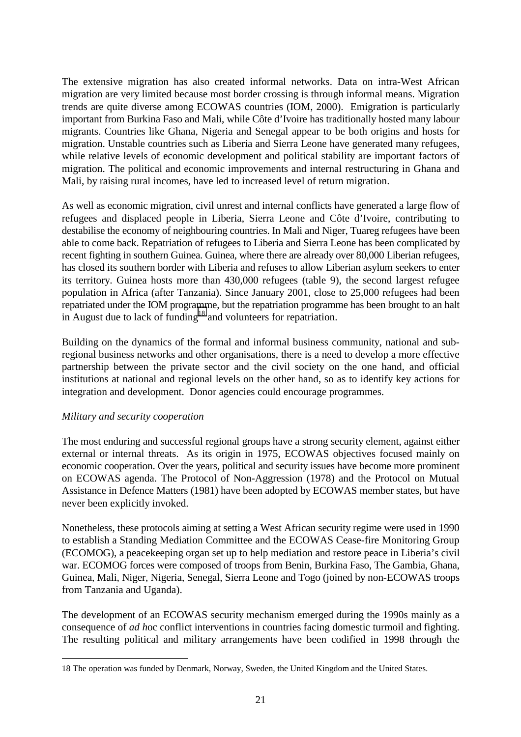The extensive migration has also created informal networks. Data on intra-West African migration are very limited because most border crossing is through informal means. Migration trends are quite diverse among ECOWAS countries (IOM, 2000). Emigration is particularly important from Burkina Faso and Mali, while Côte d'Ivoire has traditionally hosted many labour migrants. Countries like Ghana, Nigeria and Senegal appear to be both origins and hosts for migration. Unstable countries such as Liberia and Sierra Leone have generated many refugees, while relative levels of economic development and political stability are important factors of migration. The political and economic improvements and internal restructuring in Ghana and Mali, by raising rural incomes, have led to increased level of return migration.

As well as economic migration, civil unrest and internal conflicts have generated a large flow of refugees and displaced people in Liberia, Sierra Leone and Côte d'Ivoire, contributing to destabilise the economy of neighbouring countries. In Mali and Niger, Tuareg refugees have been able to come back. Repatriation of refugees to Liberia and Sierra Leone has been complicated by recent fighting in southern Guinea. Guinea, where there are already over 80,000 Liberian refugees, has closed its southern border with Liberia and refuses to allow Liberian asylum seekers to enter its territory. Guinea hosts more than 430,000 refugees (table 9), the second largest refugee population in Africa (after Tanzania). Since January 2001, close to 25,000 refugees had been repatriated under the IOM programme, but the repatriation programme has been brought to an halt in August due to lack of funding[18] and volunteers for repatriation.

Building on the dynamics of the formal and informal business community, national and sub-regional business networks and other organisations, there is a need to develop a more effective partnership between the private sector and the civil society on the one hand, and official institutions at national and regional levels on the other hand, so as to identify key actions for integration and development. Donor agencies could encourage programmes.

*Military and security cooperation*

The most enduring and successful regional groups have a strong security element, against either external or internal threats. As its origin in 1975, ECOWAS objectives focused mainly on economic cooperation. Over the years, political and security issues have become more prominent on ECOWAS agenda. The Protocol of Non-Aggression (1978) and the Protocol on Mutual Assistance in Defence Matters (1981) have been adopted by ECOWAS member states, but have never been explicitly invoked.

Nonetheless, these protocols aiming at setting a West African security regime were used in 1990 to establish a Standing Mediation Committee and the ECOWAS Cease-fire Monitoring Group (ECOMOG), a peacekeeping organ set up to help mediation and restore peace in Liberia's civil war. ECOMOG forces were composed of troops from Benin, Burkina Faso, The Gambia, Ghana, Guinea, Mali, Niger, Nigeria, Senegal, Sierra Leone and Togo (joined by non-ECOWAS troops from Tanzania and Uganda).

The development of an ECOWAS security mechanism emerged during the 1990s mainly as a consequence of *ad h*oc conflict interventions in countries facing domestic turmoil and fighting. The resulting political and military arrangements have been codified in 1998 through the

---

18 The operation was funded by Denmark, Norway, Sweden, the United Kingdom and the United States.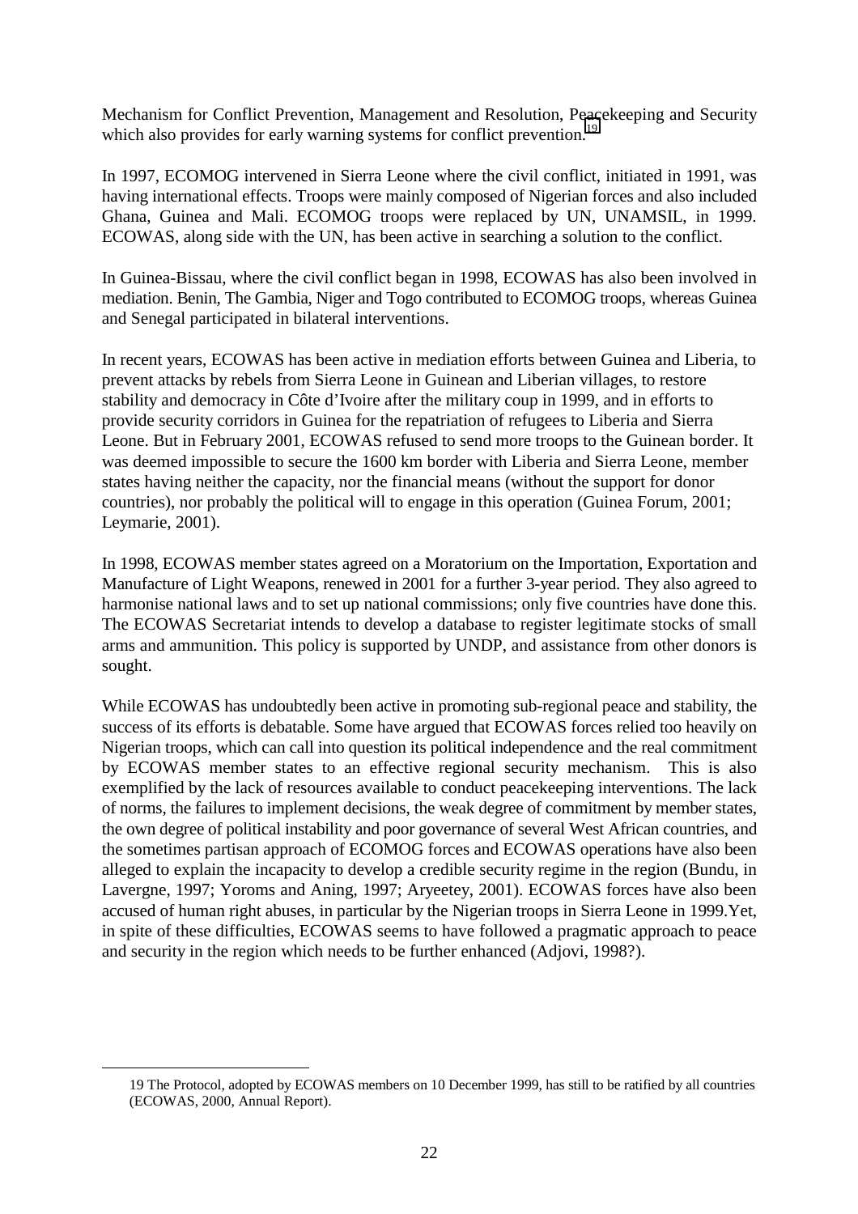Mechanism for Conflict Prevention, Management and Resolution, Peacekeeping and Security which also provides for early warning systems for conflict prevention.[19]

In 1997, ECOMOG intervened in Sierra Leone where the civil conflict, initiated in 1991, was having international effects. Troops were mainly composed of Nigerian forces and also included Ghana, Guinea and Mali. ECOMOG troops were replaced by UN, UNAMSIL, in 1999. ECOWAS, along side with the UN, has been active in searching a solution to the conflict.

In Guinea-Bissau, where the civil conflict began in 1998, ECOWAS has also been involved in mediation. Benin, The Gambia, Niger and Togo contributed to ECOMOG troops, whereas Guinea and Senegal participated in bilateral interventions.

In recent years, ECOWAS has been active in mediation efforts between Guinea and Liberia, to prevent attacks by rebels from Sierra Leone in Guinean and Liberian villages, to restore stability and democracy in Côte d'Ivoire after the military coup in 1999, and in efforts to provide security corridors in Guinea for the repatriation of refugees to Liberia and Sierra Leone. But in February 2001, ECOWAS refused to send more troops to the Guinean border. It was deemed impossible to secure the 1600 km border with Liberia and Sierra Leone, member states having neither the capacity, nor the financial means (without the support for donor countries), nor probably the political will to engage in this operation (Guinea Forum, 2001; Leymarie, 2001).

In 1998, ECOWAS member states agreed on a Moratorium on the Importation, Exportation and Manufacture of Light Weapons, renewed in 2001 for a further 3-year period. They also agreed to harmonise national laws and to set up national commissions; only five countries have done this. The ECOWAS Secretariat intends to develop a database to register legitimate stocks of small arms and ammunition. This policy is supported by UNDP, and assistance from other donors is sought.

While ECOWAS has undoubtedly been active in promoting sub-regional peace and stability, the success of its efforts is debatable. Some have argued that ECOWAS forces relied too heavily on Nigerian troops, which can call into question its political independence and the real commitment by ECOWAS member states to an effective regional security mechanism. This is also exemplified by the lack of resources available to conduct peacekeeping interventions. The lack of norms, the failures to implement decisions, the weak degree of commitment by member states, the own degree of political instability and poor governance of several West African countries, and the sometimes partisan approach of ECOMOG forces and ECOWAS operations have also been alleged to explain the incapacity to develop a credible security regime in the region (Bundu, in Lavergne, 1997; Yoroms and Aning, 1997; Aryeetey, 2001). ECOWAS forces have also been accused of human right abuses, in particular by the Nigerian troops in Sierra Leone in 1999.Yet, in spite of these difficulties, ECOWAS seems to have followed a pragmatic approach to peace and security in the region which needs to be further enhanced (Adjovi, 1998?).

---

19 The Protocol, adopted by ECOWAS members on 10 December 1999, has still to be ratified by all countries (ECOWAS, 2000, Annual Report).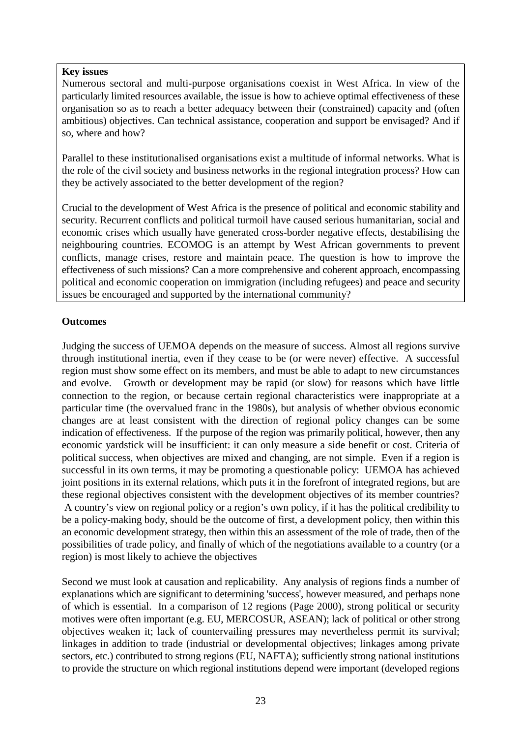**Key issues**

Numerous sectoral and multi-purpose organisations coexist in West Africa. In view of the particularly limited resources available, the issue is how to achieve optimal effectiveness of these organisation so as to reach a better adequacy between their (constrained) capacity and (often ambitious) objectives. Can technical assistance, cooperation and support be envisaged? And if so, where and how?

Parallel to these institutionalised organisations exist a multitude of informal networks. What is the role of the civil society and business networks in the regional integration process? How can they be actively associated to the better development of the region?

Crucial to the development of West Africa is the presence of political and economic stability and security. Recurrent conflicts and political turmoil have caused serious humanitarian, social and economic crises which usually have generated cross-border negative effects, destabilising the neighbouring countries. ECOMOG is an attempt by West African governments to prevent conflicts, manage crises, restore and maintain peace. The question is how to improve the effectiveness of such missions? Can a more comprehensive and coherent approach, encompassing political and economic cooperation on immigration (including refugees) and peace and security issues be encouraged and supported by the international community?

**Outcomes**

Judging the success of UEMOA depends on the measure of success. Almost all regions survive through institutional inertia, even if they cease to be (or were never) effective. A successful region must show some effect on its members, and must be able to adapt to new circumstances and evolve. Growth or development may be rapid (or slow) for reasons which have little connection to the region, or because certain regional characteristics were inappropriate at a particular time (the overvalued franc in the 1980s), but analysis of whether obvious economic changes are at least consistent with the direction of regional policy changes can be some indication of effectiveness. If the purpose of the region was primarily political, however, then any economic yardstick will be insufficient: it can only measure a side benefit or cost. Criteria of political success, when objectives are mixed and changing, are not simple. Even if a region is successful in its own terms, it may be promoting a questionable policy: UEMOA has achieved joint positions in its external relations, which puts it in the forefront of integrated regions, but are these regional objectives consistent with the development objectives of its member countries? A country's view on regional policy or a region's own policy, if it has the political credibility to be a policy-making body, should be the outcome of first, a development policy, then within this an economic development strategy, then within this an assessment of the role of trade, then of the possibilities of trade policy, and finally of which of the negotiations available to a country (or a region) is most likely to achieve the objectives

Second we must look at causation and replicability. Any analysis of regions finds a number of explanations which are significant to determining 'success', however measured, and perhaps none of which is essential. In a comparison of 12 regions (Page 2000), strong political or security motives were often important (e.g. EU, MERCOSUR, ASEAN); lack of political or other strong objectives weaken it; lack of countervailing pressures may nevertheless permit its survival; linkages in addition to trade (industrial or developmental objectives; linkages among private sectors, etc.) contributed to strong regions (EU, NAFTA); sufficiently strong national institutions to provide the structure on which regional institutions depend were important (developed regions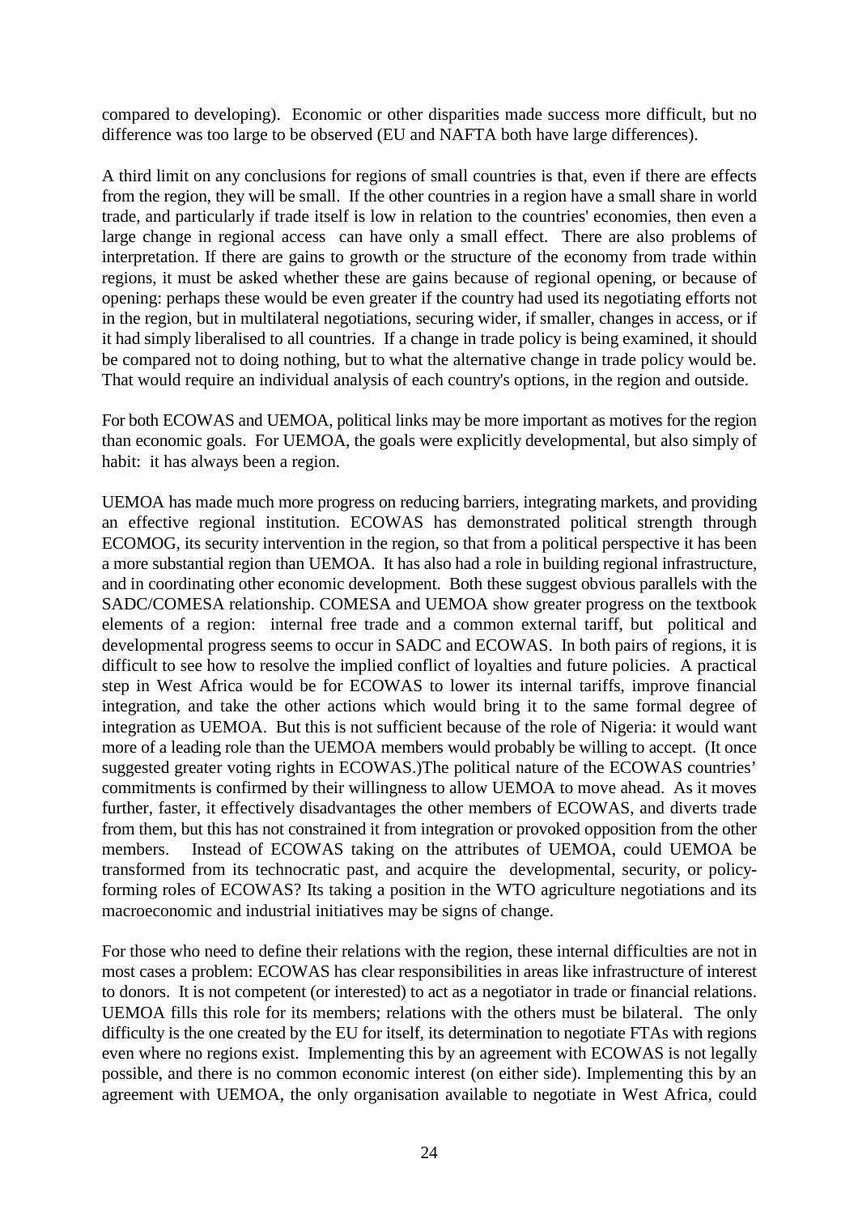compared to developing). Economic or other disparities made success more difficult, but no difference was too large to be observed (EU and NAFTA both have large differences).

A third limit on any conclusions for regions of small countries is that, even if there are effects from the region, they will be small. If the other countries in a region have a small share in world trade, and particularly if trade itself is low in relation to the countries' economies, then even a large change in regional access can have only a small effect. There are also problems of interpretation. If there are gains to growth or the structure of the economy from trade within regions, it must be asked whether these are gains because of regional opening, or because of opening: perhaps these would be even greater if the country had used its negotiating efforts not in the region, but in multilateral negotiations, securing wider, if smaller, changes in access, or if it had simply liberalised to all countries. If a change in trade policy is being examined, it should be compared not to doing nothing, but to what the alternative change in trade policy would be. That would require an individual analysis of each country's options, in the region and outside.

For both ECOWAS and UEMOA, political links may be more important as motives for the region than economic goals. For UEMOA, the goals were explicitly developmental, but also simply of habit: it has always been a region.

UEMOA has made much more progress on reducing barriers, integrating markets, and providing an effective regional institution. ECOWAS has demonstrated political strength through ECOMOG, its security intervention in the region, so that from a political perspective it has been a more substantial region than UEMOA. It has also had a role in building regional infrastructure, and in coordinating other economic development. Both these suggest obvious parallels with the SADC/COMESA relationship. COMESA and UEMOA show greater progress on the textbook elements of a region: internal free trade and a common external tariff, but political and developmental progress seems to occur in SADC and ECOWAS. In both pairs of regions, it is difficult to see how to resolve the implied conflict of loyalties and future policies. A practical step in West Africa would be for ECOWAS to lower its internal tariffs, improve financial integration, and take the other actions which would bring it to the same formal degree of integration as UEMOA. But this is not sufficient because of the role of Nigeria: it would want more of a leading role than the UEMOA members would probably be willing to accept. (It once suggested greater voting rights in ECOWAS.)The political nature of the ECOWAS countries' commitments is confirmed by their willingness to allow UEMOA to move ahead. As it moves further, faster, it effectively disadvantages the other members of ECOWAS, and diverts trade from them, but this has not constrained it from integration or provoked opposition from the other members. Instead of ECOWAS taking on the attributes of UEMOA, could UEMOA be transformed from its technocratic past, and acquire the developmental, security, or policy-forming roles of ECOWAS? Its taking a position in the WTO agriculture negotiations and its macroeconomic and industrial initiatives may be signs of change.

For those who need to define their relations with the region, these internal difficulties are not in most cases a problem: ECOWAS has clear responsibilities in areas like infrastructure of interest to donors. It is not competent (or interested) to act as a negotiator in trade or financial relations. UEMOA fills this role for its members; relations with the others must be bilateral. The only difficulty is the one created by the EU for itself, its determination to negotiate FTAs with regions even where no regions exist. Implementing this by an agreement with ECOWAS is not legally possible, and there is no common economic interest (on either side). Implementing this by an agreement with UEMOA, the only organisation available to negotiate in West Africa, could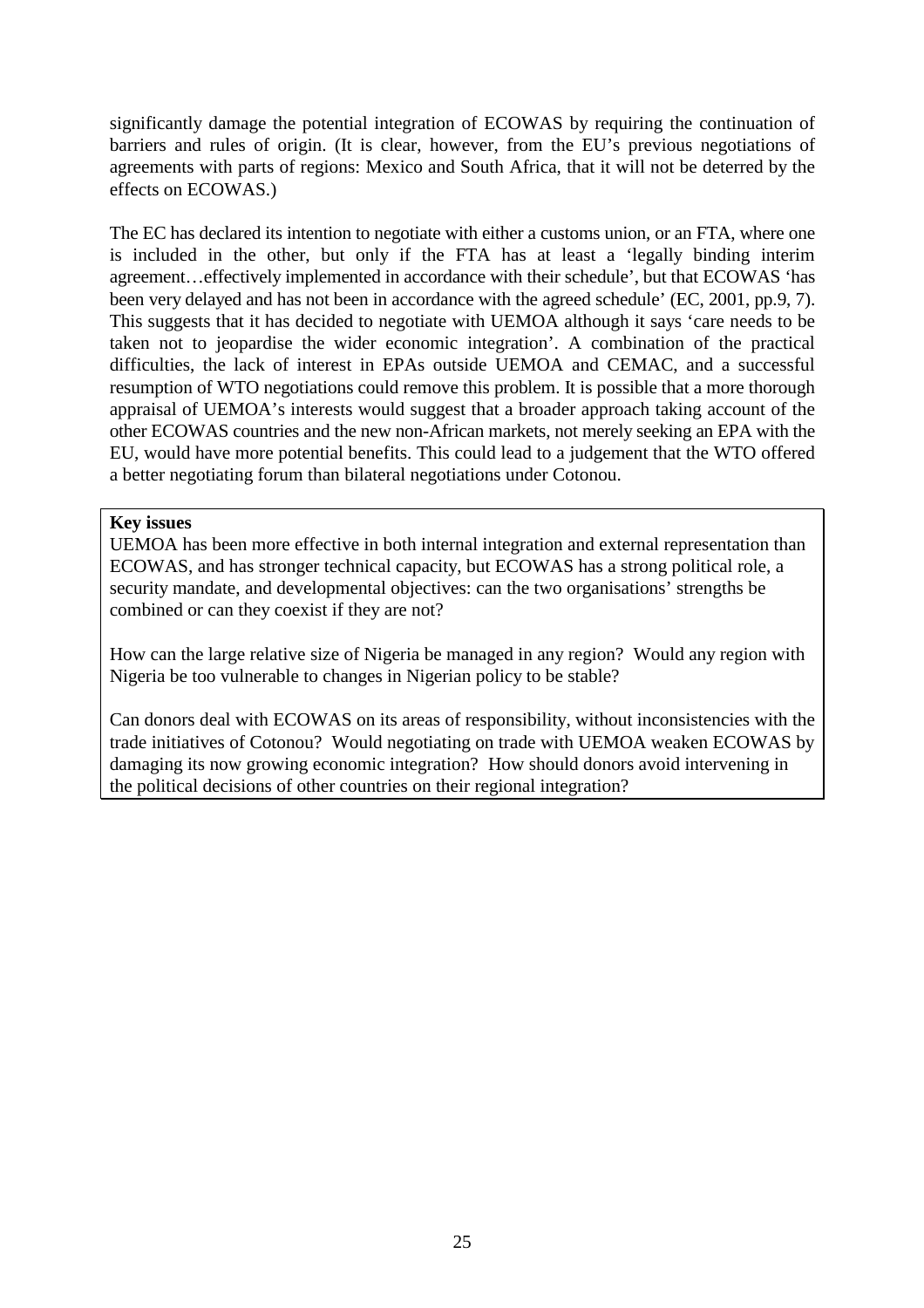significantly damage the potential integration of ECOWAS by requiring the continuation of barriers and rules of origin. (It is clear, however, from the EU's previous negotiations of agreements with parts of regions: Mexico and South Africa, that it will not be deterred by the effects on ECOWAS.)

The EC has declared its intention to negotiate with either a customs union, or an FTA, where one is included in the other, but only if the FTA has at least a 'legally binding interim agreement…effectively implemented in accordance with their schedule', but that ECOWAS 'has been very delayed and has not been in accordance with the agreed schedule' (EC, 2001, pp.9, 7). This suggests that it has decided to negotiate with UEMOA although it says 'care needs to be taken not to jeopardise the wider economic integration'. A combination of the practical difficulties, the lack of interest in EPAs outside UEMOA and CEMAC, and a successful resumption of WTO negotiations could remove this problem. It is possible that a more thorough appraisal of UEMOA's interests would suggest that a broader approach taking account of the other ECOWAS countries and the new non-African markets, not merely seeking an EPA with the EU, would have more potential benefits. This could lead to a judgement that the WTO offered a better negotiating forum than bilateral negotiations under Cotonou.

**Key issues**

UEMOA has been more effective in both internal integration and external representation than ECOWAS, and has stronger technical capacity, but ECOWAS has a strong political role, a security mandate, and developmental objectives: can the two organisations' strengths be combined or can they coexist if they are not?

How can the large relative size of Nigeria be managed in any region? Would any region with Nigeria be too vulnerable to changes in Nigerian policy to be stable?

Can donors deal with ECOWAS on its areas of responsibility, without inconsistencies with the trade initiatives of Cotonou? Would negotiating on trade with UEMOA weaken ECOWAS by damaging its now growing economic integration? How should donors avoid intervening in the political decisions of other countries on their regional integration?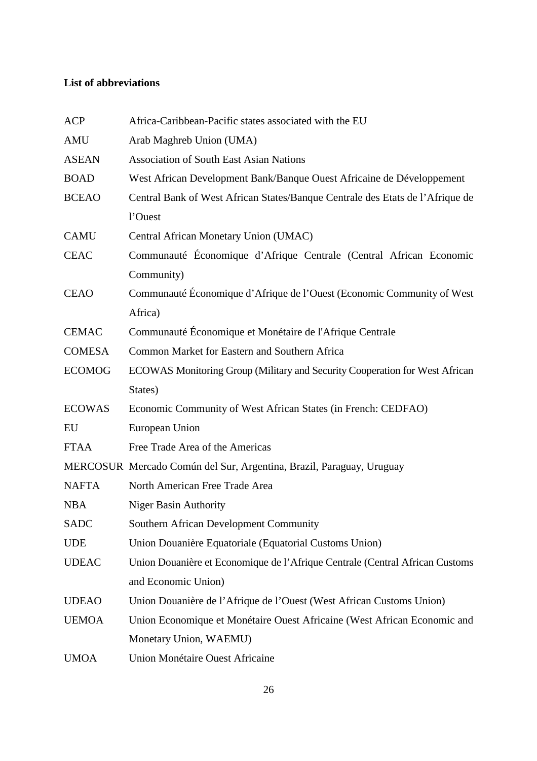**List of abbreviations**

| | |
|---|---|
| ACP | Africa-Caribbean-Pacific states associated with the EU |
| AMU | Arab Maghreb Union (UMA) |
| ASEAN | Association of South East Asian Nations |
| BOAD | West African Development Bank/Banque Ouest Africaine de Développement |
| BCEAO | Central Bank of West African States/Banque Centrale des Etats de l'Afrique de l'Ouest |
| CAMU | Central African Monetary Union (UMAC) |
| CEAC | Communauté Économique d'Afrique Centrale (Central African Economic Community) |
| CEAO | Communauté Économique d'Afrique de l'Ouest (Economic Community of West Africa) |
| CEMAC | Communauté Économique et Monétaire de l'Afrique Centrale |
| COMESA | Common Market for Eastern and Southern Africa |
| ECOMOG | ECOWAS Monitoring Group (Military and Security Cooperation for West African States) |
| ECOWAS | Economic Community of West African States (in French: CEDFAO) |
| EU | European Union |
| FTAA | Free Trade Area of the Americas |
| MERCOSUR | Mercado Común del Sur, Argentina, Brazil, Paraguay, Uruguay |
| NAFTA | North American Free Trade Area |
| NBA | Niger Basin Authority |
| SADC | Southern African Development Community |
| UDE | Union Douanière Equatoriale (Equatorial Customs Union) |
| UDEAC | Union Douanière et Economique de l'Afrique Centrale (Central African Customs and Economic Union) |
| UDEAO | Union Douanière de l'Afrique de l'Ouest (West African Customs Union) |
| UEMOA | Union Economique et Monétaire Ouest Africaine (West African Economic and Monetary Union, WAEMU) |
| UMOA | Union Monétaire Ouest Africaine |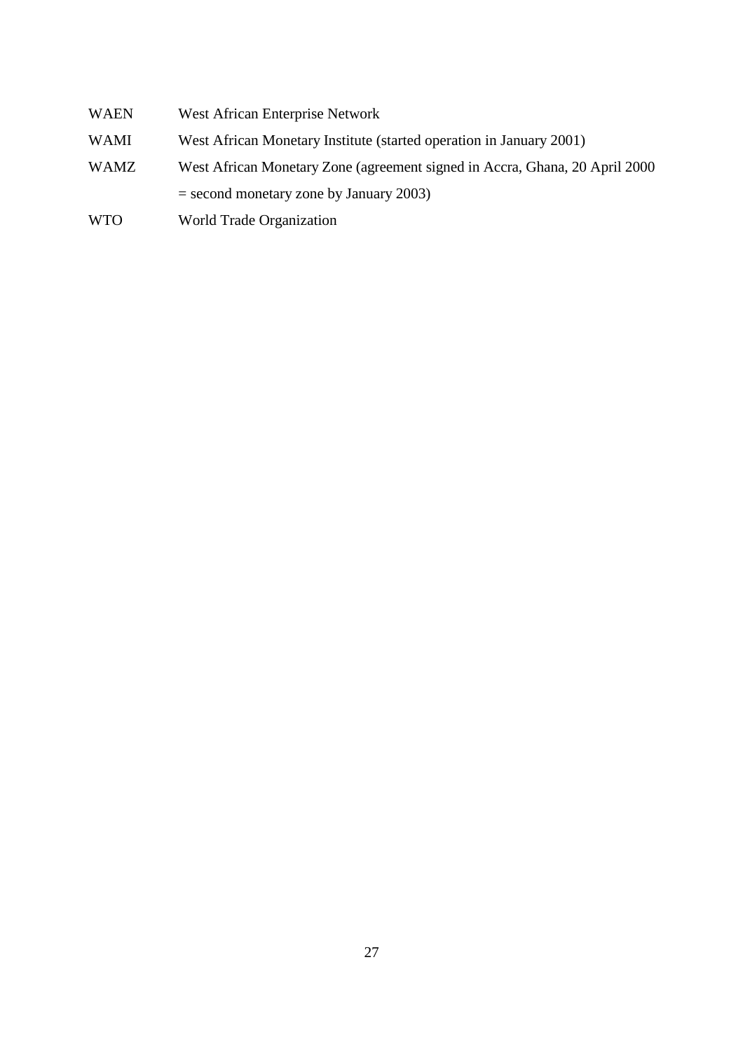| | |
|---|---|
| WAEN | West African Enterprise Network |
| WAMI | West African Monetary Institute (started operation in January 2001) |
| WAMZ | West African Monetary Zone (agreement signed in Accra, Ghana, 20 April 2000 = second monetary zone by January 2003) |
| WTO | World Trade Organization |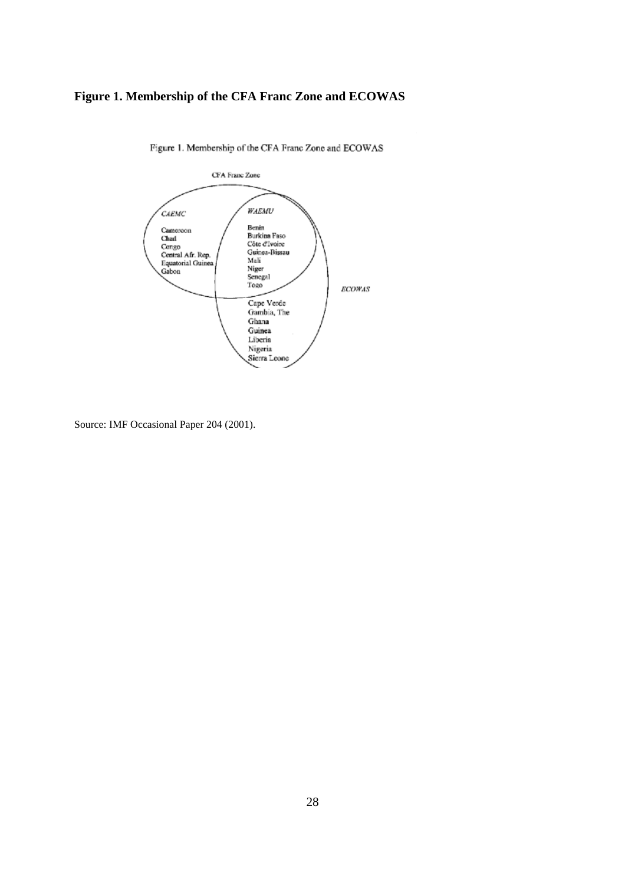**Figure 1. Membership of the CFA Franc Zone and ECOWAS**

Figure 1. Membership of the CFA Franc Zone and ECOWAS

CFA Franc Zone

*CAEMC*

Cameroon
Chad
Congo
Central Afr. Rep.
Equatorial Guinea
Gabon

*WAEMU*

Benin
Burkina Faso
Côte d'Ivoire
Guinea-Bissau
Mali
Niger
Senegal
Togo

*ECOWAS*

Cape Verde
Gambia, The
Ghana
Guinea
Liberia
Nigeria
Sierra Leone

Source: IMF Occasional Paper 204 (2001).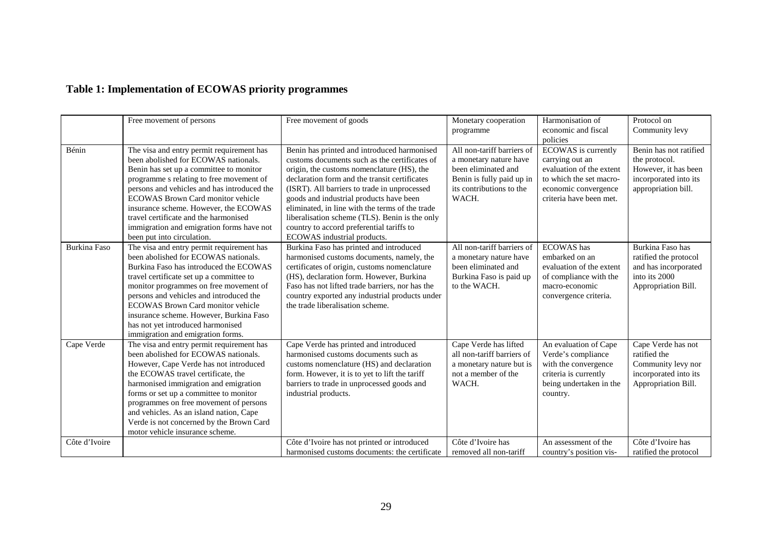## Table 1: Implementation of ECOWAS priority programmes

| | Free movement of persons | Free movement of goods | Monetary cooperation programme | Harmonisation of economic and fiscal policies | Protocol on Community levy |
|---|---|---|---|---|---|
| Bénin | The visa and entry permit requirement has been abolished for ECOWAS nationals. Benin has set up a committee to monitor programme s relating to free movement of persons and vehicles and has introduced the ECOWAS Brown Card monitor vehicle insurance scheme. However, the ECOWAS travel certificate and the harmonised immigration and emigration forms have not been put into circulation. | Benin has printed and introduced harmonised customs documents such as the certificates of origin, the customs nomenclature (HS), the declaration form and the transit certificates (ISRT). All barriers to trade in unprocessed goods and industrial products have been eliminated, in line with the terms of the trade liberalisation scheme (TLS). Benin is the only country to accord preferential tariffs to ECOWAS industrial products. | All non-tariff barriers of a monetary nature have been eliminated and Benin is fully paid up in its contributions to the WACH. | ECOWAS is currently carrying out an evaluation of the extent to which the set macro-economic convergence criteria have been met. | Benin has not ratified the protocol. However, it has been incorporated into its appropriation bill. |
| Burkina Faso | The visa and entry permit requirement has been abolished for ECOWAS nationals. Burkina Faso has introduced the ECOWAS travel certificate set up a committee to monitor programmes on free movement of persons and vehicles and introduced the ECOWAS Brown Card monitor vehicle insurance scheme. However, Burkina Faso has not yet introduced harmonised immigration and emigration forms. | Burkina Faso has printed and introduced harmonised customs documents, namely, the certificates of origin, customs nomenclature (HS), declaration form. However, Burkina Faso has not lifted trade barriers, nor has the country exported any industrial products under the trade liberalisation scheme. | All non-tariff barriers of a monetary nature have been eliminated and Burkina Faso is paid up to the WACH. | ECOWAS has embarked on an evaluation of the extent of compliance with the macro-economic convergence criteria. | Burkina Faso has ratified the protocol and has incorporated into its 2000 Appropriation Bill. |
| Cape Verde | The visa and entry permit requirement has been abolished for ECOWAS nationals. However, Cape Verde has not introduced the ECOWAS travel certificate, the harmonised immigration and emigration forms or set up a committee to monitor programmes on free movement of persons and vehicles. As an island nation, Cape Verde is not concerned by the Brown Card motor vehicle insurance scheme. | Cape Verde has printed and introduced harmonised customs documents such as customs nomenclature (HS) and declaration form. However, it is to yet to lift the tariff barriers to trade in unprocessed goods and industrial products. | Cape Verde has lifted all non-tariff barriers of a monetary nature but is not a member of the WACH. | An evaluation of Cape Verde's compliance with the convergence criteria is currently being undertaken in the country. | Cape Verde has not ratified the Community levy nor incorporated into its Appropriation Bill. |
| Côte d'Ivoire | | Côte d'Ivoire has not printed or introduced harmonised customs documents: the certificate | Côte d'Ivoire has removed all non-tariff | An assessment of the country's position vis- | Côte d'Ivoire has ratified the protocol |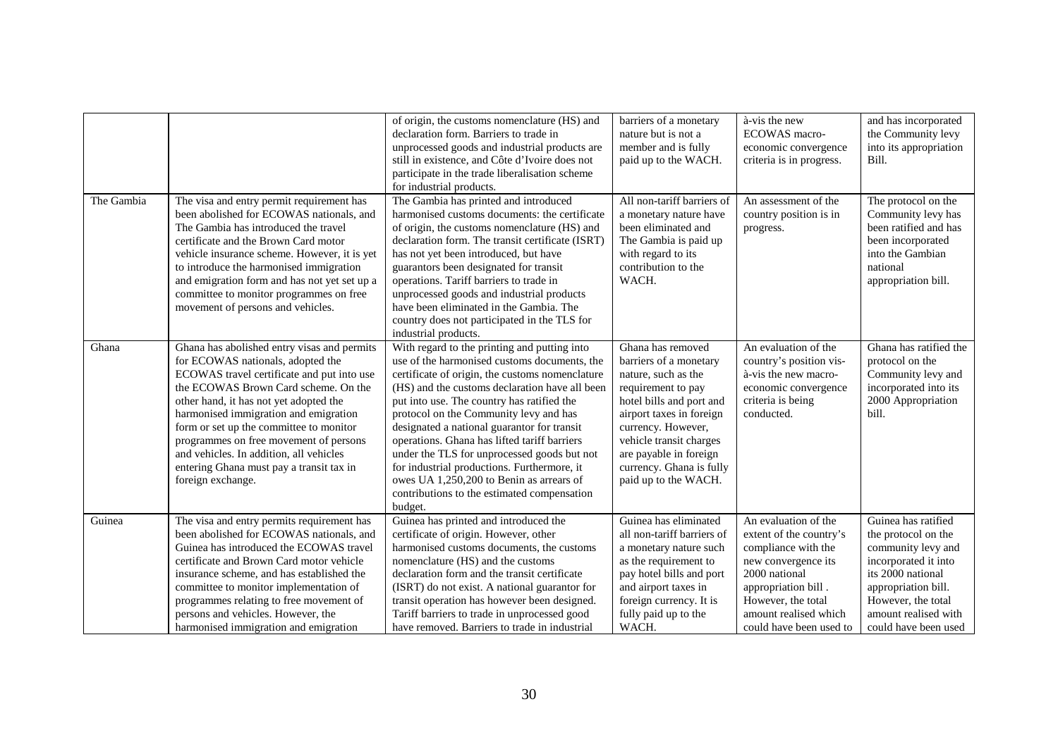|  |  |  |  |  |  |
|---|---|---|---|---|---|
|  |  | of origin, the customs nomenclature (HS) and declaration form. Barriers to trade in unprocessed goods and industrial products are still in existence, and Côte d'Ivoire does not participate in the trade liberalisation scheme for industrial products. | barriers of a monetary nature but is not a member and is fully paid up to the WACH. | à-vis the new ECOWAS macro-economic convergence criteria is in progress. | and has incorporated the Community levy into its appropriation Bill. |
| The Gambia | The visa and entry permit requirement has been abolished for ECOWAS nationals, and The Gambia has introduced the travel certificate and the Brown Card motor vehicle insurance scheme. However, it is yet to introduce the harmonised immigration and emigration form and has not yet set up a committee to monitor programmes on free movement of persons and vehicles. | The Gambia has printed and introduced harmonised customs documents: the certificate of origin, the customs nomenclature (HS) and declaration form. The transit certificate (ISRT) has not yet been introduced, but have guarantors been designated for transit operations. Tariff barriers to trade in unprocessed goods and industrial products have been eliminated in the Gambia. The country does not participated in the TLS for industrial products. | All non-tariff barriers of a monetary nature have been eliminated and The Gambia is paid up with regard to its contribution to the WACH. | An assessment of the country position is in progress. | The protocol on the Community levy has been ratified and has been incorporated into the Gambian national appropriation bill. |
| Ghana | Ghana has abolished entry visas and permits for ECOWAS nationals, adopted the ECOWAS travel certificate and put into use the ECOWAS Brown Card scheme. On the other hand, it has not yet adopted the harmonised immigration and emigration form or set up the committee to monitor programmes on free movement of persons and vehicles. In addition, all vehicles entering Ghana must pay a transit tax in foreign exchange. | With regard to the printing and putting into use of the harmonised customs documents, the certificate of origin, the customs nomenclature (HS) and the customs declaration have all been put into use. The country has ratified the protocol on the Community levy and has designated a national guarantor for transit operations. Ghana has lifted tariff barriers under the TLS for unprocessed goods but not for industrial productions. Furthermore, it owes UA 1,250,200 to Benin as arrears of contributions to the estimated compensation budget. | Ghana has removed barriers of a monetary nature, such as the requirement to pay hotel bills and port and airport taxes in foreign currency. However, vehicle transit charges are payable in foreign currency. Ghana is fully paid up to the WACH. | An evaluation of the country's position vis-à-vis the new macro-economic convergence criteria is being conducted. | Ghana has ratified the protocol on the Community levy and incorporated into its 2000 Appropriation bill. |
| Guinea | The visa and entry permits requirement has been abolished for ECOWAS nationals, and Guinea has introduced the ECOWAS travel certificate and Brown Card motor vehicle insurance scheme, and has established the committee to monitor implementation of programmes relating to free movement of persons and vehicles. However, the harmonised immigration and emigration | Guinea has printed and introduced the certificate of origin. However, other harmonised customs documents, the customs nomenclature (HS) and the customs declaration form and the transit certificate (ISRT) do not exist. A national guarantor for transit operation has however been designed. Tariff barriers to trade in unprocessed good have removed. Barriers to trade in industrial | Guinea has eliminated all non-tariff barriers of a monetary nature such as the requirement to pay hotel bills and port and airport taxes in foreign currency. It is fully paid up to the WACH. | An evaluation of the extent of the country's compliance with the new convergence its 2000 national appropriation bill . However, the total amount realised which could have been used to | Guinea has ratified the protocol on the community levy and incorporated it into its 2000 national appropriation bill. However, the total amount realised with could have been used |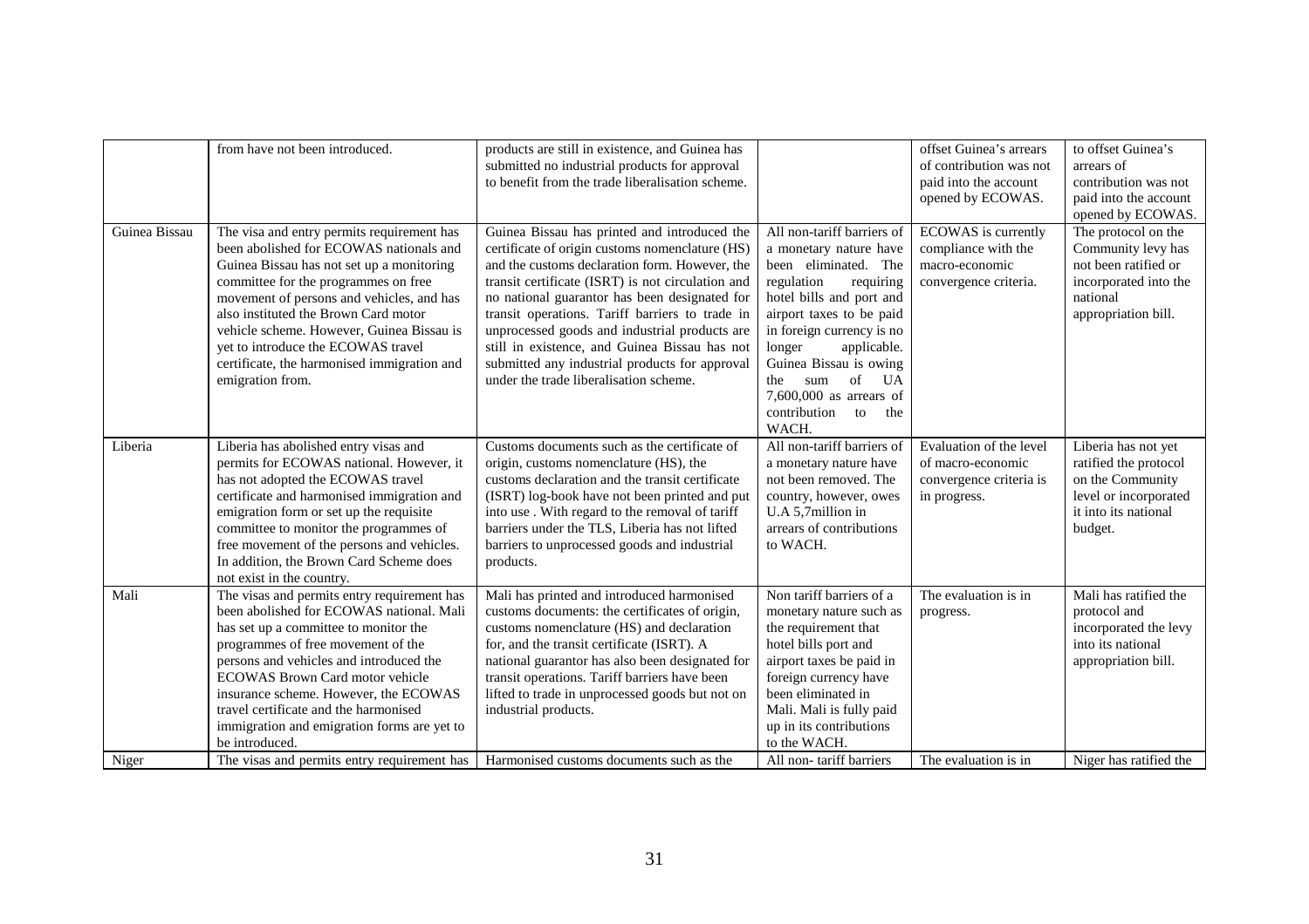| | | | | | |
|---|---|---|---|---|---|
| | from have not been introduced. | products are still in existence, and Guinea has submitted no industrial products for approval to benefit from the trade liberalisation scheme. | | offset Guinea's arrears of contribution was not paid into the account opened by ECOWAS. | to offset Guinea's arrears of contribution was not paid into the account opened by ECOWAS. |
| Guinea Bissau | The visa and entry permits requirement has been abolished for ECOWAS nationals and Guinea Bissau has not set up a monitoring committee for the programmes on free movement of persons and vehicles, and has also instituted the Brown Card motor vehicle scheme. However, Guinea Bissau is yet to introduce the ECOWAS travel certificate, the harmonised immigration and emigration from. | Guinea Bissau has printed and introduced the certificate of origin customs nomenclature (HS) and the customs declaration form. However, the transit certificate (ISRT) is not circulation and no national guarantor has been designated for transit operations. Tariff barriers to trade in unprocessed goods and industrial products are still in existence, and Guinea Bissau has not submitted any industrial products for approval under the trade liberalisation scheme. | All non-tariff barriers of a monetary nature have been eliminated. The regulation requiring hotel bills and port and airport taxes to be paid in foreign currency is no longer applicable. Guinea Bissau is owing the sum of UA 7,600,000 as arrears of contribution to the WACH. | ECOWAS is currently compliance with the macro-economic convergence criteria. | The protocol on the Community levy has not been ratified or incorporated into the national appropriation bill. |
| Liberia | Liberia has abolished entry visas and permits for ECOWAS national. However, it has not adopted the ECOWAS travel certificate and harmonised immigration and emigration form or set up the requisite committee to monitor the programmes of free movement of the persons and vehicles. In addition, the Brown Card Scheme does not exist in the country. | Customs documents such as the certificate of origin, customs nomenclature (HS), the customs declaration and the transit certificate (ISRT) log-book have not been printed and put into use . With regard to the removal of tariff barriers under the TLS, Liberia has not lifted barriers to unprocessed goods and industrial products. | All non-tariff barriers of a monetary nature have not been removed. The country, however, owes U.A 5,7million in arrears of contributions to WACH. | Evaluation of the level of macro-economic convergence criteria is in progress. | Liberia has not yet ratified the protocol on the Community level or incorporated it into its national budget. |
| Mali | The visas and permits entry requirement has been abolished for ECOWAS national. Mali has set up a committee to monitor the programmes of free movement of the persons and vehicles and introduced the ECOWAS Brown Card motor vehicle insurance scheme. However, the ECOWAS travel certificate and the harmonised immigration and emigration forms are yet to be introduced. | Mali has printed and introduced harmonised customs documents: the certificates of origin, customs nomenclature (HS) and declaration for, and the transit certificate (ISRT). A national guarantor has also been designated for transit operations. Tariff barriers have been lifted to trade in unprocessed goods but not on industrial products. | Non tariff barriers of a monetary nature such as the requirement that hotel bills port and airport taxes be paid in foreign currency have been eliminated in Mali. Mali is fully paid up in its contributions to the WACH. | The evaluation is in progress. | Mali has ratified the protocol and incorporated the levy into its national appropriation bill. |
| Niger | The visas and permits entry requirement has | Harmonised customs documents such as the | All non- tariff barriers | The evaluation is in | Niger has ratified the |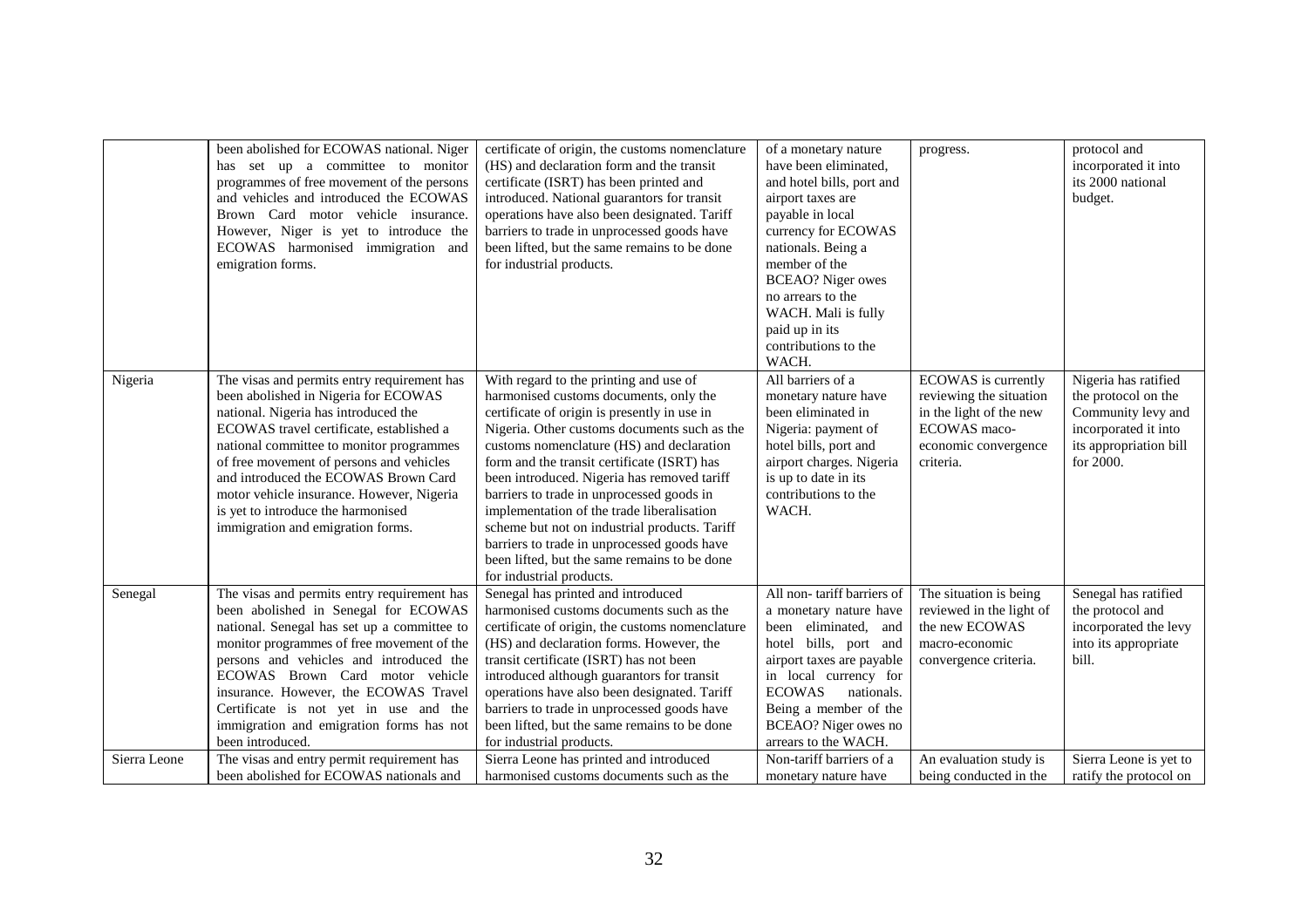| | | | | | |
|---|---|---|---|---|---|
| | been abolished for ECOWAS national. Niger has set up a committee to monitor programmes of free movement of the persons and vehicles and introduced the ECOWAS Brown Card motor vehicle insurance. However, Niger is yet to introduce the ECOWAS harmonised immigration and emigration forms. | certificate of origin, the customs nomenclature (HS) and declaration form and the transit certificate (ISRT) has been printed and introduced. National guarantors for transit operations have also been designated. Tariff barriers to trade in unprocessed goods have been lifted, but the same remains to be done for industrial products. | of a monetary nature have been eliminated, and hotel bills, port and airport taxes are payable in local currency for ECOWAS nationals. Being a member of the BCEAO? Niger owes no arrears to the WACH. Mali is fully paid up in its contributions to the WACH. | progress. | protocol and incorporated it into its 2000 national budget. |
| Nigeria | The visas and permits entry requirement has been abolished in Nigeria for ECOWAS national. Nigeria has introduced the ECOWAS travel certificate, established a national committee to monitor programmes of free movement of persons and vehicles and introduced the ECOWAS Brown Card motor vehicle insurance. However, Nigeria is yet to introduce the harmonised immigration and emigration forms. | With regard to the printing and use of harmonised customs documents, only the certificate of origin is presently in use in Nigeria. Other customs documents such as the customs nomenclature (HS) and declaration form and the transit certificate (ISRT) has been introduced. Nigeria has removed tariff barriers to trade in unprocessed goods in implementation of the trade liberalisation scheme but not on industrial products. Tariff barriers to trade in unprocessed goods have been lifted, but the same remains to be done for industrial products. | All barriers of a monetary nature have been eliminated in Nigeria: payment of hotel bills, port and airport charges. Nigeria is up to date in its contributions to the WACH. | ECOWAS is currently reviewing the situation in the light of the new ECOWAS maco-economic convergence criteria. | Nigeria has ratified the protocol on the Community levy and incorporated it into its appropriation bill for 2000. |
| Senegal | The visas and permits entry requirement has been abolished in Senegal for ECOWAS national. Senegal has set up a committee to monitor programmes of free movement of the persons and vehicles and introduced the ECOWAS Brown Card motor vehicle insurance. However, the ECOWAS Travel Certificate is not yet in use and the immigration and emigration forms has not been introduced. | Senegal has printed and introduced harmonised customs documents such as the certificate of origin, the customs nomenclature (HS) and declaration forms. However, the transit certificate (ISRT) has not been introduced although guarantors for transit operations have also been designated. Tariff barriers to trade in unprocessed goods have been lifted, but the same remains to be done for industrial products. | All non- tariff barriers of a monetary nature have been eliminated, and hotel bills, port and airport taxes are payable in local currency for ECOWAS nationals. Being a member of the BCEAO? Niger owes no arrears to the WACH. | The situation is being reviewed in the light of the new ECOWAS macro-economic convergence criteria. | Senegal has ratified the protocol and incorporated the levy into its appropriate bill. |
| Sierra Leone | The visas and entry permit requirement has been abolished for ECOWAS nationals and | Sierra Leone has printed and introduced harmonised customs documents such as the | Non-tariff barriers of a monetary nature have | An evaluation study is being conducted in the | Sierra Leone is yet to ratify the protocol on |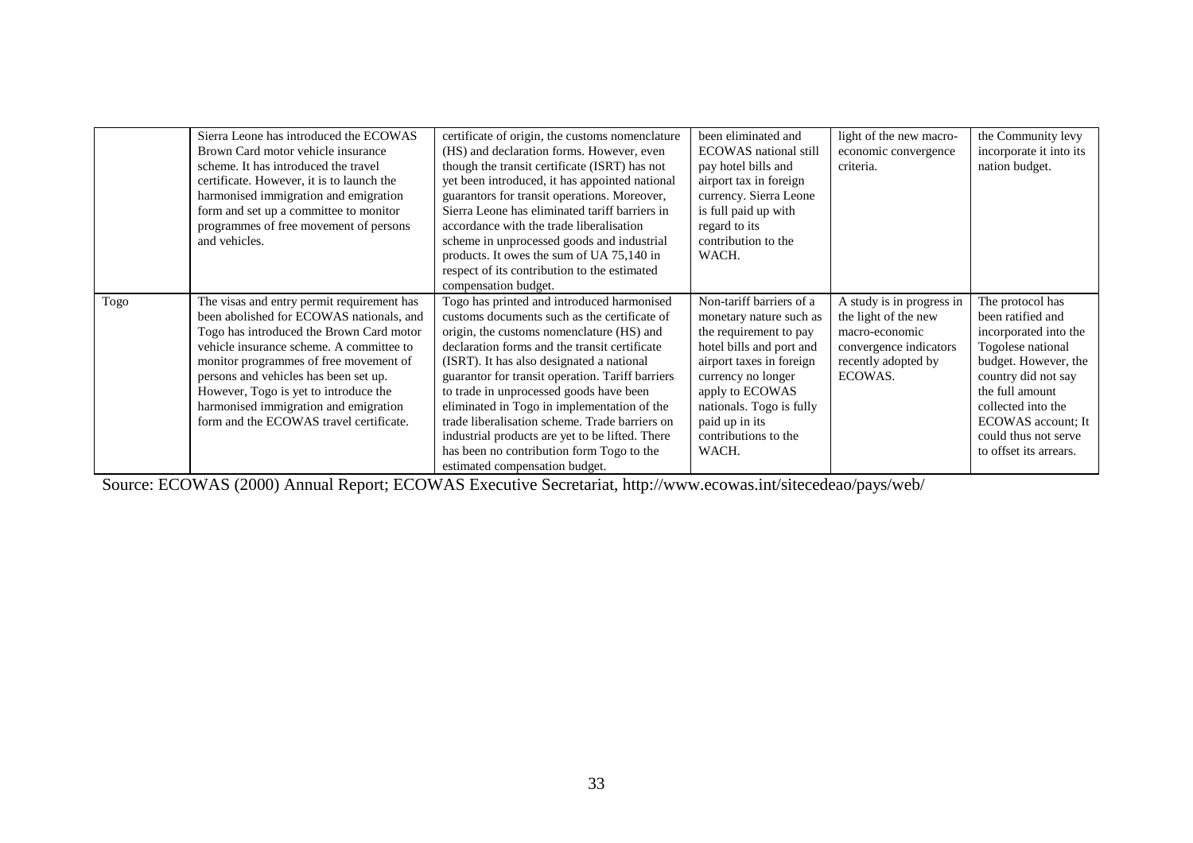| | | | | | |
|---|---|---|---|---|---|
| | Sierra Leone has introduced the ECOWAS Brown Card motor vehicle insurance scheme. It has introduced the travel certificate. However, it is to launch the harmonised immigration and emigration form and set up a committee to monitor programmes of free movement of persons and vehicles. | certificate of origin, the customs nomenclature (HS) and declaration forms. However, even though the transit certificate (ISRT) has not yet been introduced, it has appointed national guarantors for transit operations. Moreover, Sierra Leone has eliminated tariff barriers in accordance with the trade liberalisation scheme in unprocessed goods and industrial products. It owes the sum of UA 75,140 in respect of its contribution to the estimated compensation budget. | been eliminated and ECOWAS national still pay hotel bills and airport tax in foreign currency. Sierra Leone is full paid up with regard to its contribution to the WACH. | light of the new macro-economic convergence criteria. | the Community levy incorporate it into its nation budget. |
| Togo | The visas and entry permit requirement has been abolished for ECOWAS nationals, and Togo has introduced the Brown Card motor vehicle insurance scheme. A committee to monitor programmes of free movement of persons and vehicles has been set up. However, Togo is yet to introduce the harmonised immigration and emigration form and the ECOWAS travel certificate. | Togo has printed and introduced harmonised customs documents such as the certificate of origin, the customs nomenclature (HS) and declaration forms and the transit certificate (ISRT). It has also designated a national guarantor for transit operation. Tariff barriers to trade in unprocessed goods have been eliminated in Togo in implementation of the trade liberalisation scheme. Trade barriers on industrial products are yet to be lifted. There has been no contribution form Togo to the estimated compensation budget. | Non-tariff barriers of a monetary nature such as the requirement to pay hotel bills and port and airport taxes in foreign currency no longer apply to ECOWAS nationals. Togo is fully paid up in its contributions to the WACH. | A study is in progress in the light of the new macro-economic convergence indicators recently adopted by ECOWAS. | The protocol has been ratified and incorporated into the Togolese national budget. However, the country did not say the full amount collected into the ECOWAS account; It could thus not serve to offset its arrears. |

Source: ECOWAS (2000) Annual Report; ECOWAS Executive Secretariat, http://www.ecowas.int/sitecedeao/pays/web/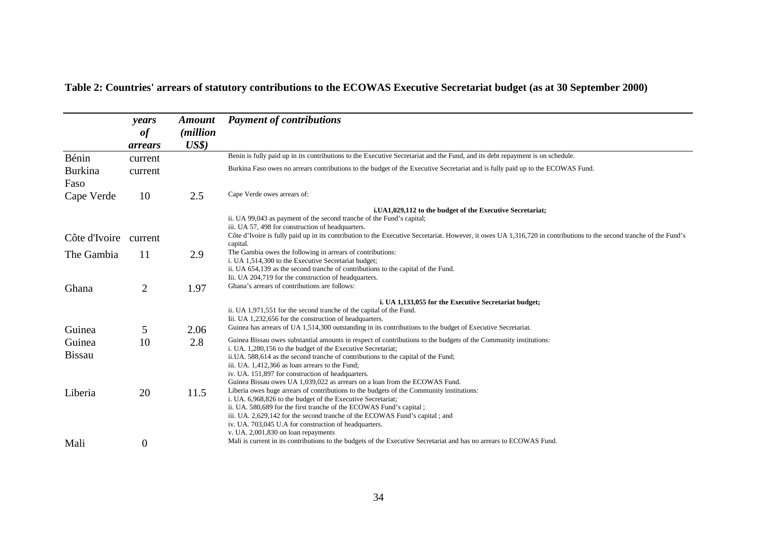**Table 2: Countries' arrears of statutory contributions to the ECOWAS Executive Secretariat budget (as at 30 September 2000)**

| | *years of arrears* | *Amount (million US$)* | ***Payment of contributions*** |
|---|---|---|---|
| Bénin | current | | Benin is fully paid up in its contributions to the Executive Secretariat and the Fund, and its debt repayment is on schedule. |
| Burkina Faso | current | | Burkina Faso owes no arrears contributions to the budget of the Executive Secretariat and is fully paid up to the ECOWAS Fund. |
| Cape Verde | 10 | 2.5 | Cape Verde owes arrears of: **i.UA1,029,112 to the budget of the Executive Secretariat;** ii. UA 99,043 as payment of the second tranche of the Fund's capital; iii. UA 57, 498 for construction of headquarters. |
| Côte d'Ivoire | current | | Côte d'Ivoire is fully paid up in its contribution to the Executive Secretariat. However, it owes UA 1,316,720 in contributions to the second tranche of the Fund's capital. |
| The Gambia | 11 | 2.9 | The Gambia owes the following in arrears of contributions: i. UA 1,514,300 to the Executive Secretariat budget; ii. UA 654,139 as the second tranche of contributions to the capital of the Fund. Iii. UA 204,719 for the construction of headquarters. |
| Ghana | 2 | 1.97 | Ghana's arrears of contributions are follows: **i. UA 1,133,055 for the Executive Secretariat budget;** ii. UA 1,971,551 for the second tranche of the capital of the Fund. Iii. UA 1,232,656 for the construction of headquarters. |
| Guinea | 5 | 2.06 | Guinea has arrears of UA 1,514,300 outstanding in its contributions to the budget of Executive Secretariat. |
| Guinea Bissau | 10 | 2.8 | Guinea Bissau owes substantial amounts in respect of contributions to the budgets of the Community institutions: i. UA. 1,280,156 to the budget of the Executive Secretariat; ii.UA. 588,614 as the second tranche of contributions to the capital of the Fund; iii. UA. 1,412,366 as loan arrears to the Fund; iv. UA. 151,897 for construction of headquarters. Guinea Bissau owes UA 1,039,022 as arrears on a loan from the ECOWAS Fund. |
| Liberia | 20 | 11.5 | Liberia owes huge arrears of contributions to the budgets of the Community institutions: i. UA. 6,968,826 to the budget of the Executive Secretariat; ii. UA. 580,689 for the first tranche of the ECOWAS Fund's capital ; iii. UA. 2,629,142 for the second tranche of the ECOWAS Fund's capital ; and iv. UA. 703,045 U.A for construction of headquarters. v. UA. 2,001,830 on loan repayments |
| Mali | 0 | | Mali is current in its contributions to the budgets of the Executive Secretariat and has no arrears to ECOWAS Fund. |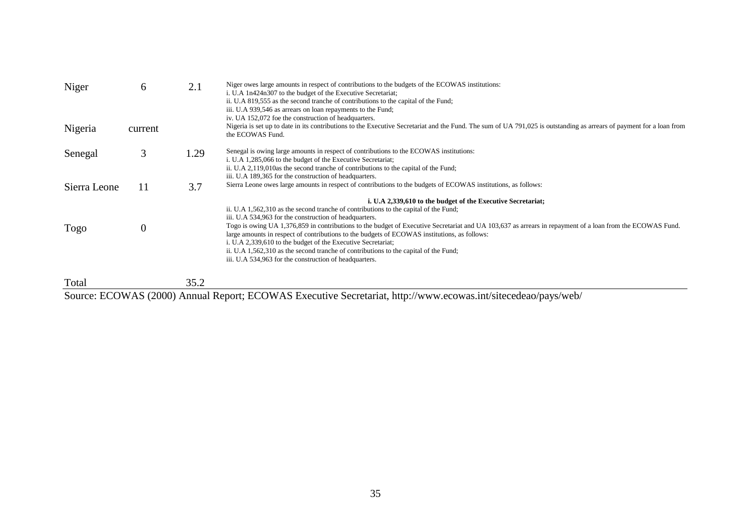| | | | |
|---|---|---|---|
| Niger | 6 | 2.1 | Niger owes large amounts in respect of contributions to the budgets of the ECOWAS institutions: i. U.A 1n424n307 to the budget of the Executive Secretariat; ii. U.A 819,555 as the second tranche of contributions to the capital of the Fund; iii. U.A 939,546 as arrears on loan repayments to the Fund; iv. UA 152,072 foe the construction of headquarters. |
| Nigeria | current | | Nigeria is set up to date in its contributions to the Executive Secretariat and the Fund. The sum of UA 791,025 is outstanding as arrears of payment for a loan from the ECOWAS Fund. |
| Senegal | 3 | 1.29 | Senegal is owing large amounts in respect of contributions to the ECOWAS institutions: i. U.A 1,285,066 to the budget of the Executive Secretariat; ii. U.A 2,119,010as the second tranche of contributions to the capital of the Fund; iii. U.A 189,365 for the construction of headquarters. |
| Sierra Leone | 11 | 3.7 | Sierra Leone owes large amounts in respect of contributions to the budgets of ECOWAS institutions, as follows: **i. U.A 2,339,610 to the budget of the Executive Secretariat;** ii. U.A 1,562,310 as the second tranche of contributions to the capital of the Fund; iii. U.A 534,963 for the construction of headquarters. |
| Togo | 0 | | Togo is owing UA 1,376,859 in contributions to the budget of Executive Secretariat and UA 103,637 as arrears in repayment of a loan from the ECOWAS Fund. large amounts in respect of contributions to the budgets of ECOWAS institutions, as follows: i. U.A 2,339,610 to the budget of the Executive Secretariat; ii. U.A 1,562,310 as the second tranche of contributions to the capital of the Fund; iii. U.A 534,963 for the construction of headquarters. |
| Total | | 35.2 | |

Source: ECOWAS (2000) Annual Report; ECOWAS Executive Secretariat, http://www.ecowas.int/sitecedeao/pays/web/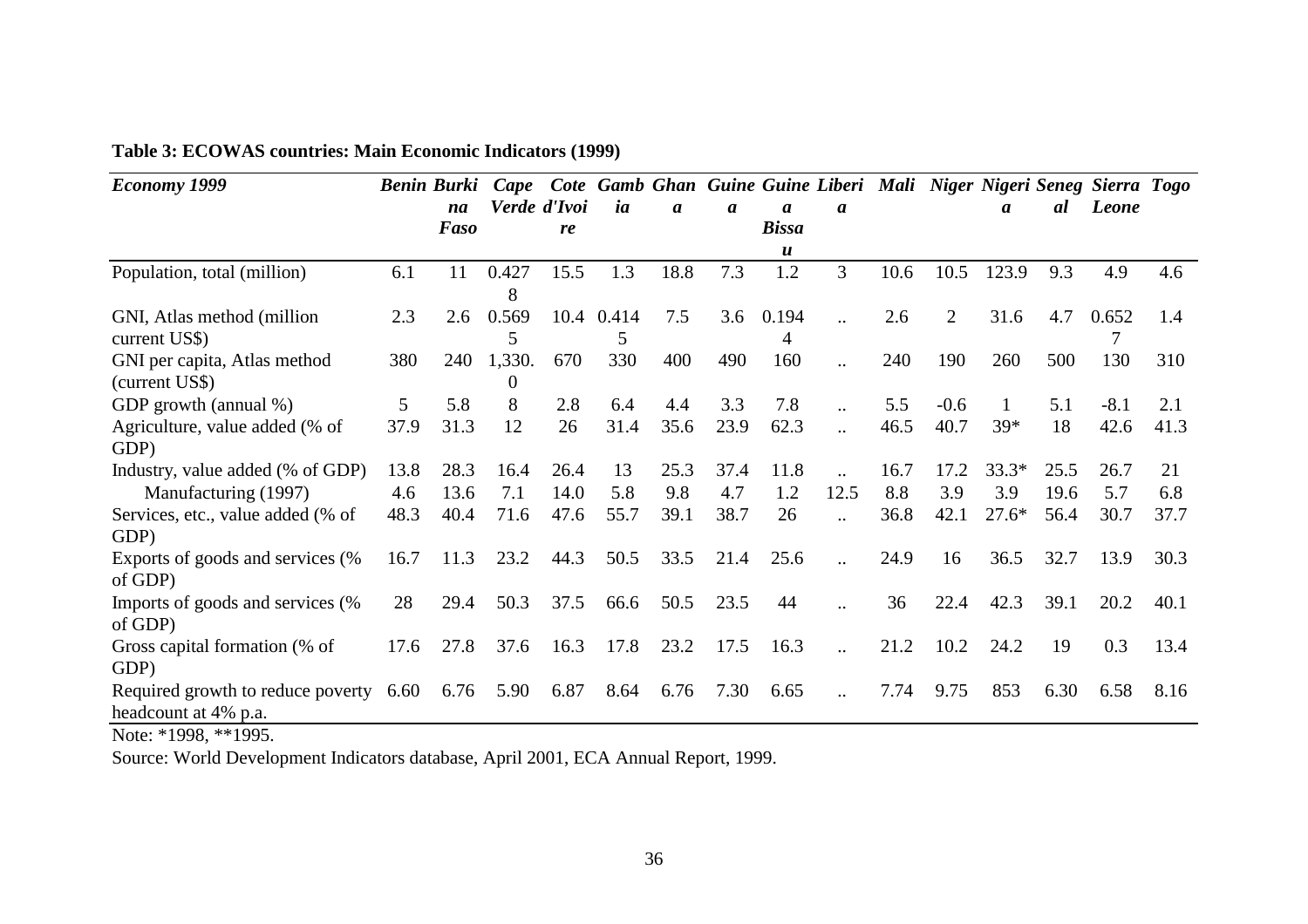**Table 3: ECOWAS countries: Main Economic Indicators (1999)**

| *Economy 1999* | *Benin* | *Burkina Faso* | *Cape Verde* | *Cote d'Ivoire* | *Gambia* | *Ghana* | *Guinea* | *Guinea Bissau* | *Liberia* | *Mali* | *Niger* | *Nigeria* | *Senegal* | *Sierra Leone* | *Togo* |
|---|---|---|---|---|---|---|---|---|---|---|---|---|---|---|---|
| Population, total (million) | 6.1 | 11 | 0.4278 | 15.5 | 1.3 | 18.8 | 7.3 | 1.2 | 3 | 10.6 | 10.5 | 123.9 | 9.3 | 4.9 | 4.6 |
| GNI, Atlas method (million current US$) | 2.3 | 2.6 | 0.5695 | 10.4 | 0.4145 | 7.5 | 3.6 | 0.1944 | .. | 2.6 | 2 | 31.6 | 4.7 | 0.6527 | 1.4 |
| GNI per capita, Atlas method (current US$) | 380 | 240 | 1,330.0 | 670 | 330 | 400 | 490 | 160 | .. | 240 | 190 | 260 | 500 | 130 | 310 |
| GDP growth (annual %) | 5 | 5.8 | 8 | 2.8 | 6.4 | 4.4 | 3.3 | 7.8 | .. | 5.5 | -0.6 | 1 | 5.1 | -8.1 | 2.1 |
| Agriculture, value added (% of GDP) | 37.9 | 31.3 | 12 | 26 | 31.4 | 35.6 | 23.9 | 62.3 | .. | 46.5 | 40.7 | 39* | 18 | 42.6 | 41.3 |
| Industry, value added (% of GDP) | 13.8 | 28.3 | 16.4 | 26.4 | 13 | 25.3 | 37.4 | 11.8 | .. | 16.7 | 17.2 | 33.3* | 25.5 | 26.7 | 21 |
| Manufacturing (1997) | 4.6 | 13.6 | 7.1 | 14.0 | 5.8 | 9.8 | 4.7 | 1.2 | 12.5 | 8.8 | 3.9 | 3.9 | 19.6 | 5.7 | 6.8 |
| Services, etc., value added (% of GDP) | 48.3 | 40.4 | 71.6 | 47.6 | 55.7 | 39.1 | 38.7 | 26 | .. | 36.8 | 42.1 | 27.6* | 56.4 | 30.7 | 37.7 |
| Exports of goods and services (% of GDP) | 16.7 | 11.3 | 23.2 | 44.3 | 50.5 | 33.5 | 21.4 | 25.6 | .. | 24.9 | 16 | 36.5 | 32.7 | 13.9 | 30.3 |
| Imports of goods and services (% of GDP) | 28 | 29.4 | 50.3 | 37.5 | 66.6 | 50.5 | 23.5 | 44 | .. | 36 | 22.4 | 42.3 | 39.1 | 20.2 | 40.1 |
| Gross capital formation (% of GDP) | 17.6 | 27.8 | 37.6 | 16.3 | 17.8 | 23.2 | 17.5 | 16.3 | .. | 21.2 | 10.2 | 24.2 | 19 | 0.3 | 13.4 |
| Required growth to reduce poverty headcount at 4% p.a. | 6.60 | 6.76 | 5.90 | 6.87 | 8.64 | 6.76 | 7.30 | 6.65 | .. | 7.74 | 9.75 | 853 | 6.30 | 6.58 | 8.16 |

Note: *1998, **1995.

Source: World Development Indicators database, April 2001, ECA Annual Report, 1999.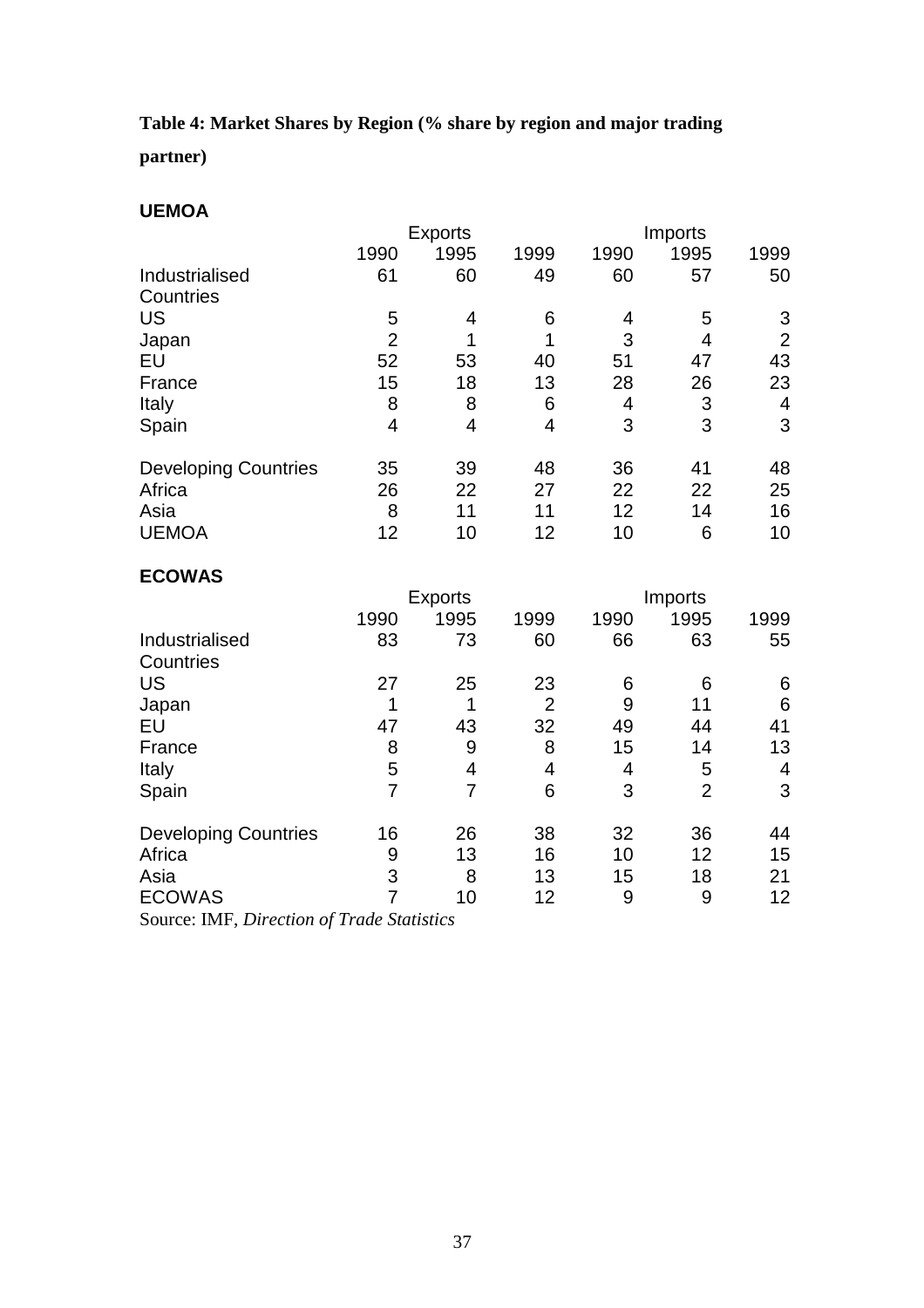**Table 4: Market Shares by Region (% share by region and major trading partner)**

**UEMOA**

| | Exports | | | Imports | | |
|---|---|---|---|---|---|---|
| | 1990 | 1995 | 1999 | 1990 | 1995 | 1999 |
| Industrialised Countries | 61 | 60 | 49 | 60 | 57 | 50 |
| US | 5 | 4 | 6 | 4 | 5 | 3 |
| Japan | 2 | 1 | 1 | 3 | 4 | 2 |
| EU | 52 | 53 | 40 | 51 | 47 | 43 |
| France | 15 | 18 | 13 | 28 | 26 | 23 |
| Italy | 8 | 8 | 6 | 4 | 3 | 4 |
| Spain | 4 | 4 | 4 | 3 | 3 | 3 |
| Developing Countries | 35 | 39 | 48 | 36 | 41 | 48 |
| Africa | 26 | 22 | 27 | 22 | 22 | 25 |
| Asia | 8 | 11 | 11 | 12 | 14 | 16 |
| UEMOA | 12 | 10 | 12 | 10 | 6 | 10 |

**ECOWAS**

| | Exports | | | Imports | | |
|---|---|---|---|---|---|---|
| | 1990 | 1995 | 1999 | 1990 | 1995 | 1999 |
| Industrialised Countries | 83 | 73 | 60 | 66 | 63 | 55 |
| US | 27 | 25 | 23 | 6 | 6 | 6 |
| Japan | 1 | 1 | 2 | 9 | 11 | 6 |
| EU | 47 | 43 | 32 | 49 | 44 | 41 |
| France | 8 | 9 | 8 | 15 | 14 | 13 |
| Italy | 5 | 4 | 4 | 4 | 5 | 4 |
| Spain | 7 | 7 | 6 | 3 | 2 | 3 |
| Developing Countries | 16 | 26 | 38 | 32 | 36 | 44 |
| Africa | 9 | 13 | 16 | 10 | 12 | 15 |
| Asia | 3 | 8 | 13 | 15 | 18 | 21 |
| ECOWAS | 7 | 10 | 12 | 9 | 9 | 12 |

Source: IMF, *Direction of Trade Statistics*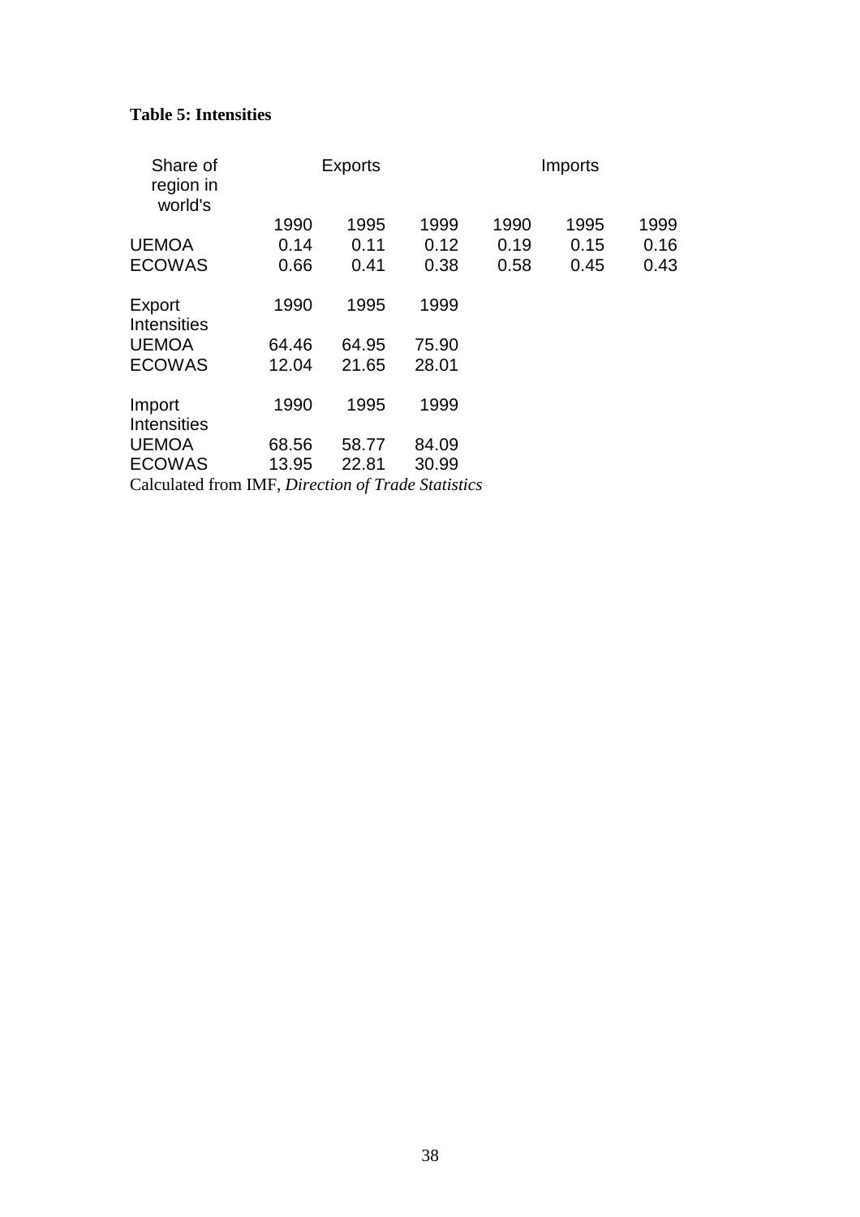**Table 5: Intensities**

| Share of region in world's | Exports | | | Imports | | |
|---|---|---|---|---|---|---|
| | 1990 | 1995 | 1999 | 1990 | 1995 | 1999 |
| UEMOA | 0.14 | 0.11 | 0.12 | 0.19 | 0.15 | 0.16 |
| ECOWAS | 0.66 | 0.41 | 0.38 | 0.58 | 0.45 | 0.43 |

| Export Intensities | 1990 | 1995 | 1999 |
|---|---|---|---|
| UEMOA | 64.46 | 64.95 | 75.90 |
| ECOWAS | 12.04 | 21.65 | 28.01 |

| Import Intensities | 1990 | 1995 | 1999 |
|---|---|---|---|
| UEMOA | 68.56 | 58.77 | 84.09 |
| ECOWAS | 13.95 | 22.81 | 30.99 |

Calculated from IMF, *Direction of Trade Statistics*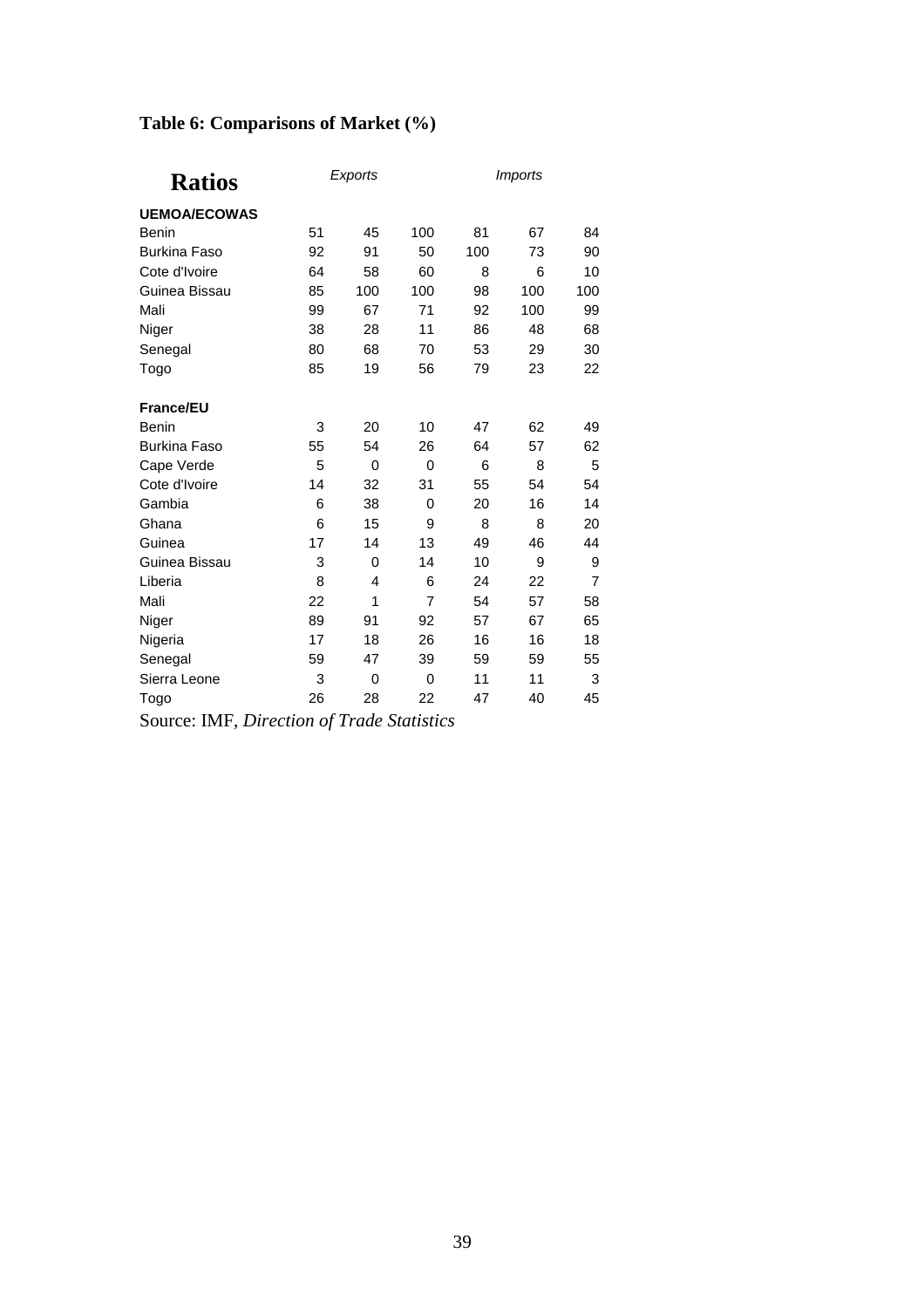**Table 6: Comparisons of Market (%)**

| **Ratios** | *Exports* | | | *Imports* | | |
|---|---|---|---|---|---|---|
| **UEMOA/ECOWAS** | | | | | | |
| Benin | 51 | 45 | 100 | 81 | 67 | 84 |
| Burkina Faso | 92 | 91 | 50 | 100 | 73 | 90 |
| Cote d'Ivoire | 64 | 58 | 60 | 8 | 6 | 10 |
| Guinea Bissau | 85 | 100 | 100 | 98 | 100 | 100 |
| Mali | 99 | 67 | 71 | 92 | 100 | 99 |
| Niger | 38 | 28 | 11 | 86 | 48 | 68 |
| Senegal | 80 | 68 | 70 | 53 | 29 | 30 |
| Togo | 85 | 19 | 56 | 79 | 23 | 22 |
| **France/EU** | | | | | | |
| Benin | 3 | 20 | 10 | 47 | 62 | 49 |
| Burkina Faso | 55 | 54 | 26 | 64 | 57 | 62 |
| Cape Verde | 5 | 0 | 0 | 6 | 8 | 5 |
| Cote d'Ivoire | 14 | 32 | 31 | 55 | 54 | 54 |
| Gambia | 6 | 38 | 0 | 20 | 16 | 14 |
| Ghana | 6 | 15 | 9 | 8 | 8 | 20 |
| Guinea | 17 | 14 | 13 | 49 | 46 | 44 |
| Guinea Bissau | 3 | 0 | 14 | 10 | 9 | 9 |
| Liberia | 8 | 4 | 6 | 24 | 22 | 7 |
| Mali | 22 | 1 | 7 | 54 | 57 | 58 |
| Niger | 89 | 91 | 92 | 57 | 67 | 65 |
| Nigeria | 17 | 18 | 26 | 16 | 16 | 18 |
| Senegal | 59 | 47 | 39 | 59 | 59 | 55 |
| Sierra Leone | 3 | 0 | 0 | 11 | 11 | 3 |
| Togo | 26 | 28 | 22 | 47 | 40 | 45 |

Source: IMF, *Direction of Trade Statistics*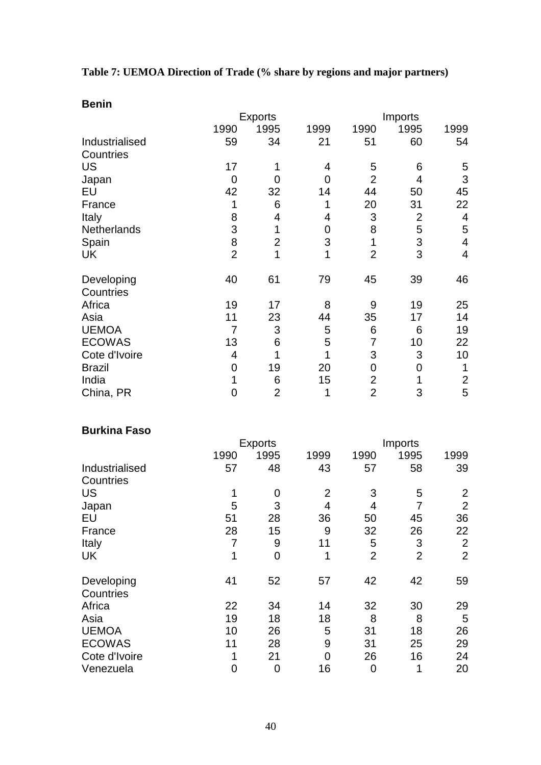**Table 7: UEMOA Direction of Trade (% share by regions and major partners)**

**Benin**

| | Exports | | | Imports | | |
|---|---|---|---|---|---|---|
| | 1990 | 1995 | 1999 | 1990 | 1995 | 1999 |
| Industrialised Countries | 59 | 34 | 21 | 51 | 60 | 54 |
| US | 17 | 1 | 4 | 5 | 6 | 5 |
| Japan | 0 | 0 | 0 | 2 | 4 | 3 |
| EU | 42 | 32 | 14 | 44 | 50 | 45 |
| France | 1 | 6 | 1 | 20 | 31 | 22 |
| Italy | 8 | 4 | 4 | 3 | 2 | 4 |
| Netherlands | 3 | 1 | 0 | 8 | 5 | 5 |
| Spain | 8 | 2 | 3 | 1 | 3 | 4 |
| UK | 2 | 1 | 1 | 2 | 3 | 4 |
| Developing Countries | 40 | 61 | 79 | 45 | 39 | 46 |
| Africa | 19 | 17 | 8 | 9 | 19 | 25 |
| Asia | 11 | 23 | 44 | 35 | 17 | 14 |
| UEMOA | 7 | 3 | 5 | 6 | 6 | 19 |
| ECOWAS | 13 | 6 | 5 | 7 | 10 | 22 |
| Cote d'Ivoire | 4 | 1 | 1 | 3 | 3 | 10 |
| Brazil | 0 | 19 | 20 | 0 | 0 | 1 |
| India | 1 | 6 | 15 | 2 | 1 | 2 |
| China, PR | 0 | 2 | 1 | 2 | 3 | 5 |

**Burkina Faso**

| | Exports | | | Imports | | |
|---|---|---|---|---|---|---|
| | 1990 | 1995 | 1999 | 1990 | 1995 | 1999 |
| Industrialised Countries | 57 | 48 | 43 | 57 | 58 | 39 |
| US | 1 | 0 | 2 | 3 | 5 | 2 |
| Japan | 5 | 3 | 4 | 4 | 7 | 2 |
| EU | 51 | 28 | 36 | 50 | 45 | 36 |
| France | 28 | 15 | 9 | 32 | 26 | 22 |
| Italy | 7 | 9 | 11 | 5 | 3 | 2 |
| UK | 1 | 0 | 1 | 2 | 2 | 2 |
| Developing Countries | 41 | 52 | 57 | 42 | 42 | 59 |
| Africa | 22 | 34 | 14 | 32 | 30 | 29 |
| Asia | 19 | 18 | 18 | 8 | 8 | 5 |
| UEMOA | 10 | 26 | 5 | 31 | 18 | 26 |
| ECOWAS | 11 | 28 | 9 | 31 | 25 | 29 |
| Cote d'Ivoire | 1 | 21 | 0 | 26 | 16 | 24 |
| Venezuela | 0 | 0 | 16 | 0 | 1 | 20 |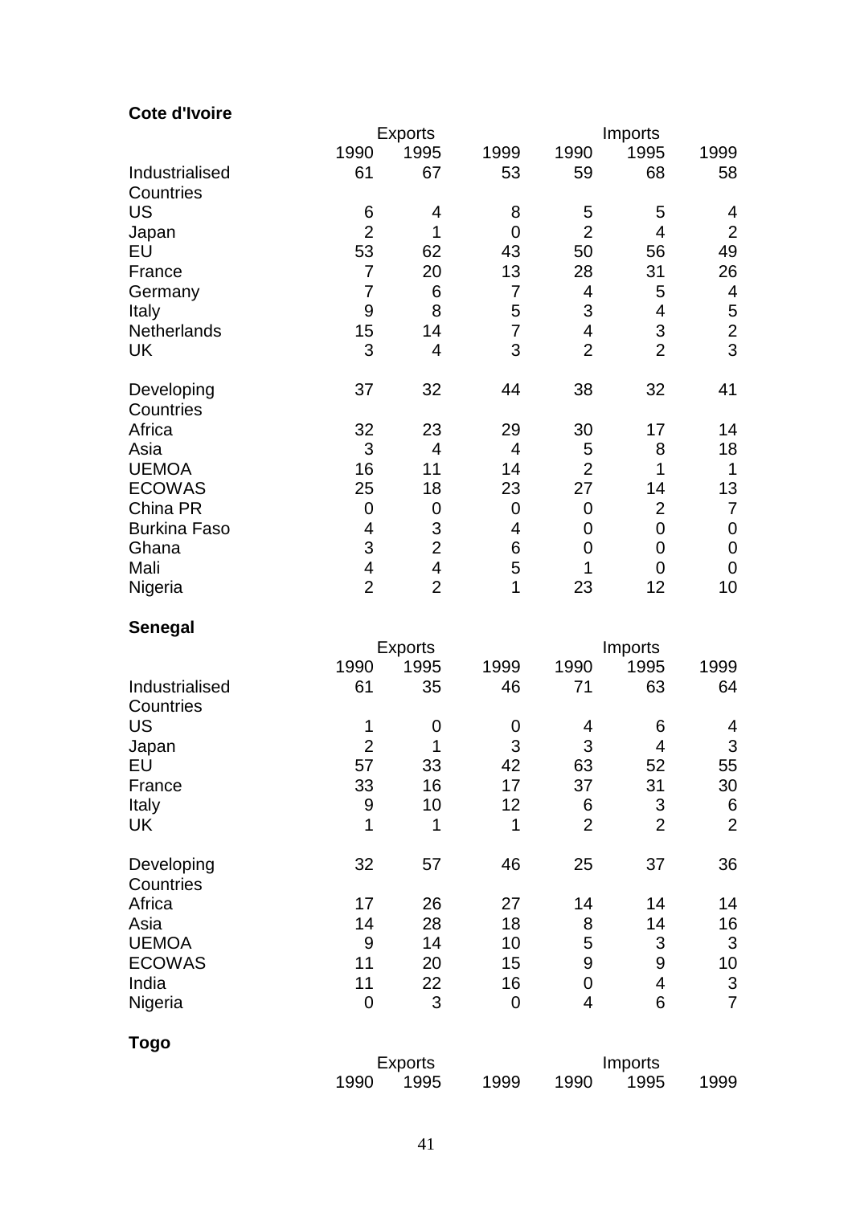**Cote d'Ivoire**

| | Exports | | | Imports | | |
|---|---|---|---|---|---|---|
| | 1990 | 1995 | 1999 | 1990 | 1995 | 1999 |
| Industrialised Countries | 61 | 67 | 53 | 59 | 68 | 58 |
| US | 6 | 4 | 8 | 5 | 5 | 4 |
| Japan | 2 | 1 | 0 | 2 | 4 | 2 |
| EU | 53 | 62 | 43 | 50 | 56 | 49 |
| France | 7 | 20 | 13 | 28 | 31 | 26 |
| Germany | 7 | 6 | 7 | 4 | 5 | 4 |
| Italy | 9 | 8 | 5 | 3 | 4 | 5 |
| Netherlands | 15 | 14 | 7 | 4 | 3 | 2 |
| UK | 3 | 4 | 3 | 2 | 2 | 3 |
| Developing Countries | 37 | 32 | 44 | 38 | 32 | 41 |
| Africa | 32 | 23 | 29 | 30 | 17 | 14 |
| Asia | 3 | 4 | 4 | 5 | 8 | 18 |
| UEMOA | 16 | 11 | 14 | 2 | 1 | 1 |
| ECOWAS | 25 | 18 | 23 | 27 | 14 | 13 |
| China PR | 0 | 0 | 0 | 0 | 2 | 7 |
| Burkina Faso | 4 | 3 | 4 | 0 | 0 | 0 |
| Ghana | 3 | 2 | 6 | 0 | 0 | 0 |
| Mali | 4 | 4 | 5 | 1 | 0 | 0 |
| Nigeria | 2 | 2 | 1 | 23 | 12 | 10 |

**Senegal**

| | Exports | | | Imports | | |
|---|---|---|---|---|---|---|
| | 1990 | 1995 | 1999 | 1990 | 1995 | 1999 |
| Industrialised Countries | 61 | 35 | 46 | 71 | 63 | 64 |
| US | 1 | 0 | 0 | 4 | 6 | 4 |
| Japan | 2 | 1 | 3 | 3 | 4 | 3 |
| EU | 57 | 33 | 42 | 63 | 52 | 55 |
| France | 33 | 16 | 17 | 37 | 31 | 30 |
| Italy | 9 | 10 | 12 | 6 | 3 | 6 |
| UK | 1 | 1 | 1 | 2 | 2 | 2 |
| Developing Countries | 32 | 57 | 46 | 25 | 37 | 36 |
| Africa | 17 | 26 | 27 | 14 | 14 | 14 |
| Asia | 14 | 28 | 18 | 8 | 14 | 16 |
| UEMOA | 9 | 14 | 10 | 5 | 3 | 3 |
| ECOWAS | 11 | 20 | 15 | 9 | 9 | 10 |
| India | 11 | 22 | 16 | 0 | 4 | 3 |
| Nigeria | 0 | 3 | 0 | 4 | 6 | 7 |

**Togo**

| | Exports | | | Imports | | |
|---|---|---|---|---|---|---|
| | 1990 | 1995 | 1999 | 1990 | 1995 | 1999 |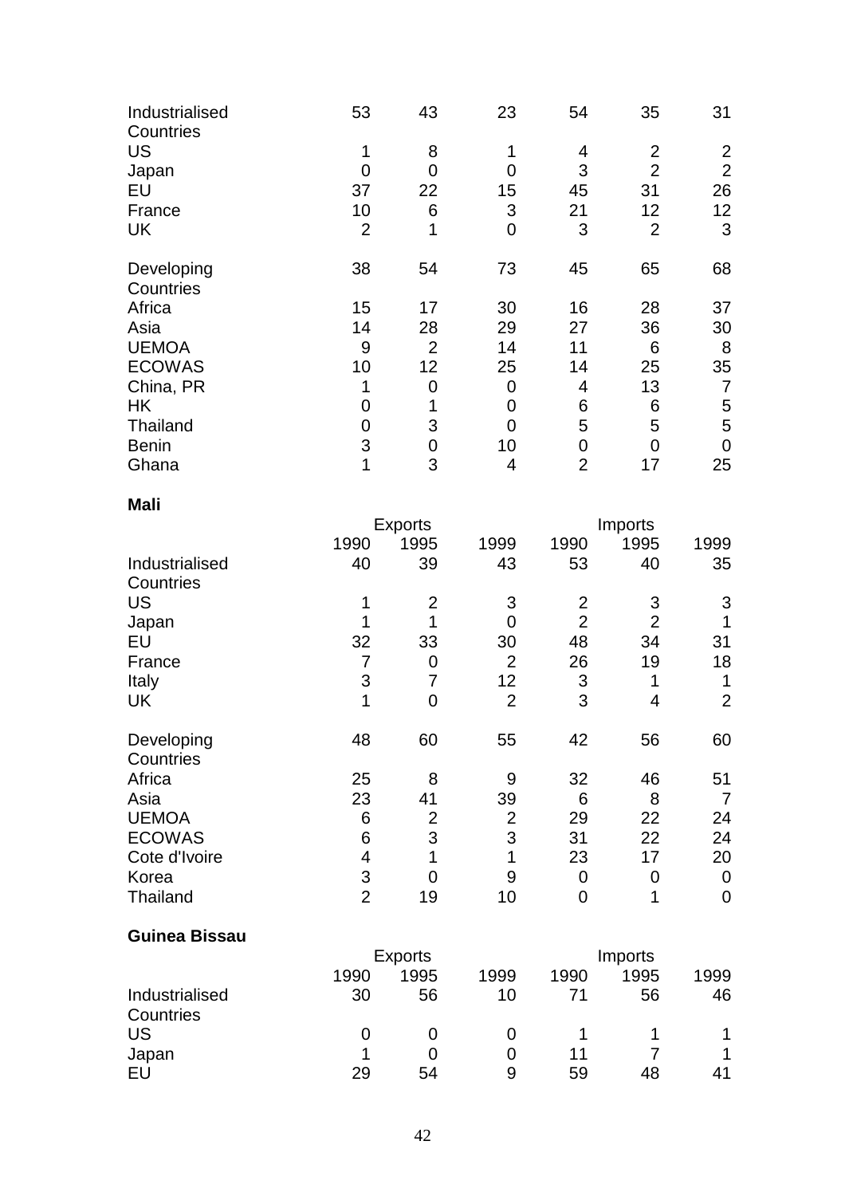| | | | | | | |
|---|---|---|---|---|---|---|
| Industrialised Countries | 53 | 43 | 23 | 54 | 35 | 31 |
| US | 1 | 8 | 1 | 4 | 2 | 2 |
| Japan | 0 | 0 | 0 | 3 | 2 | 2 |
| EU | 37 | 22 | 15 | 45 | 31 | 26 |
| France | 10 | 6 | 3 | 21 | 12 | 12 |
| UK | 2 | 1 | 0 | 3 | 2 | 3 |
| | | | | | | |
| Developing Countries | 38 | 54 | 73 | 45 | 65 | 68 |
| Africa | 15 | 17 | 30 | 16 | 28 | 37 |
| Asia | 14 | 28 | 29 | 27 | 36 | 30 |
| UEMOA | 9 | 2 | 14 | 11 | 6 | 8 |
| ECOWAS | 10 | 12 | 25 | 14 | 25 | 35 |
| China, PR | 1 | 0 | 0 | 4 | 13 | 7 |
| HK | 0 | 1 | 0 | 6 | 6 | 5 |
| Thailand | 0 | 3 | 0 | 5 | 5 | 5 |
| Benin | 3 | 0 | 10 | 0 | 0 | 0 |
| Ghana | 1 | 3 | 4 | 2 | 17 | 25 |

**Mali**

| | Exports | | | Imports | | |
|---|---|---|---|---|---|---|
| | 1990 | 1995 | 1999 | 1990 | 1995 | 1999 |
| Industrialised Countries | 40 | 39 | 43 | 53 | 40 | 35 |
| US | 1 | 2 | 3 | 2 | 3 | 3 |
| Japan | 1 | 1 | 0 | 2 | 2 | 1 |
| EU | 32 | 33 | 30 | 48 | 34 | 31 |
| France | 7 | 0 | 2 | 26 | 19 | 18 |
| Italy | 3 | 7 | 12 | 3 | 1 | 1 |
| UK | 1 | 0 | 2 | 3 | 4 | 2 |
| | | | | | | |
| Developing Countries | 48 | 60 | 55 | 42 | 56 | 60 |
| Africa | 25 | 8 | 9 | 32 | 46 | 51 |
| Asia | 23 | 41 | 39 | 6 | 8 | 7 |
| UEMOA | 6 | 2 | 2 | 29 | 22 | 24 |
| ECOWAS | 6 | 3 | 3 | 31 | 22 | 24 |
| Cote d'Ivoire | 4 | 1 | 1 | 23 | 17 | 20 |
| Korea | 3 | 0 | 9 | 0 | 0 | 0 |
| Thailand | 2 | 19 | 10 | 0 | 1 | 0 |

**Guinea Bissau**

| | Exports | | | Imports | | |
|---|---|---|---|---|---|---|
| | 1990 | 1995 | 1999 | 1990 | 1995 | 1999 |
| Industrialised Countries | 30 | 56 | 10 | 71 | 56 | 46 |
| US | 0 | 0 | 0 | 1 | 1 | 1 |
| Japan | 1 | 0 | 0 | 11 | 7 | 1 |
| EU | 29 | 54 | 9 | 59 | 48 | 41 |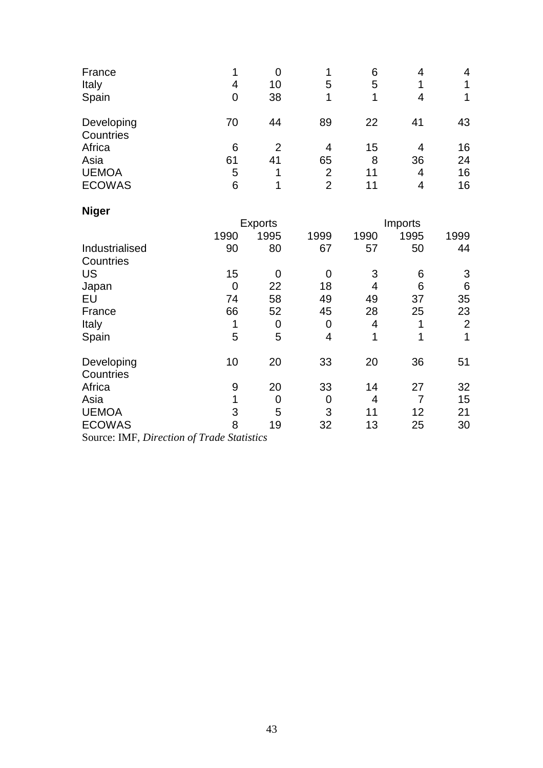| | | | | | | |
|---|---|---|---|---|---|---|
| France | 1 | 0 | 1 | 6 | 4 | 4 |
| Italy | 4 | 10 | 5 | 5 | 1 | 1 |
| Spain | 0 | 38 | 1 | 1 | 4 | 1 |
| Developing Countries | 70 | 44 | 89 | 22 | 41 | 43 |
| Africa | 6 | 2 | 4 | 15 | 4 | 16 |
| Asia | 61 | 41 | 65 | 8 | 36 | 24 |
| UEMOA | 5 | 1 | 2 | 11 | 4 | 16 |
| ECOWAS | 6 | 1 | 2 | 11 | 4 | 16 |

**Niger**

| | Exports | | | Imports | | |
|---|---|---|---|---|---|---|
| | 1990 | 1995 | 1999 | 1990 | 1995 | 1999 |
| Industrialised Countries | 90 | 80 | 67 | 57 | 50 | 44 |
| US | 15 | 0 | 0 | 3 | 6 | 3 |
| Japan | 0 | 22 | 18 | 4 | 6 | 6 |
| EU | 74 | 58 | 49 | 49 | 37 | 35 |
| France | 66 | 52 | 45 | 28 | 25 | 23 |
| Italy | 1 | 0 | 0 | 4 | 1 | 2 |
| Spain | 5 | 5 | 4 | 1 | 1 | 1 |
| Developing Countries | 10 | 20 | 33 | 20 | 36 | 51 |
| Africa | 9 | 20 | 33 | 14 | 27 | 32 |
| Asia | 1 | 0 | 0 | 4 | 7 | 15 |
| UEMOA | 3 | 5 | 3 | 11 | 12 | 21 |
| ECOWAS | 8 | 19 | 32 | 13 | 25 | 30 |

Source: IMF, *Direction of Trade Statistics*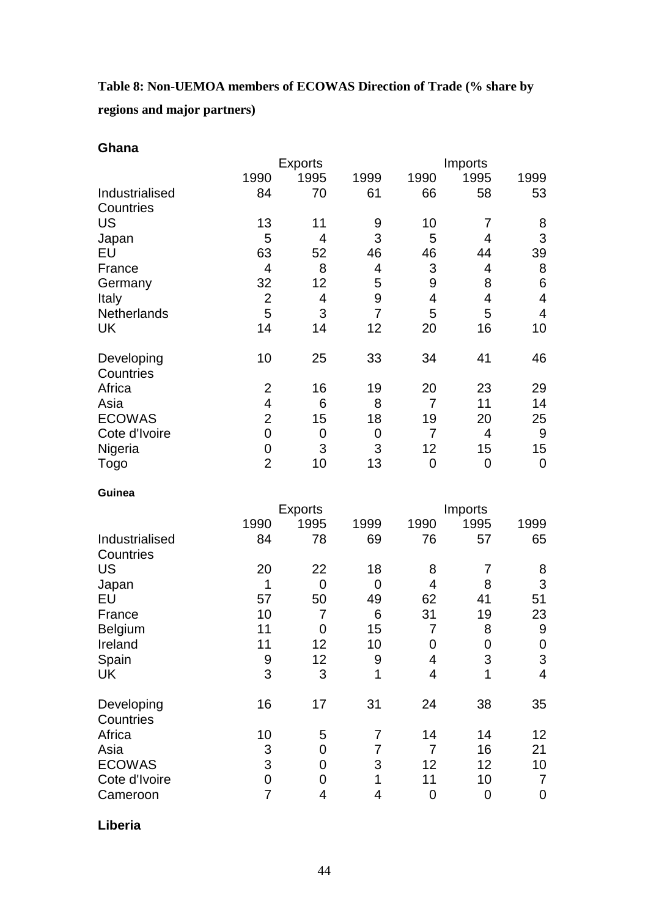**Table 8: Non-UEMOA members of ECOWAS Direction of Trade (% share by regions and major partners)**

**Ghana**

| | Exports | | | Imports | | |
|---|---|---|---|---|---|---|
| | 1990 | 1995 | 1999 | 1990 | 1995 | 1999 |
| Industrialised Countries | 84 | 70 | 61 | 66 | 58 | 53 |
| US | 13 | 11 | 9 | 10 | 7 | 8 |
| Japan | 5 | 4 | 3 | 5 | 4 | 3 |
| EU | 63 | 52 | 46 | 46 | 44 | 39 |
| France | 4 | 8 | 4 | 3 | 4 | 8 |
| Germany | 32 | 12 | 5 | 9 | 8 | 6 |
| Italy | 2 | 4 | 9 | 4 | 4 | 4 |
| Netherlands | 5 | 3 | 7 | 5 | 5 | 4 |
| UK | 14 | 14 | 12 | 20 | 16 | 10 |
| Developing Countries | 10 | 25 | 33 | 34 | 41 | 46 |
| Africa | 2 | 16 | 19 | 20 | 23 | 29 |
| Asia | 4 | 6 | 8 | 7 | 11 | 14 |
| ECOWAS | 2 | 15 | 18 | 19 | 20 | 25 |
| Cote d'Ivoire | 0 | 0 | 0 | 7 | 4 | 9 |
| Nigeria | 0 | 3 | 3 | 12 | 15 | 15 |
| Togo | 2 | 10 | 13 | 0 | 0 | 0 |

**Guinea**

| | Exports | | | Imports | | |
|---|---|---|---|---|---|---|
| | 1990 | 1995 | 1999 | 1990 | 1995 | 1999 |
| Industrialised Countries | 84 | 78 | 69 | 76 | 57 | 65 |
| US | 20 | 22 | 18 | 8 | 7 | 8 |
| Japan | 1 | 0 | 0 | 4 | 8 | 3 |
| EU | 57 | 50 | 49 | 62 | 41 | 51 |
| France | 10 | 7 | 6 | 31 | 19 | 23 |
| Belgium | 11 | 0 | 15 | 7 | 8 | 9 |
| Ireland | 11 | 12 | 10 | 0 | 0 | 0 |
| Spain | 9 | 12 | 9 | 4 | 3 | 3 |
| UK | 3 | 3 | 1 | 4 | 1 | 4 |
| Developing Countries | 16 | 17 | 31 | 24 | 38 | 35 |
| Africa | 10 | 5 | 7 | 14 | 14 | 12 |
| Asia | 3 | 0 | 7 | 7 | 16 | 21 |
| ECOWAS | 3 | 0 | 3 | 12 | 12 | 10 |
| Cote d'Ivoire | 0 | 0 | 1 | 11 | 10 | 7 |
| Cameroon | 7 | 4 | 4 | 0 | 0 | 0 |

**Liberia**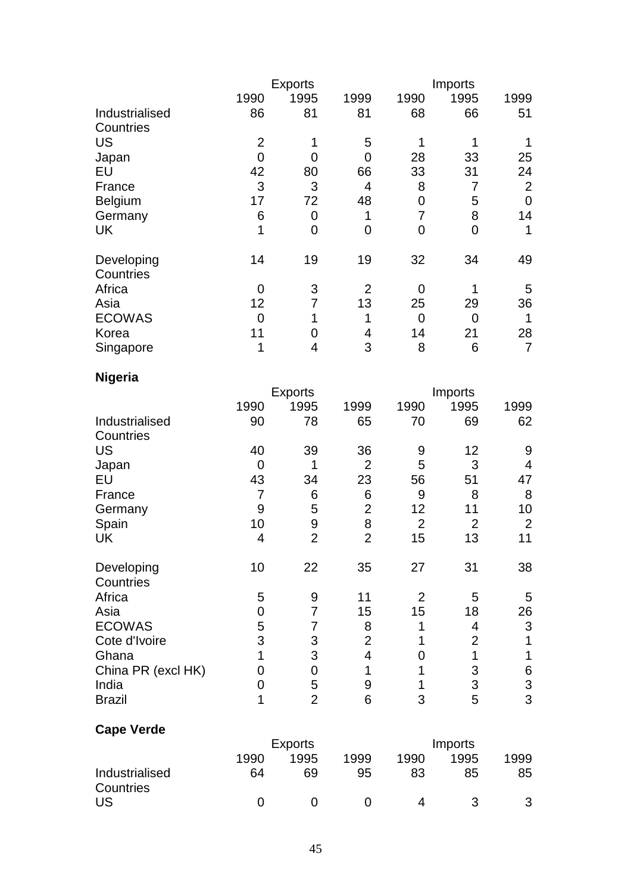| | Exports | | | Imports | | |
|---|---|---|---|---|---|---|
| | 1990 | 1995 | 1999 | 1990 | 1995 | 1999 |
| Industrialised Countries | 86 | 81 | 81 | 68 | 66 | 51 |
| US | 2 | 1 | 5 | 1 | 1 | 1 |
| Japan | 0 | 0 | 0 | 28 | 33 | 25 |
| EU | 42 | 80 | 66 | 33 | 31 | 24 |
| France | 3 | 3 | 4 | 8 | 7 | 2 |
| Belgium | 17 | 72 | 48 | 0 | 5 | 0 |
| Germany | 6 | 0 | 1 | 7 | 8 | 14 |
| UK | 1 | 0 | 0 | 0 | 0 | 1 |
| Developing Countries | 14 | 19 | 19 | 32 | 34 | 49 |
| Africa | 0 | 3 | 2 | 0 | 1 | 5 |
| Asia | 12 | 7 | 13 | 25 | 29 | 36 |
| ECOWAS | 0 | 1 | 1 | 0 | 0 | 1 |
| Korea | 11 | 0 | 4 | 14 | 21 | 28 |
| Singapore | 1 | 4 | 3 | 8 | 6 | 7 |

**Nigeria**

| | Exports | | | Imports | | |
|---|---|---|---|---|---|---|
| | 1990 | 1995 | 1999 | 1990 | 1995 | 1999 |
| Industrialised Countries | 90 | 78 | 65 | 70 | 69 | 62 |
| US | 40 | 39 | 36 | 9 | 12 | 9 |
| Japan | 0 | 1 | 2 | 5 | 3 | 4 |
| EU | 43 | 34 | 23 | 56 | 51 | 47 |
| France | 7 | 6 | 6 | 9 | 8 | 8 |
| Germany | 9 | 5 | 2 | 12 | 11 | 10 |
| Spain | 10 | 9 | 8 | 2 | 2 | 2 |
| UK | 4 | 2 | 2 | 15 | 13 | 11 |
| Developing Countries | 10 | 22 | 35 | 27 | 31 | 38 |
| Africa | 5 | 9 | 11 | 2 | 5 | 5 |
| Asia | 0 | 7 | 15 | 15 | 18 | 26 |
| ECOWAS | 5 | 7 | 8 | 1 | 4 | 3 |
| Cote d'Ivoire | 3 | 3 | 2 | 1 | 2 | 1 |
| Ghana | 1 | 3 | 4 | 0 | 1 | 1 |
| China PR (excl HK) | 0 | 0 | 1 | 1 | 3 | 6 |
| India | 0 | 5 | 9 | 1 | 3 | 3 |
| Brazil | 1 | 2 | 6 | 3 | 5 | 3 |

**Cape Verde**

| | Exports | | | Imports | | |
|---|---|---|---|---|---|---|
| | 1990 | 1995 | 1999 | 1990 | 1995 | 1999 |
| Industrialised Countries | 64 | 69 | 95 | 83 | 85 | 85 |
| US | 0 | 0 | 0 | 4 | 3 | 3 |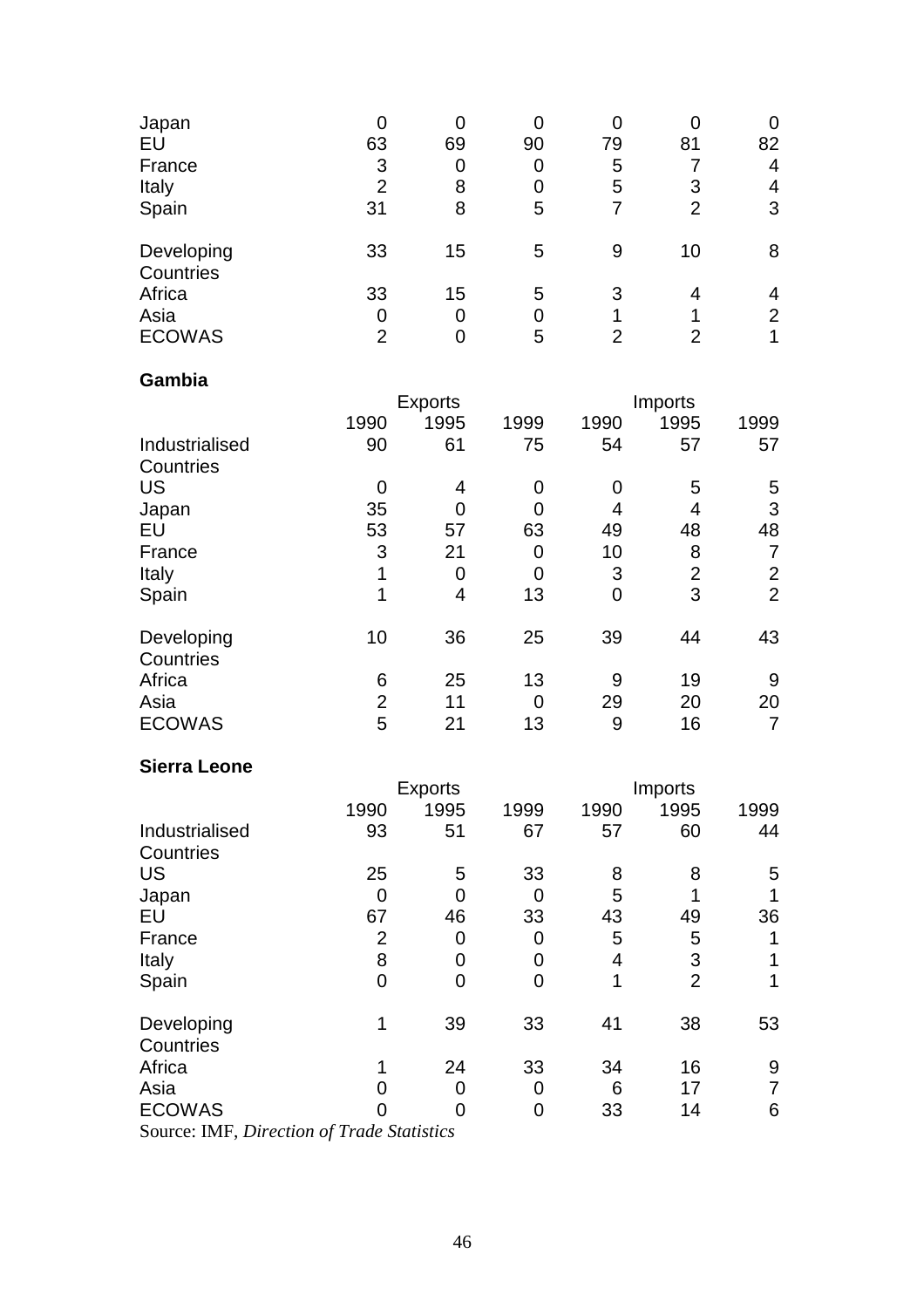| | | | | | | |
|---|---|---|---|---|---|---|
| Japan | 0 | 0 | 0 | 0 | 0 | 0 |
| EU | 63 | 69 | 90 | 79 | 81 | 82 |
| France | 3 | 0 | 0 | 5 | 7 | 4 |
| Italy | 2 | 8 | 0 | 5 | 3 | 4 |
| Spain | 31 | 8 | 5 | 7 | 2 | 3 |
| Developing Countries | 33 | 15 | 5 | 9 | 10 | 8 |
| Africa | 33 | 15 | 5 | 3 | 4 | 4 |
| Asia | 0 | 0 | 0 | 1 | 1 | 2 |
| ECOWAS | 2 | 0 | 5 | 2 | 2 | 1 |

**Gambia**

| | Exports | | | Imports | | |
|---|---|---|---|---|---|---|
| | 1990 | 1995 | 1999 | 1990 | 1995 | 1999 |
| Industrialised Countries | 90 | 61 | 75 | 54 | 57 | 57 |
| US | 0 | 4 | 0 | 0 | 5 | 5 |
| Japan | 35 | 0 | 0 | 4 | 4 | 3 |
| EU | 53 | 57 | 63 | 49 | 48 | 48 |
| France | 3 | 21 | 0 | 10 | 8 | 7 |
| Italy | 1 | 0 | 0 | 3 | 2 | 2 |
| Spain | 1 | 4 | 13 | 0 | 3 | 2 |
| Developing Countries | 10 | 36 | 25 | 39 | 44 | 43 |
| Africa | 6 | 25 | 13 | 9 | 19 | 9 |
| Asia | 2 | 11 | 0 | 29 | 20 | 20 |
| ECOWAS | 5 | 21 | 13 | 9 | 16 | 7 |

**Sierra Leone**

| | Exports | | | Imports | | |
|---|---|---|---|---|---|---|
| | 1990 | 1995 | 1999 | 1990 | 1995 | 1999 |
| Industrialised Countries | 93 | 51 | 67 | 57 | 60 | 44 |
| US | 25 | 5 | 33 | 8 | 8 | 5 |
| Japan | 0 | 0 | 0 | 5 | 1 | 1 |
| EU | 67 | 46 | 33 | 43 | 49 | 36 |
| France | 2 | 0 | 0 | 5 | 5 | 1 |
| Italy | 8 | 0 | 0 | 4 | 3 | 1 |
| Spain | 0 | 0 | 0 | 1 | 2 | 1 |
| Developing Countries | 1 | 39 | 33 | 41 | 38 | 53 |
| Africa | 1 | 24 | 33 | 34 | 16 | 9 |
| Asia | 0 | 0 | 0 | 6 | 17 | 7 |
| ECOWAS | 0 | 0 | 0 | 33 | 14 | 6 |

Source: IMF, *Direction of Trade Statistics*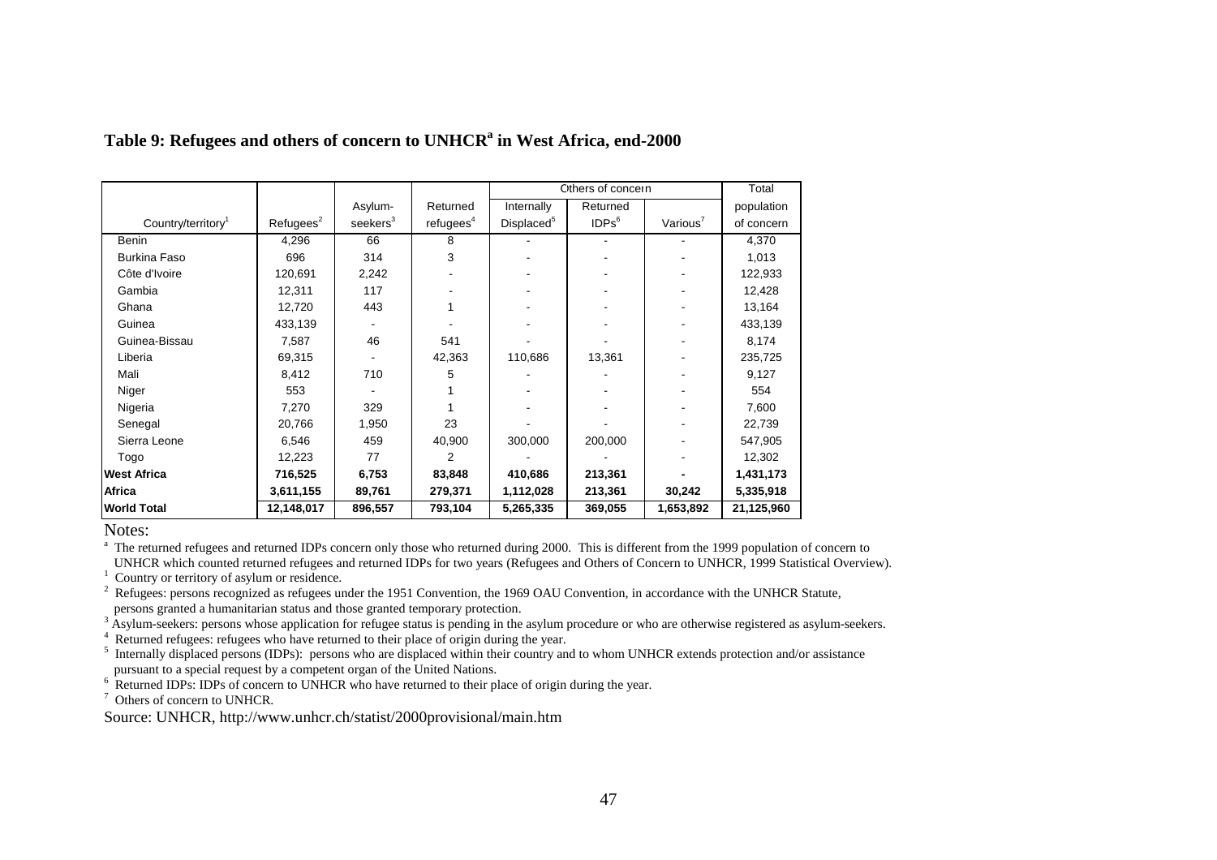### Table 9: Refugees and others of concern to UNHCR[a] in West Africa, end-2000

| Country/territory[1] | Refugees[2] | Asylum-seekers[3] | Returned refugees[4] | Others of concern | | | Total population of concern |
|---|---|---|---|---|---|---|---|
| | | | | Internally Displaced[5] | Returned IDPs[6] | Various[7] | |
| Benin | 4,296 | 66 | 8 | - | - | - | 4,370 |
| Burkina Faso | 696 | 314 | 3 | - | - | - | 1,013 |
| Côte d'Ivoire | 120,691 | 2,242 | - | - | - | - | 122,933 |
| Gambia | 12,311 | 117 | - | - | - | - | 12,428 |
| Ghana | 12,720 | 443 | 1 | - | - | - | 13,164 |
| Guinea | 433,139 | - | - | - | - | - | 433,139 |
| Guinea-Bissau | 7,587 | 46 | 541 | - | - | - | 8,174 |
| Liberia | 69,315 | - | 42,363 | 110,686 | 13,361 | - | 235,725 |
| Mali | 8,412 | 710 | 5 | - | - | - | 9,127 |
| Niger | 553 | - | 1 | - | - | - | 554 |
| Nigeria | 7,270 | 329 | 1 | - | - | - | 7,600 |
| Senegal | 20,766 | 1,950 | 23 | - | - | - | 22,739 |
| Sierra Leone | 6,546 | 459 | 40,900 | 300,000 | 200,000 | - | 547,905 |
| Togo | 12,223 | 77 | 2 | - | - | - | 12,302 |
| **West Africa** | **716,525** | **6,753** | **83,848** | **410,686** | **213,361** | **-** | **1,431,173** |
| **Africa** | **3,611,155** | **89,761** | **279,371** | **1,112,028** | **213,361** | **30,242** | **5,335,918** |
| **World Total** | **12,148,017** | **896,557** | **793,104** | **5,265,335** | **369,055** | **1,653,892** | **21,125,960** |

Notes:

[a] The returned refugees and returned IDPs concern only those who returned during 2000. This is different from the 1999 population of concern to UNHCR which counted returned refugees and returned IDPs for two years (Refugees and Others of Concern to UNHCR, 1999 Statistical Overview).

[1] Country or territory of asylum or residence.

[2] Refugees: persons recognized as refugees under the 1951 Convention, the 1969 OAU Convention, in accordance with the UNHCR Statute, persons granted a humanitarian status and those granted temporary protection.

[3] Asylum-seekers: persons whose application for refugee status is pending in the asylum procedure or who are otherwise registered as asylum-seekers.

[4] Returned refugees: refugees who have returned to their place of origin during the year.

[5] Internally displaced persons (IDPs): persons who are displaced within their country and to whom UNHCR extends protection and/or assistance pursuant to a special request by a competent organ of the United Nations.

[6] Returned IDPs: IDPs of concern to UNHCR who have returned to their place of origin during the year.

[7] Others of concern to UNHCR.

Source: UNHCR, http://www.unhcr.ch/statist/2000provisional/main.htm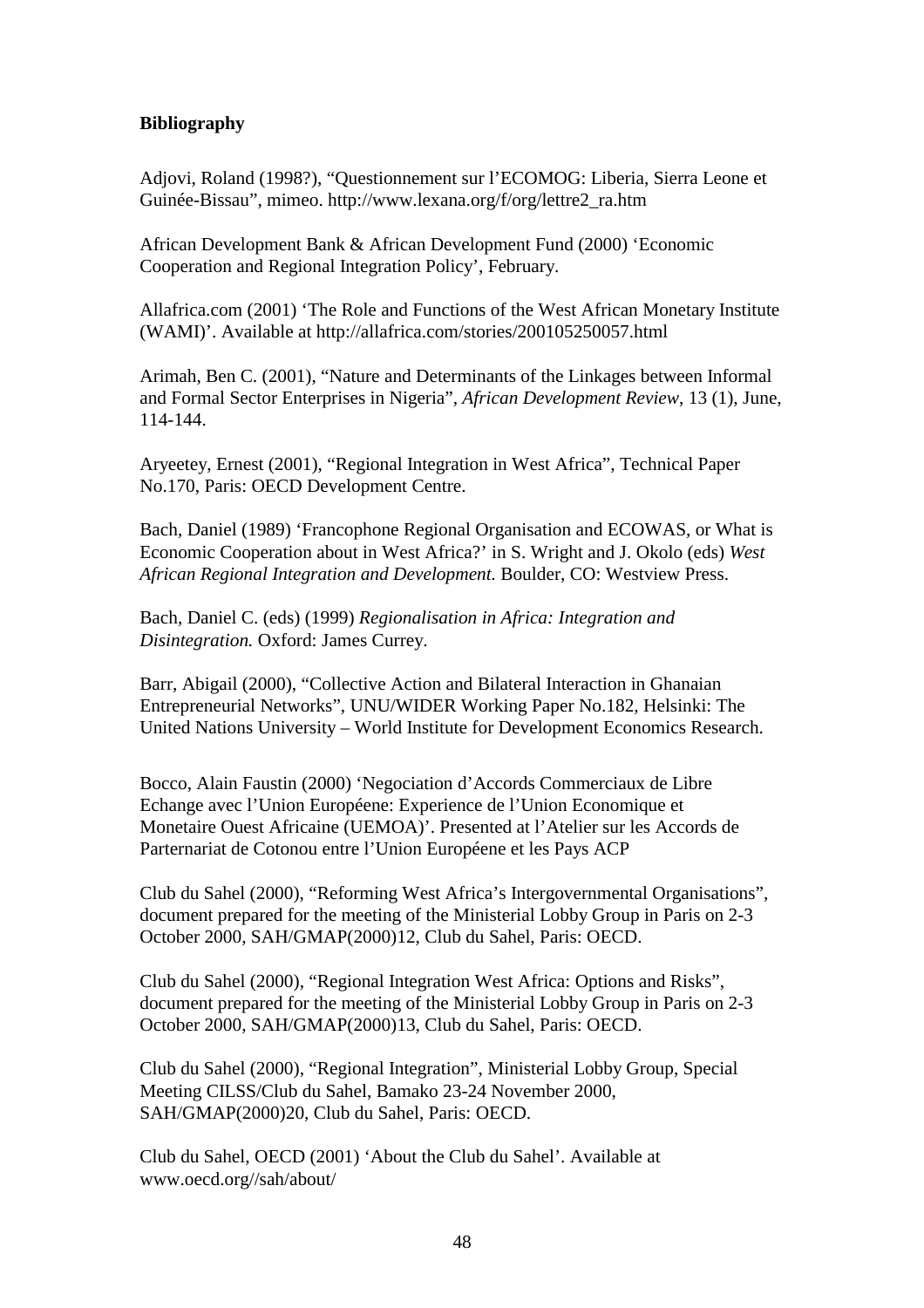**Bibliography**

Adjovi, Roland (1998?), “Questionnement sur l’ECOMOG: Liberia, Sierra Leone et Guinée-Bissau”, mimeo. http://www.lexana.org/f/org/lettre2_ra.htm

African Development Bank & African Development Fund (2000) ‘Economic Cooperation and Regional Integration Policy’, February.

Allafrica.com (2001) ‘The Role and Functions of the West African Monetary Institute (WAMI)’. Available at http://allafrica.com/stories/200105250057.html

Arimah, Ben C. (2001), “Nature and Determinants of the Linkages between Informal and Formal Sector Enterprises in Nigeria”, *African Development Review*, 13 (1), June, 114-144.

Aryeetey, Ernest (2001), “Regional Integration in West Africa”, Technical Paper No.170, Paris: OECD Development Centre.

Bach, Daniel (1989) ‘Francophone Regional Organisation and ECOWAS, or What is Economic Cooperation about in West Africa?’ in S. Wright and J. Okolo (eds) *West African Regional Integration and Development.* Boulder, CO: Westview Press.

Bach, Daniel C. (eds) (1999) *Regionalisation in Africa: Integration and Disintegration.* Oxford: James Currey.

Barr, Abigail (2000), “Collective Action and Bilateral Interaction in Ghanaian Entrepreneurial Networks”, UNU/WIDER Working Paper No.182, Helsinki: The United Nations University – World Institute for Development Economics Research.

Bocco, Alain Faustin (2000) ‘Negociation d’Accords Commerciaux de Libre Echange avec l’Union Européene: Experience de l’Union Economique et Monetaire Ouest Africaine (UEMOA)’. Presented at l’Atelier sur les Accords de Parternariat de Cotonou entre l’Union Européene et les Pays ACP

Club du Sahel (2000), “Reforming West Africa’s Intergovernmental Organisations”, document prepared for the meeting of the Ministerial Lobby Group in Paris on 2-3 October 2000, SAH/GMAP(2000)12, Club du Sahel, Paris: OECD.

Club du Sahel (2000), “Regional Integration West Africa: Options and Risks”, document prepared for the meeting of the Ministerial Lobby Group in Paris on 2-3 October 2000, SAH/GMAP(2000)13, Club du Sahel, Paris: OECD.

Club du Sahel (2000), “Regional Integration”, Ministerial Lobby Group, Special Meeting CILSS/Club du Sahel, Bamako 23-24 November 2000, SAH/GMAP(2000)20, Club du Sahel, Paris: OECD.

Club du Sahel, OECD (2001) ‘About the Club du Sahel’. Available at www.oecd.org//sah/about/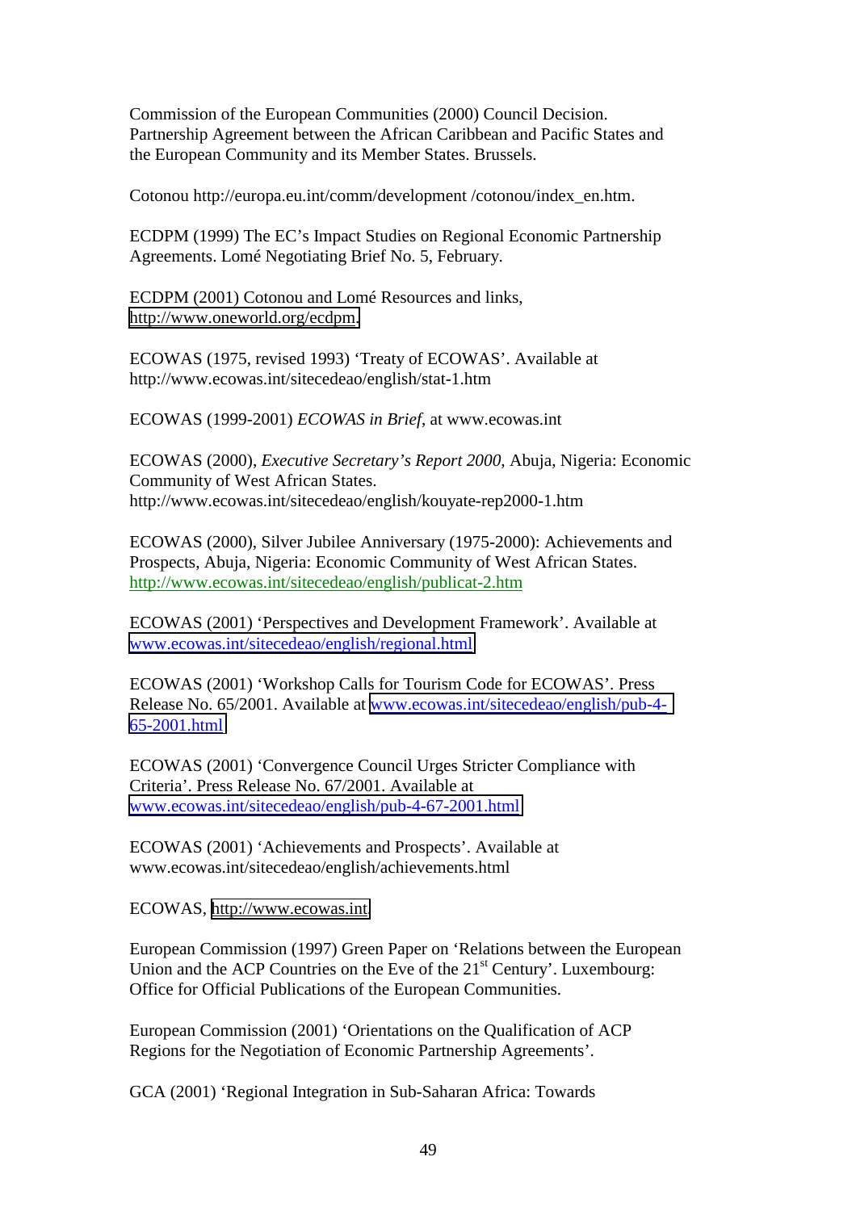Commission of the European Communities (2000) Council Decision. Partnership Agreement between the African Caribbean and Pacific States and the European Community and its Member States. Brussels.

Cotonou http://europa.eu.int/comm/development /cotonou/index_en.htm.

ECDPM (1999) The EC's Impact Studies on Regional Economic Partnership Agreements. Lomé Negotiating Brief No. 5, February.

ECDPM (2001) Cotonou and Lomé Resources and links, http://www.oneworld.org/ecdpm.

ECOWAS (1975, revised 1993) 'Treaty of ECOWAS'. Available at http://www.ecowas.int/sitecedeao/english/stat-1.htm

ECOWAS (1999-2001) *ECOWAS in Brief*, at www.ecowas.int

ECOWAS (2000), *Executive Secretary's Report 2000*, Abuja, Nigeria: Economic Community of West African States. http://www.ecowas.int/sitecedeao/english/kouyate-rep2000-1.htm

ECOWAS (2000), Silver Jubilee Anniversary (1975-2000): Achievements and Prospects, Abuja, Nigeria: Economic Community of West African States. http://www.ecowas.int/sitecedeao/english/publicat-2.htm

ECOWAS (2001) 'Perspectives and Development Framework'. Available at www.ecowas.int/sitecedeao/english/regional.html

ECOWAS (2001) 'Workshop Calls for Tourism Code for ECOWAS'. Press Release No. 65/2001. Available at www.ecowas.int/sitecedeao/english/pub-4-65-2001.html

ECOWAS (2001) 'Convergence Council Urges Stricter Compliance with Criteria'. Press Release No. 67/2001. Available at www.ecowas.int/sitecedeao/english/pub-4-67-2001.html

ECOWAS (2001) 'Achievements and Prospects'. Available at www.ecowas.int/sitecedeao/english/achievements.html

ECOWAS, http://www.ecowas.int

European Commission (1997) Green Paper on 'Relations between the European Union and the ACP Countries on the Eve of the 21st Century'. Luxembourg: Office for Official Publications of the European Communities.

European Commission (2001) 'Orientations on the Qualification of ACP Regions for the Negotiation of Economic Partnership Agreements'.

GCA (2001) 'Regional Integration in Sub-Saharan Africa: Towards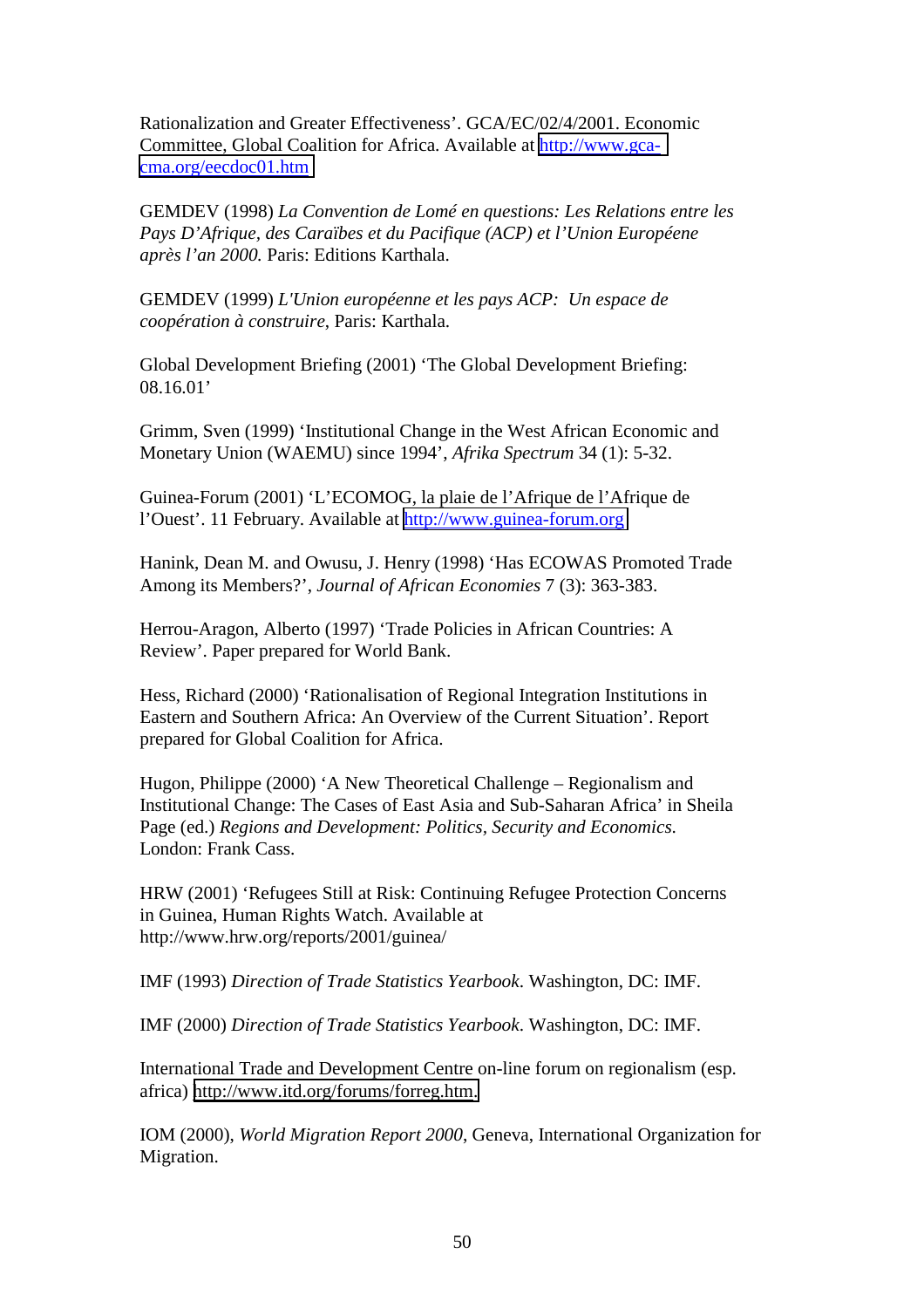Rationalization and Greater Effectiveness'. GCA/EC/02/4/2001. Economic Committee, Global Coalition for Africa. Available at http://www.gca-cma.org/eecdoc01.htm

GEMDEV (1998) *La Convention de Lomé en questions: Les Relations entre les Pays D'Afrique, des Caraïbes et du Pacifique (ACP) et l'Union Européene après l'an 2000.* Paris: Editions Karthala.

GEMDEV (1999) *L'Union européenne et les pays ACP: Un espace de coopération à construire*, Paris: Karthala.

Global Development Briefing (2001) 'The Global Development Briefing: 08.16.01'

Grimm, Sven (1999) 'Institutional Change in the West African Economic and Monetary Union (WAEMU) since 1994', *Afrika Spectrum* 34 (1): 5-32.

Guinea-Forum (2001) 'L'ECOMOG, la plaie de l'Afrique de l'Afrique de l'Ouest'. 11 February. Available at http://www.guinea-forum.org

Hanink, Dean M. and Owusu, J. Henry (1998) 'Has ECOWAS Promoted Trade Among its Members?', *Journal of African Economies* 7 (3): 363-383.

Herrou-Aragon, Alberto (1997) 'Trade Policies in African Countries: A Review'. Paper prepared for World Bank.

Hess, Richard (2000) 'Rationalisation of Regional Integration Institutions in Eastern and Southern Africa: An Overview of the Current Situation'. Report prepared for Global Coalition for Africa.

Hugon, Philippe (2000) 'A New Theoretical Challenge – Regionalism and Institutional Change: The Cases of East Asia and Sub-Saharan Africa' in Sheila Page (ed.) *Regions and Development: Politics, Security and Economics*. London: Frank Cass.

HRW (2001) 'Refugees Still at Risk: Continuing Refugee Protection Concerns in Guinea, Human Rights Watch. Available at http://www.hrw.org/reports/2001/guinea/

IMF (1993) *Direction of Trade Statistics Yearbook*. Washington, DC: IMF.

IMF (2000) *Direction of Trade Statistics Yearbook*. Washington, DC: IMF.

International Trade and Development Centre on-line forum on regionalism (esp. africa) http://www.itd.org/forums/forreg.htm.

IOM (2000), *World Migration Report 2000*, Geneva, International Organization for Migration.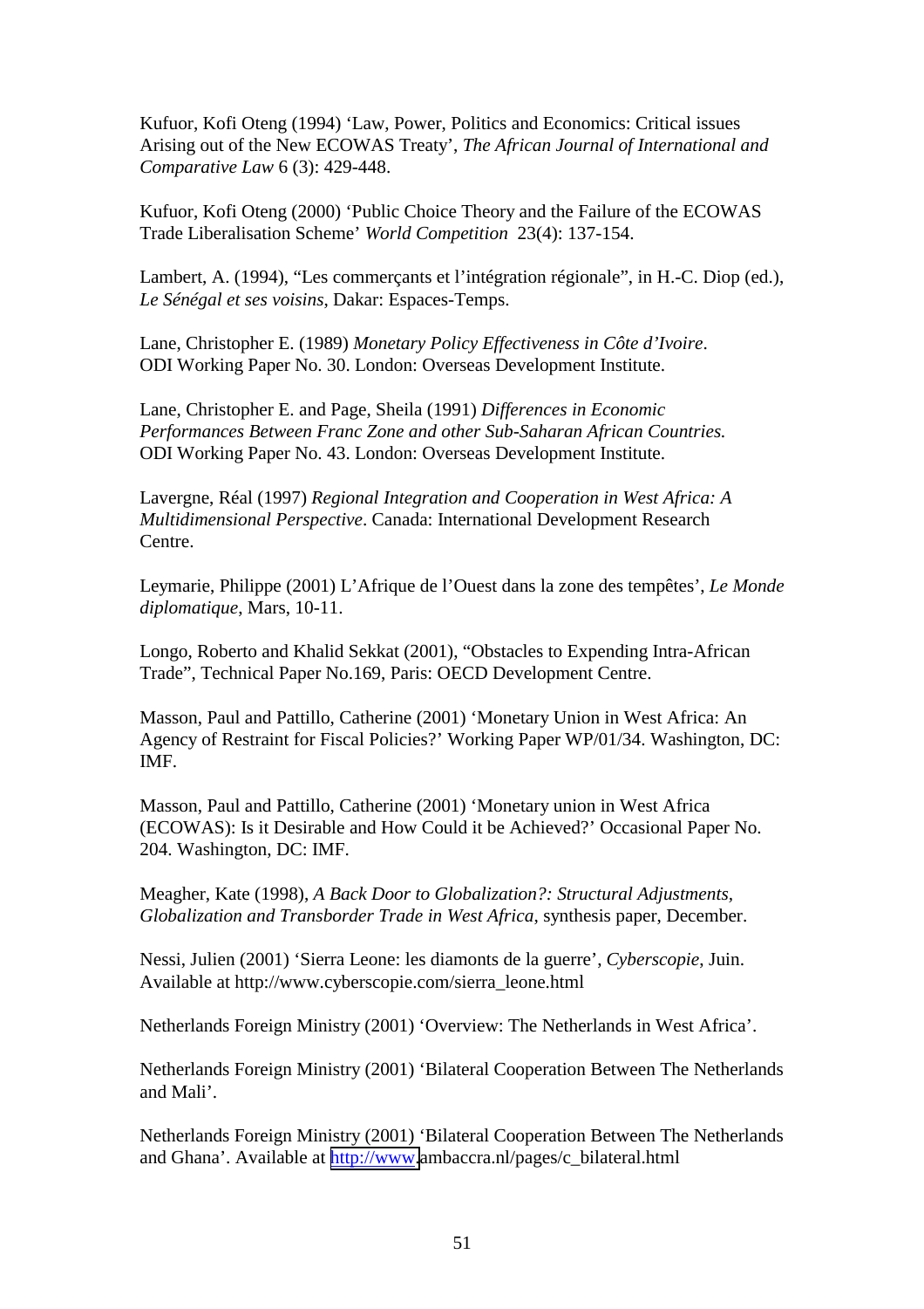Kufuor, Kofi Oteng (1994) 'Law, Power, Politics and Economics: Critical issues Arising out of the New ECOWAS Treaty', *The African Journal of International and Comparative Law* 6 (3): 429-448.

Kufuor, Kofi Oteng (2000) 'Public Choice Theory and the Failure of the ECOWAS Trade Liberalisation Scheme' *World Competition* 23(4): 137-154.

Lambert, A. (1994), "Les commerçants et l'intégration régionale", in H.-C. Diop (ed.), *Le Sénégal et ses voisins*, Dakar: Espaces-Temps.

Lane, Christopher E. (1989) *Monetary Policy Effectiveness in Côte d'Ivoire*. ODI Working Paper No. 30. London: Overseas Development Institute.

Lane, Christopher E. and Page, Sheila (1991) *Differences in Economic Performances Between Franc Zone and other Sub-Saharan African Countries.* ODI Working Paper No. 43. London: Overseas Development Institute.

Lavergne, Réal (1997) *Regional Integration and Cooperation in West Africa: A Multidimensional Perspective*. Canada: International Development Research Centre.

Leymarie, Philippe (2001) L'Afrique de l'Ouest dans la zone des tempêtes', *Le Monde diplomatique*, Mars, 10-11.

Longo, Roberto and Khalid Sekkat (2001), "Obstacles to Expending Intra-African Trade", Technical Paper No.169, Paris: OECD Development Centre.

Masson, Paul and Pattillo, Catherine (2001) 'Monetary Union in West Africa: An Agency of Restraint for Fiscal Policies?' Working Paper WP/01/34. Washington, DC: IMF.

Masson, Paul and Pattillo, Catherine (2001) 'Monetary union in West Africa (ECOWAS): Is it Desirable and How Could it be Achieved?' Occasional Paper No. 204. Washington, DC: IMF.

Meagher, Kate (1998), *A Back Door to Globalization?: Structural Adjustments, Globalization and Transborder Trade in West Africa*, synthesis paper, December.

Nessi, Julien (2001) 'Sierra Leone: les diamonts de la guerre', *Cyberscopie*, Juin. Available at http://www.cyberscopie.com/sierra_leone.html

Netherlands Foreign Ministry (2001) 'Overview: The Netherlands in West Africa'.

Netherlands Foreign Ministry (2001) 'Bilateral Cooperation Between The Netherlands and Mali'.

Netherlands Foreign Ministry (2001) 'Bilateral Cooperation Between The Netherlands and Ghana'. Available at http://www.ambaccra.nl/pages/c_bilateral.html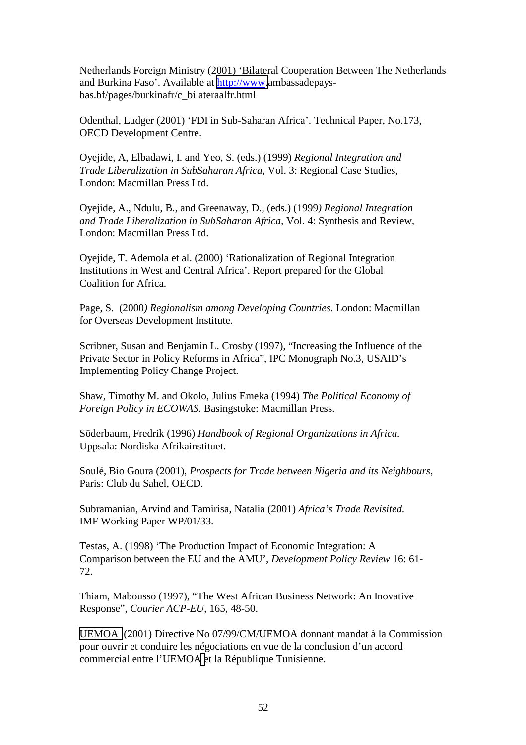Netherlands Foreign Ministry (2001) 'Bilateral Cooperation Between The Netherlands and Burkina Faso'. Available at http://www.ambassadepays-bas.bf/pages/burkinafr/c_bilateraalfr.html

Odenthal, Ludger (2001) 'FDI in Sub-Saharan Africa'. Technical Paper, No.173, OECD Development Centre.

Oyejide, A, Elbadawi, I. and Yeo, S. (eds.) (1999) *Regional Integration and Trade Liberalization in SubSaharan Africa*, Vol. 3: Regional Case Studies, London: Macmillan Press Ltd.

Oyejide, A., Ndulu, B., and Greenaway, D., (eds.) (1999*) Regional Integration and Trade Liberalization in SubSaharan Africa*, Vol. 4: Synthesis and Review, London: Macmillan Press Ltd.

Oyejide, T. Ademola et al. (2000) 'Rationalization of Regional Integration Institutions in West and Central Africa'. Report prepared for the Global Coalition for Africa.

Page, S. (2000*) Regionalism among Developing Countries*. London: Macmillan for Overseas Development Institute.

Scribner, Susan and Benjamin L. Crosby (1997), "Increasing the Influence of the Private Sector in Policy Reforms in Africa", IPC Monograph No.3, USAID's Implementing Policy Change Project.

Shaw, Timothy M. and Okolo, Julius Emeka (1994) *The Political Economy of Foreign Policy in ECOWAS.* Basingstoke: Macmillan Press.

Söderbaum, Fredrik (1996) *Handbook of Regional Organizations in Africa.* Uppsala: Nordiska Afrikainstituet.

Soulé, Bio Goura (2001), *Prospects for Trade between Nigeria and its Neighbours*, Paris: Club du Sahel, OECD.

Subramanian, Arvind and Tamirisa, Natalia (2001) *Africa's Trade Revisited.* IMF Working Paper WP/01/33.

Testas, A. (1998) 'The Production Impact of Economic Integration: A Comparison between the EU and the AMU', *Development Policy Review* 16: 61-72.

Thiam, Mabousso (1997), "The West African Business Network: An Inovative Response", *Courier ACP-EU*, 165, 48-50.

UEMOA (2001) Directive No 07/99/CM/UEMOA donnant mandat à la Commission pour ouvrir et conduire les négociations en vue de la conclusion d'un accord commercial entre l'UEMOA et la République Tunisienne.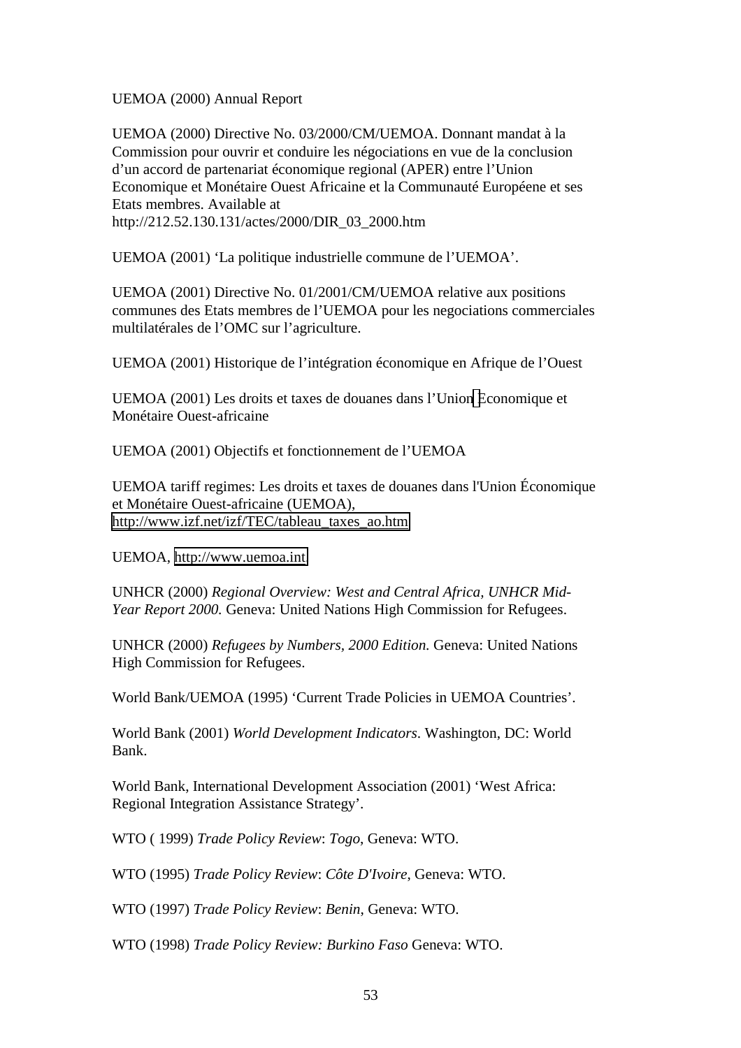UEMOA (2000) Annual Report

UEMOA (2000) Directive No. 03/2000/CM/UEMOA. Donnant mandat à la Commission pour ouvrir et conduire les négociations en vue de la conclusion d'un accord de partenariat économique regional (APER) entre l'Union Economique et Monétaire Ouest Africaine et la Communauté Européene et ses Etats membres. Available at http://212.52.130.131/actes/2000/DIR_03_2000.htm

UEMOA (2001) 'La politique industrielle commune de l'UEMOA'.

UEMOA (2001) Directive No. 01/2001/CM/UEMOA relative aux positions communes des Etats membres de l'UEMOA pour les negociations commerciales multilatérales de l'OMC sur l'agriculture.

UEMOA (2001) Historique de l'intégration économique en Afrique de l'Ouest

UEMOA (2001) Les droits et taxes de douanes dans l'Union Economique et Monétaire Ouest-africaine

UEMOA (2001) Objectifs et fonctionnement de l'UEMOA

UEMOA tariff regimes: Les droits et taxes de douanes dans l'Union Économique et Monétaire Ouest-africaine (UEMOA), http://www.izf.net/izf/TEC/tableau_taxes_ao.htm

UEMOA, http://www.uemoa.int

UNHCR (2000) *Regional Overview: West and Central Africa, UNHCR Mid-Year Report 2000.* Geneva: United Nations High Commission for Refugees.

UNHCR (2000) *Refugees by Numbers, 2000 Edition.* Geneva: United Nations High Commission for Refugees.

World Bank/UEMOA (1995) 'Current Trade Policies in UEMOA Countries'.

World Bank (2001) *World Development Indicators*. Washington, DC: World Bank.

World Bank, International Development Association (2001) 'West Africa: Regional Integration Assistance Strategy'.

WTO ( 1999) *Trade Policy Review*: *Togo*, Geneva: WTO.

WTO (1995) *Trade Policy Review*: *Côte D'Ivoire*, Geneva: WTO.

WTO (1997) *Trade Policy Review*: *Benin*, Geneva: WTO.

WTO (1998) *Trade Policy Review: Burkino Faso* Geneva: WTO.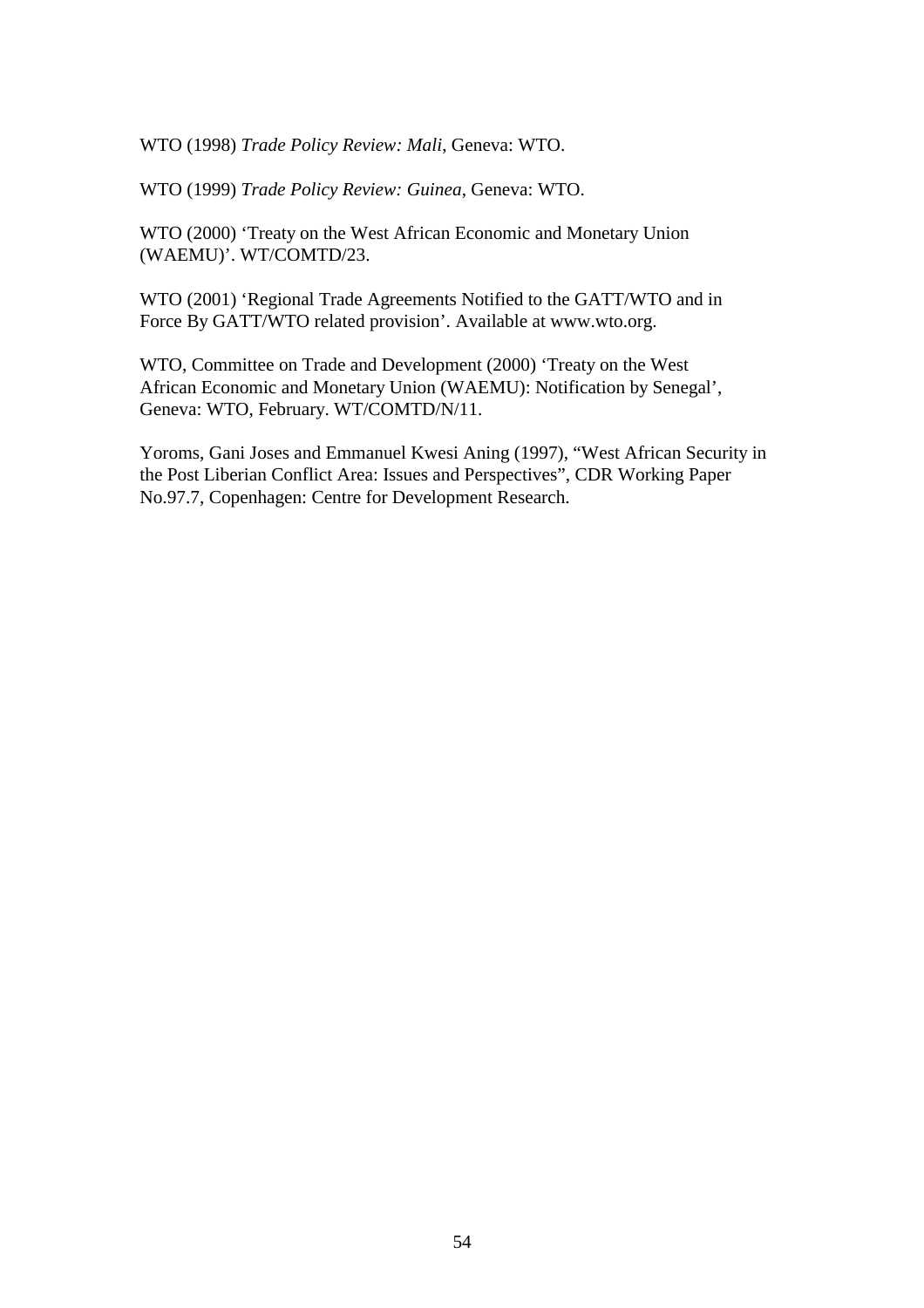WTO (1998) *Trade Policy Review: Mali*, Geneva: WTO.

WTO (1999) *Trade Policy Review: Guinea*, Geneva: WTO.

WTO (2000) 'Treaty on the West African Economic and Monetary Union (WAEMU)'. WT/COMTD/23.

WTO (2001) 'Regional Trade Agreements Notified to the GATT/WTO and in Force By GATT/WTO related provision'. Available at www.wto.org.

WTO, Committee on Trade and Development (2000) 'Treaty on the West African Economic and Monetary Union (WAEMU): Notification by Senegal', Geneva: WTO, February. WT/COMTD/N/11.

Yoroms, Gani Joses and Emmanuel Kwesi Aning (1997), "West African Security in the Post Liberian Conflict Area: Issues and Perspectives", CDR Working Paper No.97.7, Copenhagen: Centre for Development Research.